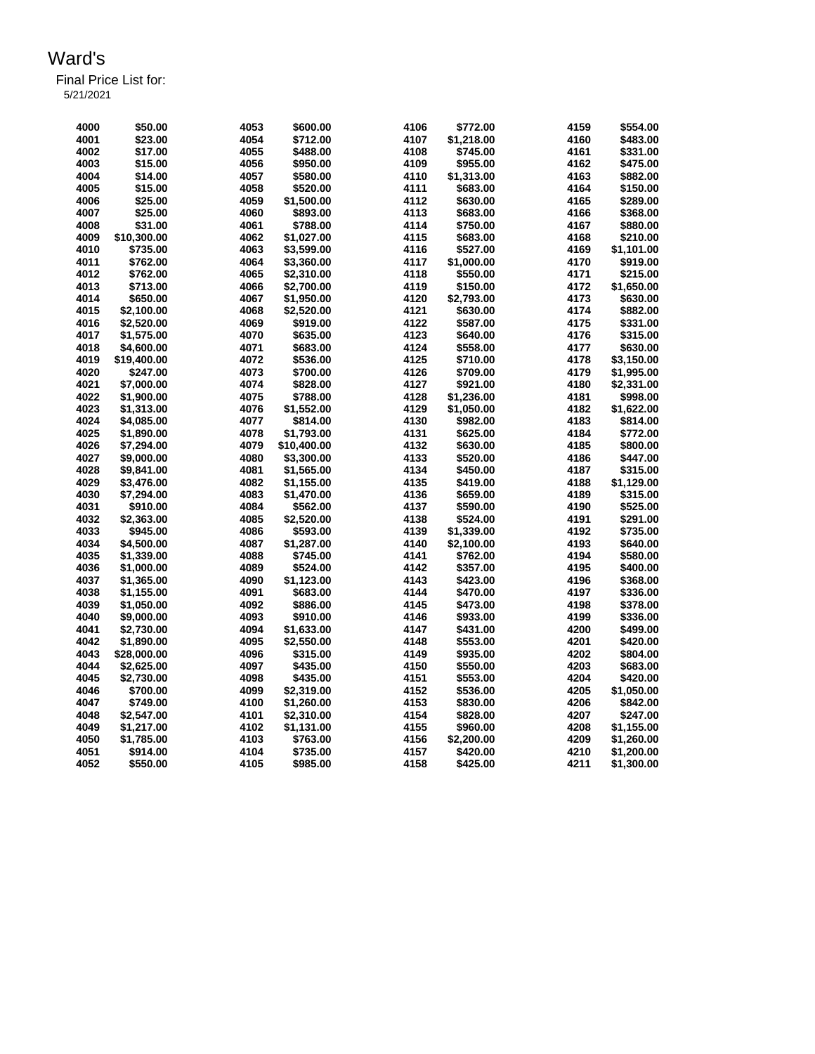# Ward's

Final Price List for:
5/21/2021

| | | | | | | | |
|---|---|---|---|---|---|---|---|
| 4000 | $50.00 | 4053 | $600.00 | 4106 | $772.00 | 4159 | $554.00 |
| 4001 | $23.00 | 4054 | $712.00 | 4107 | $1,218.00 | 4160 | $483.00 |
| 4002 | $17.00 | 4055 | $488.00 | 4108 | $745.00 | 4161 | $331.00 |
| 4003 | $15.00 | 4056 | $950.00 | 4109 | $955.00 | 4162 | $475.00 |
| 4004 | $14.00 | 4057 | $580.00 | 4110 | $1,313.00 | 4163 | $882.00 |
| 4005 | $15.00 | 4058 | $520.00 | 4111 | $683.00 | 4164 | $150.00 |
| 4006 | $25.00 | 4059 | $1,500.00 | 4112 | $630.00 | 4165 | $289.00 |
| 4007 | $25.00 | 4060 | $893.00 | 4113 | $683.00 | 4166 | $368.00 |
| 4008 | $31.00 | 4061 | $788.00 | 4114 | $750.00 | 4167 | $880.00 |
| 4009 | $10,300.00 | 4062 | $1,027.00 | 4115 | $683.00 | 4168 | $210.00 |
| 4010 | $735.00 | 4063 | $3,599.00 | 4116 | $527.00 | 4169 | $1,101.00 |
| 4011 | $762.00 | 4064 | $3,360.00 | 4117 | $1,000.00 | 4170 | $919.00 |
| 4012 | $762.00 | 4065 | $2,310.00 | 4118 | $550.00 | 4171 | $215.00 |
| 4013 | $713.00 | 4066 | $2,700.00 | 4119 | $150.00 | 4172 | $1,650.00 |
| 4014 | $650.00 | 4067 | $1,950.00 | 4120 | $2,793.00 | 4173 | $630.00 |
| 4015 | $2,100.00 | 4068 | $2,520.00 | 4121 | $630.00 | 4174 | $882.00 |
| 4016 | $2,520.00 | 4069 | $919.00 | 4122 | $587.00 | 4175 | $331.00 |
| 4017 | $1,575.00 | 4070 | $635.00 | 4123 | $640.00 | 4176 | $315.00 |
| 4018 | $4,600.00 | 4071 | $683.00 | 4124 | $558.00 | 4177 | $630.00 |
| 4019 | $19,400.00 | 4072 | $536.00 | 4125 | $710.00 | 4178 | $3,150.00 |
| 4020 | $247.00 | 4073 | $700.00 | 4126 | $709.00 | 4179 | $1,995.00 |
| 4021 | $7,000.00 | 4074 | $828.00 | 4127 | $921.00 | 4180 | $2,331.00 |
| 4022 | $1,900.00 | 4075 | $788.00 | 4128 | $1,236.00 | 4181 | $998.00 |
| 4023 | $1,313.00 | 4076 | $1,552.00 | 4129 | $1,050.00 | 4182 | $1,622.00 |
| 4024 | $4,085.00 | 4077 | $814.00 | 4130 | $982.00 | 4183 | $814.00 |
| 4025 | $1,890.00 | 4078 | $1,793.00 | 4131 | $625.00 | 4184 | $772.00 |
| 4026 | $7,294.00 | 4079 | $10,400.00 | 4132 | $630.00 | 4185 | $800.00 |
| 4027 | $9,000.00 | 4080 | $3,300.00 | 4133 | $520.00 | 4186 | $447.00 |
| 4028 | $9,841.00 | 4081 | $1,565.00 | 4134 | $450.00 | 4187 | $315.00 |
| 4029 | $3,476.00 | 4082 | $1,155.00 | 4135 | $419.00 | 4188 | $1,129.00 |
| 4030 | $7,294.00 | 4083 | $1,470.00 | 4136 | $659.00 | 4189 | $315.00 |
| 4031 | $910.00 | 4084 | $562.00 | 4137 | $590.00 | 4190 | $525.00 |
| 4032 | $2,363.00 | 4085 | $2,520.00 | 4138 | $524.00 | 4191 | $291.00 |
| 4033 | $945.00 | 4086 | $593.00 | 4139 | $1,339.00 | 4192 | $735.00 |
| 4034 | $4,500.00 | 4087 | $1,287.00 | 4140 | $2,100.00 | 4193 | $640.00 |
| 4035 | $1,339.00 | 4088 | $745.00 | 4141 | $762.00 | 4194 | $580.00 |
| 4036 | $1,000.00 | 4089 | $524.00 | 4142 | $357.00 | 4195 | $400.00 |
| 4037 | $1,365.00 | 4090 | $1,123.00 | 4143 | $423.00 | 4196 | $368.00 |
| 4038 | $1,155.00 | 4091 | $683.00 | 4144 | $470.00 | 4197 | $336.00 |
| 4039 | $1,050.00 | 4092 | $886.00 | 4145 | $473.00 | 4198 | $378.00 |
| 4040 | $9,000.00 | 4093 | $910.00 | 4146 | $933.00 | 4199 | $336.00 |
| 4041 | $2,730.00 | 4094 | $1,633.00 | 4147 | $431.00 | 4200 | $499.00 |
| 4042 | $1,890.00 | 4095 | $2,550.00 | 4148 | $553.00 | 4201 | $420.00 |
| 4043 | $28,000.00 | 4096 | $315.00 | 4149 | $935.00 | 4202 | $804.00 |
| 4044 | $2,625.00 | 4097 | $435.00 | 4150 | $550.00 | 4203 | $683.00 |
| 4045 | $2,730.00 | 4098 | $435.00 | 4151 | $553.00 | 4204 | $420.00 |
| 4046 | $700.00 | 4099 | $2,319.00 | 4152 | $536.00 | 4205 | $1,050.00 |
| 4047 | $749.00 | 4100 | $1,260.00 | 4153 | $830.00 | 4206 | $842.00 |
| 4048 | $2,547.00 | 4101 | $2,310.00 | 4154 | $828.00 | 4207 | $247.00 |
| 4049 | $1,217.00 | 4102 | $1,131.00 | 4155 | $960.00 | 4208 | $1,155.00 |
| 4050 | $1,785.00 | 4103 | $763.00 | 4156 | $2,200.00 | 4209 | $1,260.00 |
| 4051 | $914.00 | 4104 | $735.00 | 4157 | $420.00 | 4210 | $1,200.00 |
| 4052 | $550.00 | 4105 | $985.00 | 4158 | $425.00 | 4211 | $1,300.00 |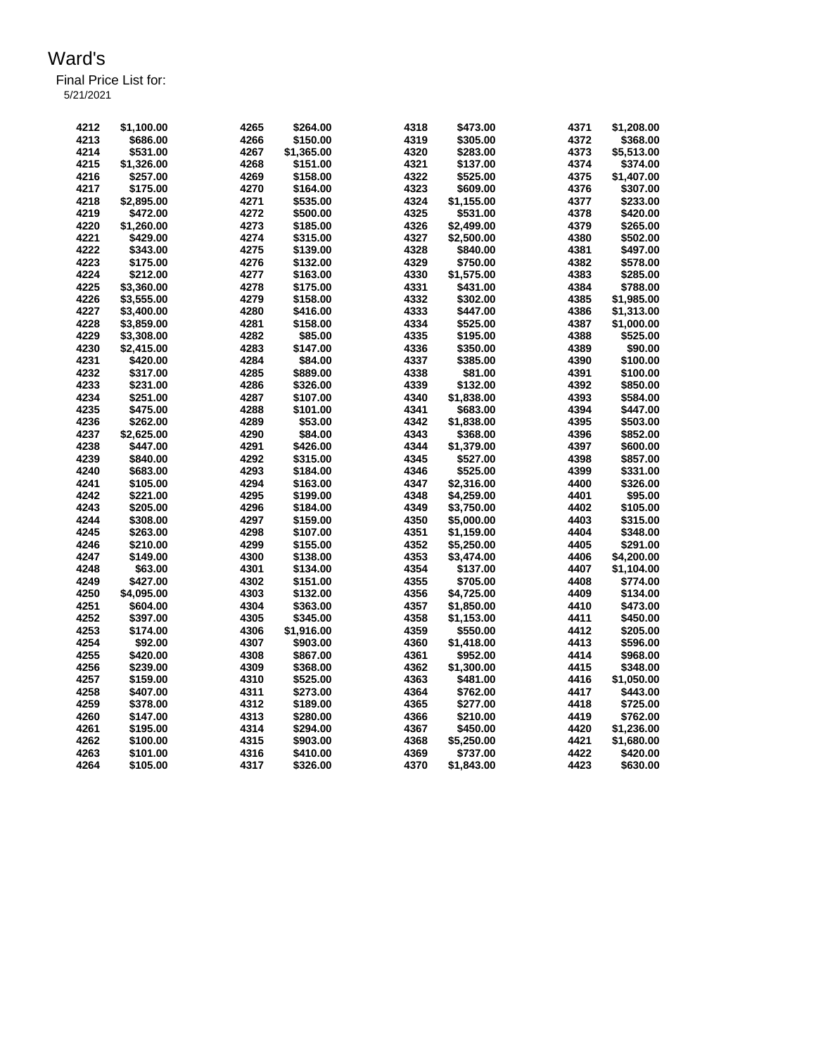# Ward's

Final Price List for:
5/21/2021

| | | | | | | | |
|---|---|---|---|---|---|---|---|
| 4212 | $1,100.00 | 4265 | $264.00 | 4318 | $473.00 | 4371 | $1,208.00 |
| 4213 | $686.00 | 4266 | $150.00 | 4319 | $305.00 | 4372 | $368.00 |
| 4214 | $531.00 | 4267 | $1,365.00 | 4320 | $283.00 | 4373 | $5,513.00 |
| 4215 | $1,326.00 | 4268 | $151.00 | 4321 | $137.00 | 4374 | $374.00 |
| 4216 | $257.00 | 4269 | $158.00 | 4322 | $525.00 | 4375 | $1,407.00 |
| 4217 | $175.00 | 4270 | $164.00 | 4323 | $609.00 | 4376 | $307.00 |
| 4218 | $2,895.00 | 4271 | $535.00 | 4324 | $1,155.00 | 4377 | $233.00 |
| 4219 | $472.00 | 4272 | $500.00 | 4325 | $531.00 | 4378 | $420.00 |
| 4220 | $1,260.00 | 4273 | $185.00 | 4326 | $2,499.00 | 4379 | $265.00 |
| 4221 | $429.00 | 4274 | $315.00 | 4327 | $2,500.00 | 4380 | $502.00 |
| 4222 | $343.00 | 4275 | $139.00 | 4328 | $840.00 | 4381 | $497.00 |
| 4223 | $175.00 | 4276 | $132.00 | 4329 | $750.00 | 4382 | $578.00 |
| 4224 | $212.00 | 4277 | $163.00 | 4330 | $1,575.00 | 4383 | $285.00 |
| 4225 | $3,360.00 | 4278 | $175.00 | 4331 | $431.00 | 4384 | $788.00 |
| 4226 | $3,555.00 | 4279 | $158.00 | 4332 | $302.00 | 4385 | $1,985.00 |
| 4227 | $3,400.00 | 4280 | $416.00 | 4333 | $447.00 | 4386 | $1,313.00 |
| 4228 | $3,859.00 | 4281 | $158.00 | 4334 | $525.00 | 4387 | $1,000.00 |
| 4229 | $3,308.00 | 4282 | $85.00 | 4335 | $195.00 | 4388 | $525.00 |
| 4230 | $2,415.00 | 4283 | $147.00 | 4336 | $350.00 | 4389 | $90.00 |
| 4231 | $420.00 | 4284 | $84.00 | 4337 | $385.00 | 4390 | $100.00 |
| 4232 | $317.00 | 4285 | $889.00 | 4338 | $81.00 | 4391 | $100.00 |
| 4233 | $231.00 | 4286 | $326.00 | 4339 | $132.00 | 4392 | $850.00 |
| 4234 | $251.00 | 4287 | $107.00 | 4340 | $1,838.00 | 4393 | $584.00 |
| 4235 | $475.00 | 4288 | $101.00 | 4341 | $683.00 | 4394 | $447.00 |
| 4236 | $262.00 | 4289 | $53.00 | 4342 | $1,838.00 | 4395 | $503.00 |
| 4237 | $2,625.00 | 4290 | $84.00 | 4343 | $368.00 | 4396 | $852.00 |
| 4238 | $447.00 | 4291 | $426.00 | 4344 | $1,379.00 | 4397 | $600.00 |
| 4239 | $840.00 | 4292 | $315.00 | 4345 | $527.00 | 4398 | $857.00 |
| 4240 | $683.00 | 4293 | $184.00 | 4346 | $525.00 | 4399 | $331.00 |
| 4241 | $105.00 | 4294 | $163.00 | 4347 | $2,316.00 | 4400 | $326.00 |
| 4242 | $221.00 | 4295 | $199.00 | 4348 | $4,259.00 | 4401 | $95.00 |
| 4243 | $205.00 | 4296 | $184.00 | 4349 | $3,750.00 | 4402 | $105.00 |
| 4244 | $308.00 | 4297 | $159.00 | 4350 | $5,000.00 | 4403 | $315.00 |
| 4245 | $263.00 | 4298 | $107.00 | 4351 | $1,159.00 | 4404 | $348.00 |
| 4246 | $210.00 | 4299 | $155.00 | 4352 | $5,250.00 | 4405 | $291.00 |
| 4247 | $149.00 | 4300 | $138.00 | 4353 | $3,474.00 | 4406 | $4,200.00 |
| 4248 | $63.00 | 4301 | $134.00 | 4354 | $137.00 | 4407 | $1,104.00 |
| 4249 | $427.00 | 4302 | $151.00 | 4355 | $705.00 | 4408 | $774.00 |
| 4250 | $4,095.00 | 4303 | $132.00 | 4356 | $4,725.00 | 4409 | $134.00 |
| 4251 | $604.00 | 4304 | $363.00 | 4357 | $1,850.00 | 4410 | $473.00 |
| 4252 | $397.00 | 4305 | $345.00 | 4358 | $1,153.00 | 4411 | $450.00 |
| 4253 | $174.00 | 4306 | $1,916.00 | 4359 | $550.00 | 4412 | $205.00 |
| 4254 | $92.00 | 4307 | $903.00 | 4360 | $1,418.00 | 4413 | $596.00 |
| 4255 | $420.00 | 4308 | $867.00 | 4361 | $952.00 | 4414 | $968.00 |
| 4256 | $239.00 | 4309 | $368.00 | 4362 | $1,300.00 | 4415 | $348.00 |
| 4257 | $159.00 | 4310 | $525.00 | 4363 | $481.00 | 4416 | $1,050.00 |
| 4258 | $407.00 | 4311 | $273.00 | 4364 | $762.00 | 4417 | $443.00 |
| 4259 | $378.00 | 4312 | $189.00 | 4365 | $277.00 | 4418 | $725.00 |
| 4260 | $147.00 | 4313 | $280.00 | 4366 | $210.00 | 4419 | $762.00 |
| 4261 | $195.00 | 4314 | $294.00 | 4367 | $450.00 | 4420 | $1,236.00 |
| 4262 | $100.00 | 4315 | $903.00 | 4368 | $5,250.00 | 4421 | $1,680.00 |
| 4263 | $101.00 | 4316 | $410.00 | 4369 | $737.00 | 4422 | $420.00 |
| 4264 | $105.00 | 4317 | $326.00 | 4370 | $1,843.00 | 4423 | $630.00 |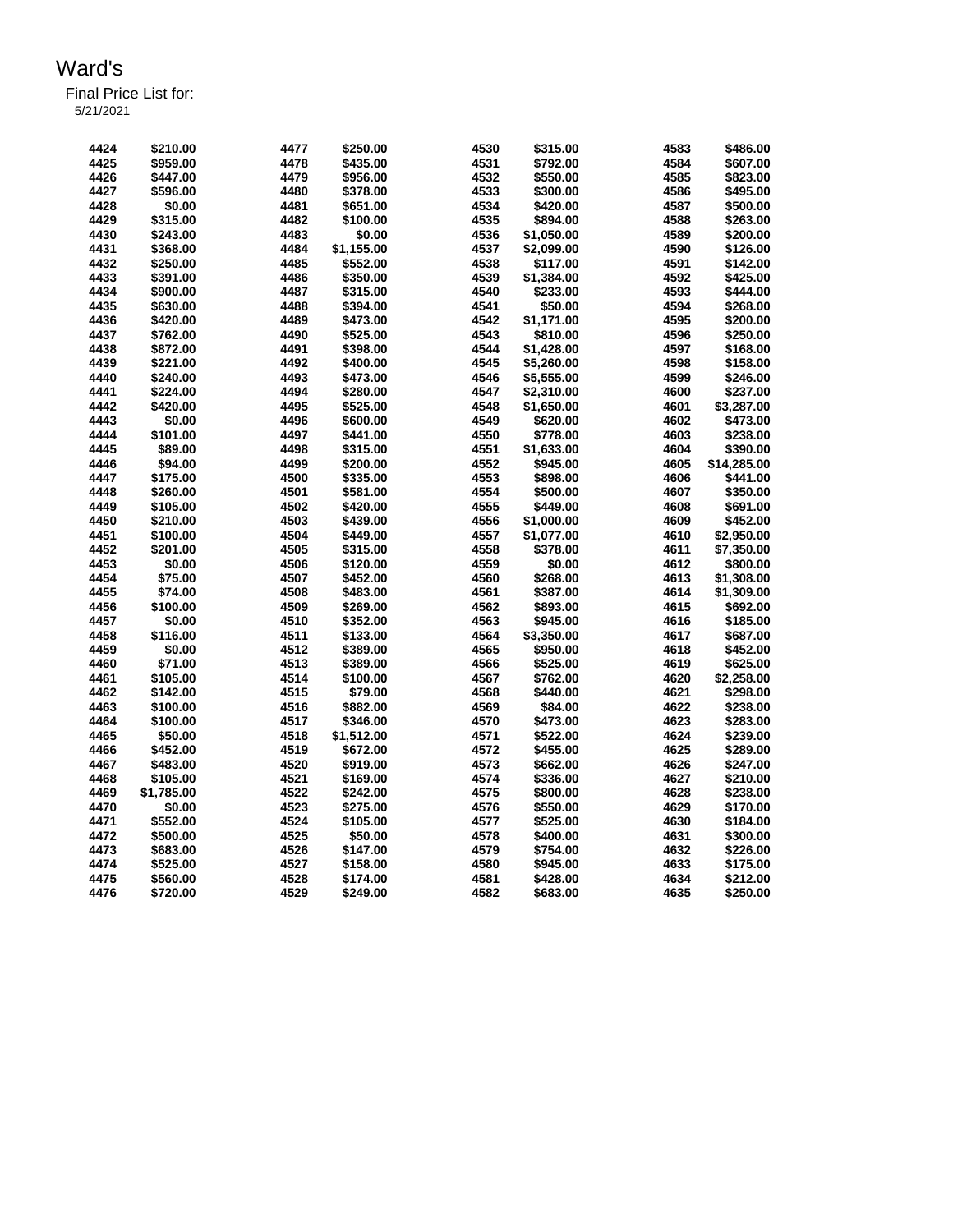# Ward's

Final Price List for:
5/21/2021

| | | | | | | | |
|---|---|---|---|---|---|---|---|
| 4424 | $210.00 | 4477 | $250.00 | 4530 | $315.00 | 4583 | $486.00 |
| 4425 | $959.00 | 4478 | $435.00 | 4531 | $792.00 | 4584 | $607.00 |
| 4426 | $447.00 | 4479 | $956.00 | 4532 | $550.00 | 4585 | $823.00 |
| 4427 | $596.00 | 4480 | $378.00 | 4533 | $300.00 | 4586 | $495.00 |
| 4428 | $0.00 | 4481 | $651.00 | 4534 | $420.00 | 4587 | $500.00 |
| 4429 | $315.00 | 4482 | $100.00 | 4535 | $894.00 | 4588 | $263.00 |
| 4430 | $243.00 | 4483 | $0.00 | 4536 | $1,050.00 | 4589 | $200.00 |
| 4431 | $368.00 | 4484 | $1,155.00 | 4537 | $2,099.00 | 4590 | $126.00 |
| 4432 | $250.00 | 4485 | $552.00 | 4538 | $117.00 | 4591 | $142.00 |
| 4433 | $391.00 | 4486 | $350.00 | 4539 | $1,384.00 | 4592 | $425.00 |
| 4434 | $900.00 | 4487 | $315.00 | 4540 | $233.00 | 4593 | $444.00 |
| 4435 | $630.00 | 4488 | $394.00 | 4541 | $50.00 | 4594 | $268.00 |
| 4436 | $420.00 | 4489 | $473.00 | 4542 | $1,171.00 | 4595 | $200.00 |
| 4437 | $762.00 | 4490 | $525.00 | 4543 | $810.00 | 4596 | $250.00 |
| 4438 | $872.00 | 4491 | $398.00 | 4544 | $1,428.00 | 4597 | $168.00 |
| 4439 | $221.00 | 4492 | $400.00 | 4545 | $5,260.00 | 4598 | $158.00 |
| 4440 | $240.00 | 4493 | $473.00 | 4546 | $5,555.00 | 4599 | $246.00 |
| 4441 | $224.00 | 4494 | $280.00 | 4547 | $2,310.00 | 4600 | $237.00 |
| 4442 | $420.00 | 4495 | $525.00 | 4548 | $1,650.00 | 4601 | $3,287.00 |
| 4443 | $0.00 | 4496 | $600.00 | 4549 | $620.00 | 4602 | $473.00 |
| 4444 | $101.00 | 4497 | $441.00 | 4550 | $778.00 | 4603 | $238.00 |
| 4445 | $89.00 | 4498 | $315.00 | 4551 | $1,633.00 | 4604 | $390.00 |
| 4446 | $94.00 | 4499 | $200.00 | 4552 | $945.00 | 4605 | $14,285.00 |
| 4447 | $175.00 | 4500 | $335.00 | 4553 | $898.00 | 4606 | $441.00 |
| 4448 | $260.00 | 4501 | $581.00 | 4554 | $500.00 | 4607 | $350.00 |
| 4449 | $105.00 | 4502 | $420.00 | 4555 | $449.00 | 4608 | $691.00 |
| 4450 | $210.00 | 4503 | $439.00 | 4556 | $1,000.00 | 4609 | $452.00 |
| 4451 | $100.00 | 4504 | $449.00 | 4557 | $1,077.00 | 4610 | $2,950.00 |
| 4452 | $201.00 | 4505 | $315.00 | 4558 | $378.00 | 4611 | $7,350.00 |
| 4453 | $0.00 | 4506 | $120.00 | 4559 | $0.00 | 4612 | $800.00 |
| 4454 | $75.00 | 4507 | $452.00 | 4560 | $268.00 | 4613 | $1,308.00 |
| 4455 | $74.00 | 4508 | $483.00 | 4561 | $387.00 | 4614 | $1,309.00 |
| 4456 | $100.00 | 4509 | $269.00 | 4562 | $893.00 | 4615 | $692.00 |
| 4457 | $0.00 | 4510 | $352.00 | 4563 | $945.00 | 4616 | $185.00 |
| 4458 | $116.00 | 4511 | $133.00 | 4564 | $3,350.00 | 4617 | $687.00 |
| 4459 | $0.00 | 4512 | $389.00 | 4565 | $950.00 | 4618 | $452.00 |
| 4460 | $71.00 | 4513 | $389.00 | 4566 | $525.00 | 4619 | $625.00 |
| 4461 | $105.00 | 4514 | $100.00 | 4567 | $762.00 | 4620 | $2,258.00 |
| 4462 | $142.00 | 4515 | $79.00 | 4568 | $440.00 | 4621 | $298.00 |
| 4463 | $100.00 | 4516 | $882.00 | 4569 | $84.00 | 4622 | $238.00 |
| 4464 | $100.00 | 4517 | $346.00 | 4570 | $473.00 | 4623 | $283.00 |
| 4465 | $50.00 | 4518 | $1,512.00 | 4571 | $522.00 | 4624 | $239.00 |
| 4466 | $452.00 | 4519 | $672.00 | 4572 | $455.00 | 4625 | $289.00 |
| 4467 | $483.00 | 4520 | $919.00 | 4573 | $662.00 | 4626 | $247.00 |
| 4468 | $105.00 | 4521 | $169.00 | 4574 | $336.00 | 4627 | $210.00 |
| 4469 | $1,785.00 | 4522 | $242.00 | 4575 | $800.00 | 4628 | $238.00 |
| 4470 | $0.00 | 4523 | $275.00 | 4576 | $550.00 | 4629 | $170.00 |
| 4471 | $552.00 | 4524 | $105.00 | 4577 | $525.00 | 4630 | $184.00 |
| 4472 | $500.00 | 4525 | $50.00 | 4578 | $400.00 | 4631 | $300.00 |
| 4473 | $683.00 | 4526 | $147.00 | 4579 | $754.00 | 4632 | $226.00 |
| 4474 | $525.00 | 4527 | $158.00 | 4580 | $945.00 | 4633 | $175.00 |
| 4475 | $560.00 | 4528 | $174.00 | 4581 | $428.00 | 4634 | $212.00 |
| 4476 | $720.00 | 4529 | $249.00 | 4582 | $683.00 | 4635 | $250.00 |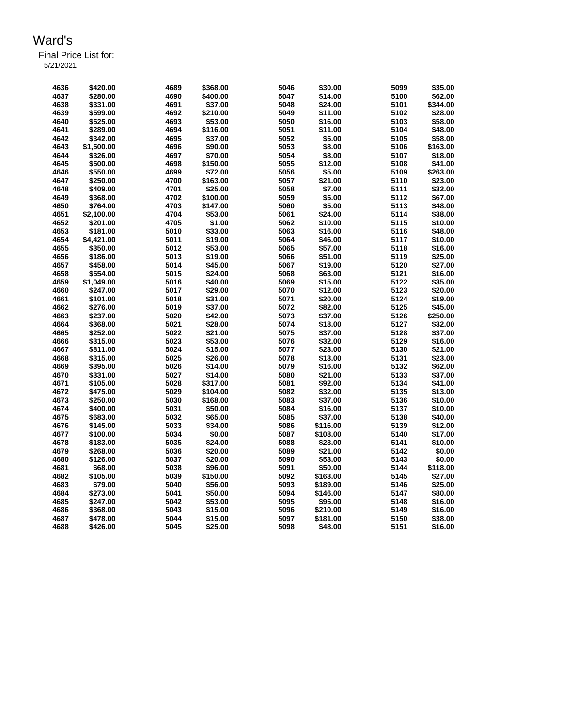# Ward's

Final Price List for:
5/21/2021

| | | | | | | | |
|---|---|---|---|---|---|---|---|
| 4636 | $420.00 | 4689 | $368.00 | 5046 | $30.00 | 5099 | $35.00 |
| 4637 | $280.00 | 4690 | $400.00 | 5047 | $14.00 | 5100 | $62.00 |
| 4638 | $331.00 | 4691 | $37.00 | 5048 | $24.00 | 5101 | $344.00 |
| 4639 | $599.00 | 4692 | $210.00 | 5049 | $11.00 | 5102 | $28.00 |
| 4640 | $525.00 | 4693 | $53.00 | 5050 | $16.00 | 5103 | $58.00 |
| 4641 | $289.00 | 4694 | $116.00 | 5051 | $11.00 | 5104 | $48.00 |
| 4642 | $342.00 | 4695 | $37.00 | 5052 | $5.00 | 5105 | $58.00 |
| 4643 | $1,500.00 | 4696 | $90.00 | 5053 | $8.00 | 5106 | $163.00 |
| 4644 | $326.00 | 4697 | $70.00 | 5054 | $8.00 | 5107 | $18.00 |
| 4645 | $500.00 | 4698 | $150.00 | 5055 | $12.00 | 5108 | $41.00 |
| 4646 | $550.00 | 4699 | $72.00 | 5056 | $5.00 | 5109 | $263.00 |
| 4647 | $250.00 | 4700 | $163.00 | 5057 | $21.00 | 5110 | $23.00 |
| 4648 | $409.00 | 4701 | $25.00 | 5058 | $7.00 | 5111 | $32.00 |
| 4649 | $368.00 | 4702 | $100.00 | 5059 | $5.00 | 5112 | $67.00 |
| 4650 | $764.00 | 4703 | $147.00 | 5060 | $5.00 | 5113 | $48.00 |
| 4651 | $2,100.00 | 4704 | $53.00 | 5061 | $24.00 | 5114 | $38.00 |
| 4652 | $201.00 | 4705 | $1.00 | 5062 | $10.00 | 5115 | $10.00 |
| 4653 | $181.00 | 5010 | $33.00 | 5063 | $16.00 | 5116 | $48.00 |
| 4654 | $4,421.00 | 5011 | $19.00 | 5064 | $46.00 | 5117 | $10.00 |
| 4655 | $350.00 | 5012 | $53.00 | 5065 | $57.00 | 5118 | $16.00 |
| 4656 | $186.00 | 5013 | $19.00 | 5066 | $51.00 | 5119 | $25.00 |
| 4657 | $458.00 | 5014 | $45.00 | 5067 | $19.00 | 5120 | $27.00 |
| 4658 | $554.00 | 5015 | $24.00 | 5068 | $63.00 | 5121 | $16.00 |
| 4659 | $1,049.00 | 5016 | $40.00 | 5069 | $15.00 | 5122 | $35.00 |
| 4660 | $247.00 | 5017 | $29.00 | 5070 | $12.00 | 5123 | $20.00 |
| 4661 | $101.00 | 5018 | $31.00 | 5071 | $20.00 | 5124 | $19.00 |
| 4662 | $276.00 | 5019 | $37.00 | 5072 | $82.00 | 5125 | $45.00 |
| 4663 | $237.00 | 5020 | $42.00 | 5073 | $37.00 | 5126 | $250.00 |
| 4664 | $368.00 | 5021 | $28.00 | 5074 | $18.00 | 5127 | $32.00 |
| 4665 | $252.00 | 5022 | $21.00 | 5075 | $37.00 | 5128 | $37.00 |
| 4666 | $315.00 | 5023 | $53.00 | 5076 | $32.00 | 5129 | $16.00 |
| 4667 | $811.00 | 5024 | $15.00 | 5077 | $23.00 | 5130 | $21.00 |
| 4668 | $315.00 | 5025 | $26.00 | 5078 | $13.00 | 5131 | $23.00 |
| 4669 | $395.00 | 5026 | $14.00 | 5079 | $16.00 | 5132 | $62.00 |
| 4670 | $331.00 | 5027 | $14.00 | 5080 | $21.00 | 5133 | $37.00 |
| 4671 | $105.00 | 5028 | $317.00 | 5081 | $92.00 | 5134 | $41.00 |
| 4672 | $475.00 | 5029 | $104.00 | 5082 | $32.00 | 5135 | $13.00 |
| 4673 | $250.00 | 5030 | $168.00 | 5083 | $37.00 | 5136 | $10.00 |
| 4674 | $400.00 | 5031 | $50.00 | 5084 | $16.00 | 5137 | $10.00 |
| 4675 | $683.00 | 5032 | $65.00 | 5085 | $37.00 | 5138 | $40.00 |
| 4676 | $145.00 | 5033 | $34.00 | 5086 | $116.00 | 5139 | $12.00 |
| 4677 | $100.00 | 5034 | $0.00 | 5087 | $108.00 | 5140 | $17.00 |
| 4678 | $183.00 | 5035 | $24.00 | 5088 | $23.00 | 5141 | $10.00 |
| 4679 | $268.00 | 5036 | $20.00 | 5089 | $21.00 | 5142 | $0.00 |
| 4680 | $126.00 | 5037 | $20.00 | 5090 | $53.00 | 5143 | $0.00 |
| 4681 | $68.00 | 5038 | $96.00 | 5091 | $50.00 | 5144 | $118.00 |
| 4682 | $105.00 | 5039 | $150.00 | 5092 | $163.00 | 5145 | $27.00 |
| 4683 | $79.00 | 5040 | $56.00 | 5093 | $189.00 | 5146 | $25.00 |
| 4684 | $273.00 | 5041 | $50.00 | 5094 | $146.00 | 5147 | $80.00 |
| 4685 | $247.00 | 5042 | $53.00 | 5095 | $95.00 | 5148 | $16.00 |
| 4686 | $368.00 | 5043 | $15.00 | 5096 | $210.00 | 5149 | $16.00 |
| 4687 | $478.00 | 5044 | $15.00 | 5097 | $181.00 | 5150 | $38.00 |
| 4688 | $426.00 | 5045 | $25.00 | 5098 | $48.00 | 5151 | $16.00 |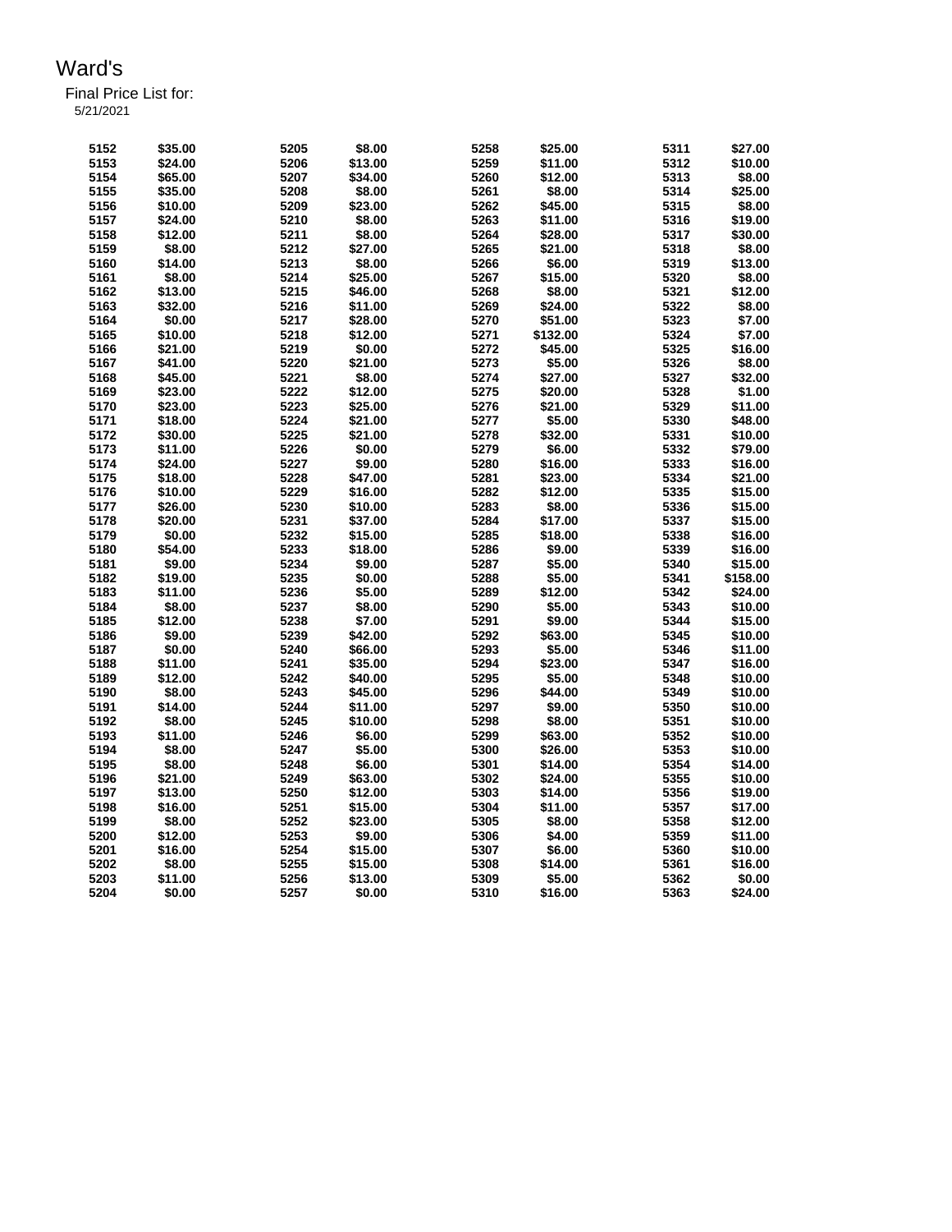# Ward's

Final Price List for:
5/21/2021

| | | | | | | | |
|---|---|---|---|---|---|---|---|
| 5152 | $35.00 | 5205 | $8.00 | 5258 | $25.00 | 5311 | $27.00 |
| 5153 | $24.00 | 5206 | $13.00 | 5259 | $11.00 | 5312 | $10.00 |
| 5154 | $65.00 | 5207 | $34.00 | 5260 | $12.00 | 5313 | $8.00 |
| 5155 | $35.00 | 5208 | $8.00 | 5261 | $8.00 | 5314 | $25.00 |
| 5156 | $10.00 | 5209 | $23.00 | 5262 | $45.00 | 5315 | $8.00 |
| 5157 | $24.00 | 5210 | $8.00 | 5263 | $11.00 | 5316 | $19.00 |
| 5158 | $12.00 | 5211 | $8.00 | 5264 | $28.00 | 5317 | $30.00 |
| 5159 | $8.00 | 5212 | $27.00 | 5265 | $21.00 | 5318 | $8.00 |
| 5160 | $14.00 | 5213 | $8.00 | 5266 | $6.00 | 5319 | $13.00 |
| 5161 | $8.00 | 5214 | $25.00 | 5267 | $15.00 | 5320 | $8.00 |
| 5162 | $13.00 | 5215 | $46.00 | 5268 | $8.00 | 5321 | $12.00 |
| 5163 | $32.00 | 5216 | $11.00 | 5269 | $24.00 | 5322 | $8.00 |
| 5164 | $0.00 | 5217 | $28.00 | 5270 | $51.00 | 5323 | $7.00 |
| 5165 | $10.00 | 5218 | $12.00 | 5271 | $132.00 | 5324 | $7.00 |
| 5166 | $21.00 | 5219 | $0.00 | 5272 | $45.00 | 5325 | $16.00 |
| 5167 | $41.00 | 5220 | $21.00 | 5273 | $5.00 | 5326 | $8.00 |
| 5168 | $45.00 | 5221 | $8.00 | 5274 | $27.00 | 5327 | $32.00 |
| 5169 | $23.00 | 5222 | $12.00 | 5275 | $20.00 | 5328 | $1.00 |
| 5170 | $23.00 | 5223 | $25.00 | 5276 | $21.00 | 5329 | $11.00 |
| 5171 | $18.00 | 5224 | $21.00 | 5277 | $5.00 | 5330 | $48.00 |
| 5172 | $30.00 | 5225 | $21.00 | 5278 | $32.00 | 5331 | $10.00 |
| 5173 | $11.00 | 5226 | $0.00 | 5279 | $6.00 | 5332 | $79.00 |
| 5174 | $24.00 | 5227 | $9.00 | 5280 | $16.00 | 5333 | $16.00 |
| 5175 | $18.00 | 5228 | $47.00 | 5281 | $23.00 | 5334 | $21.00 |
| 5176 | $10.00 | 5229 | $16.00 | 5282 | $12.00 | 5335 | $15.00 |
| 5177 | $26.00 | 5230 | $10.00 | 5283 | $8.00 | 5336 | $15.00 |
| 5178 | $20.00 | 5231 | $37.00 | 5284 | $17.00 | 5337 | $15.00 |
| 5179 | $0.00 | 5232 | $15.00 | 5285 | $18.00 | 5338 | $16.00 |
| 5180 | $54.00 | 5233 | $18.00 | 5286 | $9.00 | 5339 | $16.00 |
| 5181 | $9.00 | 5234 | $9.00 | 5287 | $5.00 | 5340 | $15.00 |
| 5182 | $19.00 | 5235 | $0.00 | 5288 | $5.00 | 5341 | $158.00 |
| 5183 | $11.00 | 5236 | $5.00 | 5289 | $12.00 | 5342 | $24.00 |
| 5184 | $8.00 | 5237 | $8.00 | 5290 | $5.00 | 5343 | $10.00 |
| 5185 | $12.00 | 5238 | $7.00 | 5291 | $9.00 | 5344 | $15.00 |
| 5186 | $9.00 | 5239 | $42.00 | 5292 | $63.00 | 5345 | $10.00 |
| 5187 | $0.00 | 5240 | $66.00 | 5293 | $5.00 | 5346 | $11.00 |
| 5188 | $11.00 | 5241 | $35.00 | 5294 | $23.00 | 5347 | $16.00 |
| 5189 | $12.00 | 5242 | $40.00 | 5295 | $5.00 | 5348 | $10.00 |
| 5190 | $8.00 | 5243 | $45.00 | 5296 | $44.00 | 5349 | $10.00 |
| 5191 | $14.00 | 5244 | $11.00 | 5297 | $9.00 | 5350 | $10.00 |
| 5192 | $8.00 | 5245 | $10.00 | 5298 | $8.00 | 5351 | $10.00 |
| 5193 | $11.00 | 5246 | $6.00 | 5299 | $63.00 | 5352 | $10.00 |
| 5194 | $8.00 | 5247 | $5.00 | 5300 | $26.00 | 5353 | $10.00 |
| 5195 | $8.00 | 5248 | $6.00 | 5301 | $14.00 | 5354 | $14.00 |
| 5196 | $21.00 | 5249 | $63.00 | 5302 | $24.00 | 5355 | $10.00 |
| 5197 | $13.00 | 5250 | $12.00 | 5303 | $14.00 | 5356 | $19.00 |
| 5198 | $16.00 | 5251 | $15.00 | 5304 | $11.00 | 5357 | $17.00 |
| 5199 | $8.00 | 5252 | $23.00 | 5305 | $8.00 | 5358 | $12.00 |
| 5200 | $12.00 | 5253 | $9.00 | 5306 | $4.00 | 5359 | $11.00 |
| 5201 | $16.00 | 5254 | $15.00 | 5307 | $6.00 | 5360 | $10.00 |
| 5202 | $8.00 | 5255 | $15.00 | 5308 | $14.00 | 5361 | $16.00 |
| 5203 | $11.00 | 5256 | $13.00 | 5309 | $5.00 | 5362 | $0.00 |
| 5204 | $0.00 | 5257 | $0.00 | 5310 | $16.00 | 5363 | $24.00 |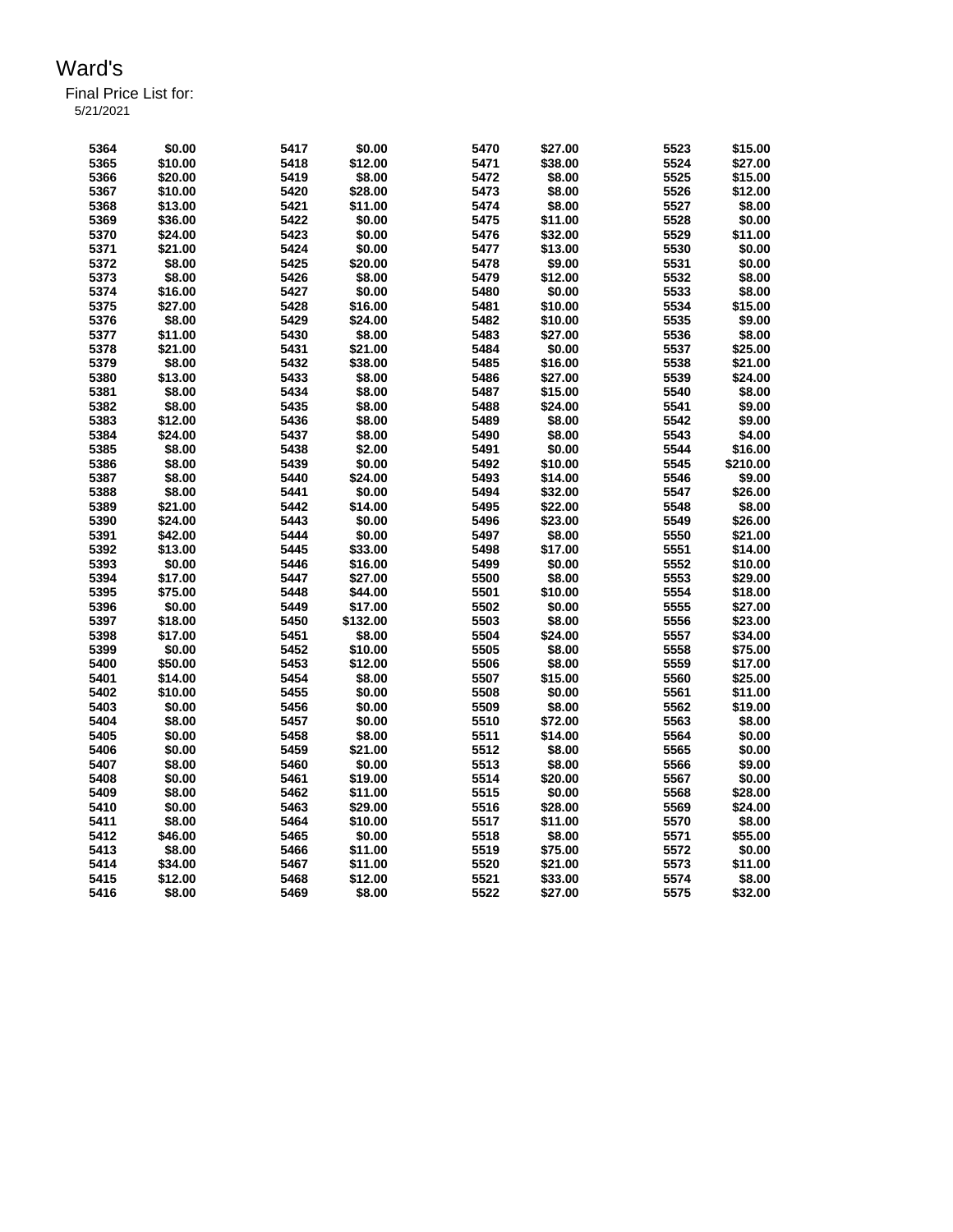# Ward's

Final Price List for:
5/21/2021

| | | | | | | | |
|---|---|---|---|---|---|---|---|
| 5364 | $0.00 | 5417 | $0.00 | 5470 | $27.00 | 5523 | $15.00 |
| 5365 | $10.00 | 5418 | $12.00 | 5471 | $38.00 | 5524 | $27.00 |
| 5366 | $20.00 | 5419 | $8.00 | 5472 | $8.00 | 5525 | $15.00 |
| 5367 | $10.00 | 5420 | $28.00 | 5473 | $8.00 | 5526 | $12.00 |
| 5368 | $13.00 | 5421 | $11.00 | 5474 | $8.00 | 5527 | $8.00 |
| 5369 | $36.00 | 5422 | $0.00 | 5475 | $11.00 | 5528 | $0.00 |
| 5370 | $24.00 | 5423 | $0.00 | 5476 | $32.00 | 5529 | $11.00 |
| 5371 | $21.00 | 5424 | $0.00 | 5477 | $13.00 | 5530 | $0.00 |
| 5372 | $8.00 | 5425 | $20.00 | 5478 | $9.00 | 5531 | $0.00 |
| 5373 | $8.00 | 5426 | $8.00 | 5479 | $12.00 | 5532 | $8.00 |
| 5374 | $16.00 | 5427 | $0.00 | 5480 | $0.00 | 5533 | $8.00 |
| 5375 | $27.00 | 5428 | $16.00 | 5481 | $10.00 | 5534 | $15.00 |
| 5376 | $8.00 | 5429 | $24.00 | 5482 | $10.00 | 5535 | $9.00 |
| 5377 | $11.00 | 5430 | $8.00 | 5483 | $27.00 | 5536 | $8.00 |
| 5378 | $21.00 | 5431 | $21.00 | 5484 | $0.00 | 5537 | $25.00 |
| 5379 | $8.00 | 5432 | $38.00 | 5485 | $16.00 | 5538 | $21.00 |
| 5380 | $13.00 | 5433 | $8.00 | 5486 | $27.00 | 5539 | $24.00 |
| 5381 | $8.00 | 5434 | $8.00 | 5487 | $15.00 | 5540 | $8.00 |
| 5382 | $8.00 | 5435 | $8.00 | 5488 | $24.00 | 5541 | $9.00 |
| 5383 | $12.00 | 5436 | $8.00 | 5489 | $8.00 | 5542 | $9.00 |
| 5384 | $24.00 | 5437 | $8.00 | 5490 | $8.00 | 5543 | $4.00 |
| 5385 | $8.00 | 5438 | $2.00 | 5491 | $0.00 | 5544 | $16.00 |
| 5386 | $8.00 | 5439 | $0.00 | 5492 | $10.00 | 5545 | $210.00 |
| 5387 | $8.00 | 5440 | $24.00 | 5493 | $14.00 | 5546 | $9.00 |
| 5388 | $8.00 | 5441 | $0.00 | 5494 | $32.00 | 5547 | $26.00 |
| 5389 | $21.00 | 5442 | $14.00 | 5495 | $22.00 | 5548 | $8.00 |
| 5390 | $24.00 | 5443 | $0.00 | 5496 | $23.00 | 5549 | $26.00 |
| 5391 | $42.00 | 5444 | $0.00 | 5497 | $8.00 | 5550 | $21.00 |
| 5392 | $13.00 | 5445 | $33.00 | 5498 | $17.00 | 5551 | $14.00 |
| 5393 | $0.00 | 5446 | $16.00 | 5499 | $0.00 | 5552 | $10.00 |
| 5394 | $17.00 | 5447 | $27.00 | 5500 | $8.00 | 5553 | $29.00 |
| 5395 | $75.00 | 5448 | $44.00 | 5501 | $10.00 | 5554 | $18.00 |
| 5396 | $0.00 | 5449 | $17.00 | 5502 | $0.00 | 5555 | $27.00 |
| 5397 | $18.00 | 5450 | $132.00 | 5503 | $8.00 | 5556 | $23.00 |
| 5398 | $17.00 | 5451 | $8.00 | 5504 | $24.00 | 5557 | $34.00 |
| 5399 | $0.00 | 5452 | $10.00 | 5505 | $8.00 | 5558 | $75.00 |
| 5400 | $50.00 | 5453 | $12.00 | 5506 | $8.00 | 5559 | $17.00 |
| 5401 | $14.00 | 5454 | $8.00 | 5507 | $15.00 | 5560 | $25.00 |
| 5402 | $10.00 | 5455 | $0.00 | 5508 | $0.00 | 5561 | $11.00 |
| 5403 | $0.00 | 5456 | $0.00 | 5509 | $8.00 | 5562 | $19.00 |
| 5404 | $8.00 | 5457 | $0.00 | 5510 | $72.00 | 5563 | $8.00 |
| 5405 | $0.00 | 5458 | $8.00 | 5511 | $14.00 | 5564 | $0.00 |
| 5406 | $0.00 | 5459 | $21.00 | 5512 | $8.00 | 5565 | $0.00 |
| 5407 | $8.00 | 5460 | $0.00 | 5513 | $8.00 | 5566 | $9.00 |
| 5408 | $0.00 | 5461 | $19.00 | 5514 | $20.00 | 5567 | $0.00 |
| 5409 | $8.00 | 5462 | $11.00 | 5515 | $0.00 | 5568 | $28.00 |
| 5410 | $0.00 | 5463 | $29.00 | 5516 | $28.00 | 5569 | $24.00 |
| 5411 | $8.00 | 5464 | $10.00 | 5517 | $11.00 | 5570 | $8.00 |
| 5412 | $46.00 | 5465 | $0.00 | 5518 | $8.00 | 5571 | $55.00 |
| 5413 | $8.00 | 5466 | $11.00 | 5519 | $75.00 | 5572 | $0.00 |
| 5414 | $34.00 | 5467 | $11.00 | 5520 | $21.00 | 5573 | $11.00 |
| 5415 | $12.00 | 5468 | $12.00 | 5521 | $33.00 | 5574 | $8.00 |
| 5416 | $8.00 | 5469 | $8.00 | 5522 | $27.00 | 5575 | $32.00 |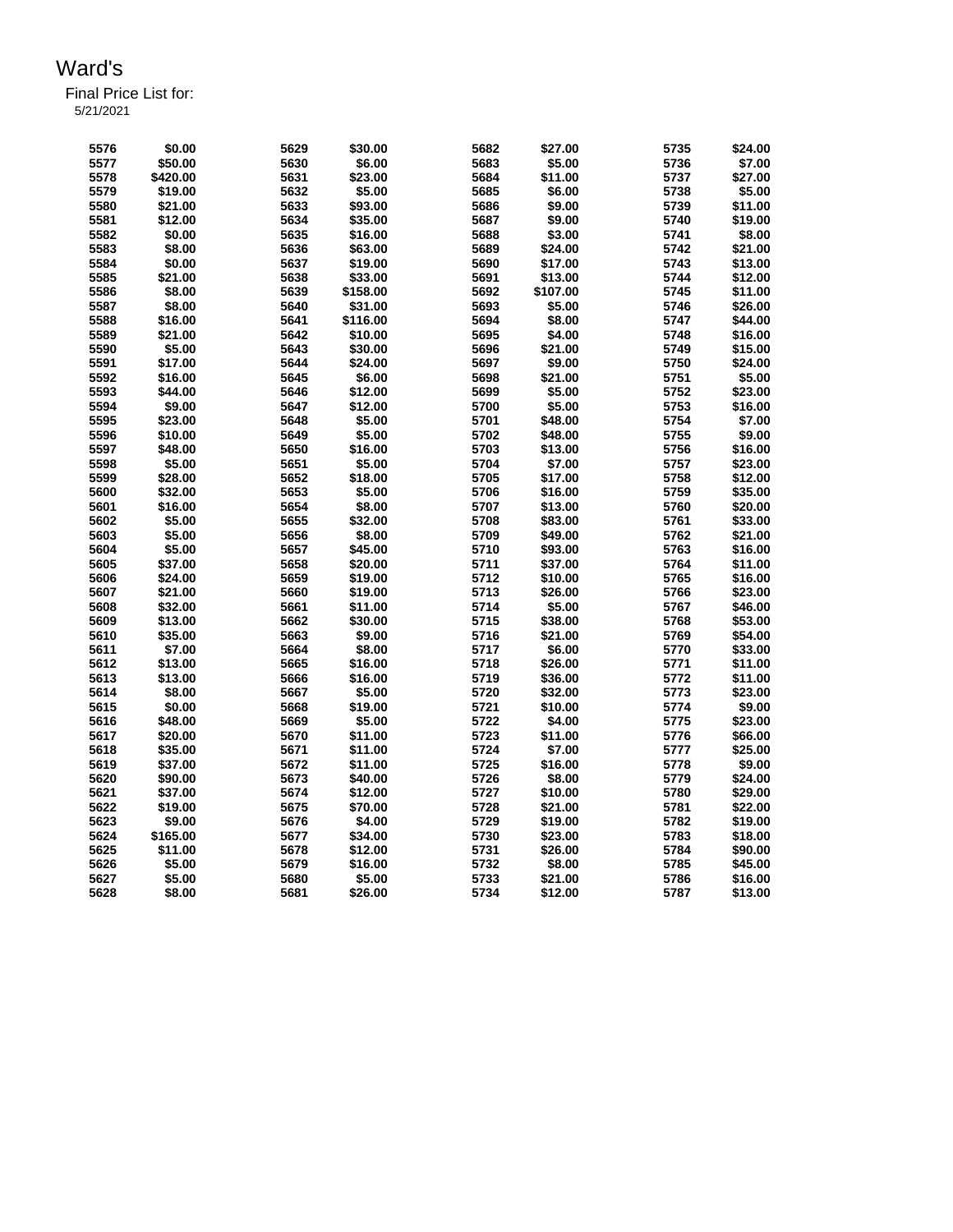# Ward's

Final Price List for:
5/21/2021

| | | | | | | | |
|---|---|---|---|---|---|---|---|
| 5576 | $0.00 | 5629 | $30.00 | 5682 | $27.00 | 5735 | $24.00 |
| 5577 | $50.00 | 5630 | $6.00 | 5683 | $5.00 | 5736 | $7.00 |
| 5578 | $420.00 | 5631 | $23.00 | 5684 | $11.00 | 5737 | $27.00 |
| 5579 | $19.00 | 5632 | $5.00 | 5685 | $6.00 | 5738 | $5.00 |
| 5580 | $21.00 | 5633 | $93.00 | 5686 | $9.00 | 5739 | $11.00 |
| 5581 | $12.00 | 5634 | $35.00 | 5687 | $9.00 | 5740 | $19.00 |
| 5582 | $0.00 | 5635 | $16.00 | 5688 | $3.00 | 5741 | $8.00 |
| 5583 | $8.00 | 5636 | $63.00 | 5689 | $24.00 | 5742 | $21.00 |
| 5584 | $0.00 | 5637 | $19.00 | 5690 | $17.00 | 5743 | $13.00 |
| 5585 | $21.00 | 5638 | $33.00 | 5691 | $13.00 | 5744 | $12.00 |
| 5586 | $8.00 | 5639 | $158.00 | 5692 | $107.00 | 5745 | $11.00 |
| 5587 | $8.00 | 5640 | $31.00 | 5693 | $5.00 | 5746 | $26.00 |
| 5588 | $16.00 | 5641 | $116.00 | 5694 | $8.00 | 5747 | $44.00 |
| 5589 | $21.00 | 5642 | $10.00 | 5695 | $4.00 | 5748 | $16.00 |
| 5590 | $5.00 | 5643 | $30.00 | 5696 | $21.00 | 5749 | $15.00 |
| 5591 | $17.00 | 5644 | $24.00 | 5697 | $9.00 | 5750 | $24.00 |
| 5592 | $16.00 | 5645 | $6.00 | 5698 | $21.00 | 5751 | $5.00 |
| 5593 | $44.00 | 5646 | $12.00 | 5699 | $5.00 | 5752 | $23.00 |
| 5594 | $9.00 | 5647 | $12.00 | 5700 | $5.00 | 5753 | $16.00 |
| 5595 | $23.00 | 5648 | $5.00 | 5701 | $48.00 | 5754 | $7.00 |
| 5596 | $10.00 | 5649 | $5.00 | 5702 | $48.00 | 5755 | $9.00 |
| 5597 | $48.00 | 5650 | $16.00 | 5703 | $13.00 | 5756 | $16.00 |
| 5598 | $5.00 | 5651 | $5.00 | 5704 | $7.00 | 5757 | $23.00 |
| 5599 | $28.00 | 5652 | $18.00 | 5705 | $17.00 | 5758 | $12.00 |
| 5600 | $32.00 | 5653 | $5.00 | 5706 | $16.00 | 5759 | $35.00 |
| 5601 | $16.00 | 5654 | $8.00 | 5707 | $13.00 | 5760 | $20.00 |
| 5602 | $5.00 | 5655 | $32.00 | 5708 | $83.00 | 5761 | $33.00 |
| 5603 | $5.00 | 5656 | $8.00 | 5709 | $49.00 | 5762 | $21.00 |
| 5604 | $5.00 | 5657 | $45.00 | 5710 | $93.00 | 5763 | $16.00 |
| 5605 | $37.00 | 5658 | $20.00 | 5711 | $37.00 | 5764 | $11.00 |
| 5606 | $24.00 | 5659 | $19.00 | 5712 | $10.00 | 5765 | $16.00 |
| 5607 | $21.00 | 5660 | $19.00 | 5713 | $26.00 | 5766 | $23.00 |
| 5608 | $32.00 | 5661 | $11.00 | 5714 | $5.00 | 5767 | $46.00 |
| 5609 | $13.00 | 5662 | $30.00 | 5715 | $38.00 | 5768 | $53.00 |
| 5610 | $35.00 | 5663 | $9.00 | 5716 | $21.00 | 5769 | $54.00 |
| 5611 | $7.00 | 5664 | $8.00 | 5717 | $6.00 | 5770 | $33.00 |
| 5612 | $13.00 | 5665 | $16.00 | 5718 | $26.00 | 5771 | $11.00 |
| 5613 | $13.00 | 5666 | $16.00 | 5719 | $36.00 | 5772 | $11.00 |
| 5614 | $8.00 | 5667 | $5.00 | 5720 | $32.00 | 5773 | $23.00 |
| 5615 | $0.00 | 5668 | $19.00 | 5721 | $10.00 | 5774 | $9.00 |
| 5616 | $48.00 | 5669 | $5.00 | 5722 | $4.00 | 5775 | $23.00 |
| 5617 | $20.00 | 5670 | $11.00 | 5723 | $11.00 | 5776 | $66.00 |
| 5618 | $35.00 | 5671 | $11.00 | 5724 | $7.00 | 5777 | $25.00 |
| 5619 | $37.00 | 5672 | $11.00 | 5725 | $16.00 | 5778 | $9.00 |
| 5620 | $90.00 | 5673 | $40.00 | 5726 | $8.00 | 5779 | $24.00 |
| 5621 | $37.00 | 5674 | $12.00 | 5727 | $10.00 | 5780 | $29.00 |
| 5622 | $19.00 | 5675 | $70.00 | 5728 | $21.00 | 5781 | $22.00 |
| 5623 | $9.00 | 5676 | $4.00 | 5729 | $19.00 | 5782 | $19.00 |
| 5624 | $165.00 | 5677 | $34.00 | 5730 | $23.00 | 5783 | $18.00 |
| 5625 | $11.00 | 5678 | $12.00 | 5731 | $26.00 | 5784 | $90.00 |
| 5626 | $5.00 | 5679 | $16.00 | 5732 | $8.00 | 5785 | $45.00 |
| 5627 | $5.00 | 5680 | $5.00 | 5733 | $21.00 | 5786 | $16.00 |
| 5628 | $8.00 | 5681 | $26.00 | 5734 | $12.00 | 5787 | $13.00 |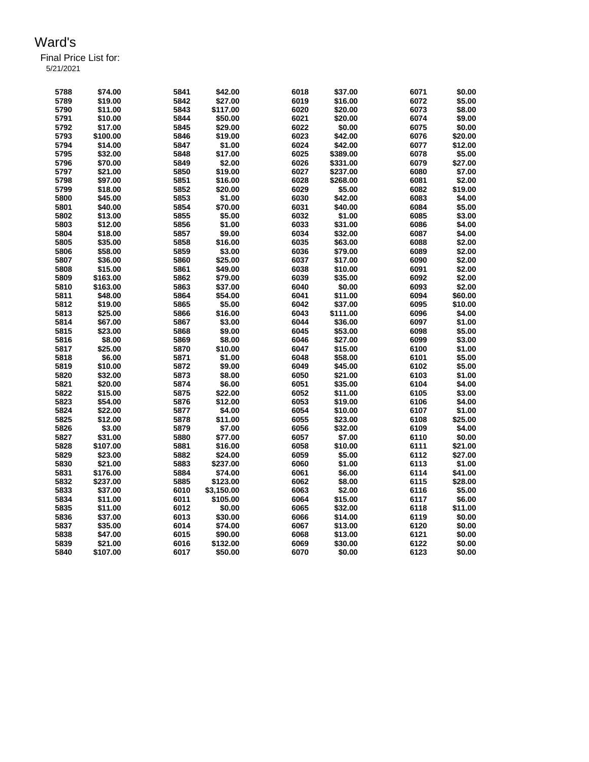# Ward's

Final Price List for:
5/21/2021

| | | | | | | | |
|---|---|---|---|---|---|---|---|
| 5788 | $74.00 | 5841 | $42.00 | 6018 | $37.00 | 6071 | $0.00 |
| 5789 | $19.00 | 5842 | $27.00 | 6019 | $16.00 | 6072 | $5.00 |
| 5790 | $11.00 | 5843 | $117.00 | 6020 | $20.00 | 6073 | $8.00 |
| 5791 | $10.00 | 5844 | $50.00 | 6021 | $20.00 | 6074 | $9.00 |
| 5792 | $17.00 | 5845 | $29.00 | 6022 | $0.00 | 6075 | $0.00 |
| 5793 | $100.00 | 5846 | $19.00 | 6023 | $42.00 | 6076 | $20.00 |
| 5794 | $14.00 | 5847 | $1.00 | 6024 | $42.00 | 6077 | $12.00 |
| 5795 | $32.00 | 5848 | $17.00 | 6025 | $389.00 | 6078 | $5.00 |
| 5796 | $70.00 | 5849 | $2.00 | 6026 | $331.00 | 6079 | $27.00 |
| 5797 | $21.00 | 5850 | $19.00 | 6027 | $237.00 | 6080 | $7.00 |
| 5798 | $97.00 | 5851 | $16.00 | 6028 | $268.00 | 6081 | $2.00 |
| 5799 | $18.00 | 5852 | $20.00 | 6029 | $5.00 | 6082 | $19.00 |
| 5800 | $45.00 | 5853 | $1.00 | 6030 | $42.00 | 6083 | $4.00 |
| 5801 | $40.00 | 5854 | $70.00 | 6031 | $40.00 | 6084 | $5.00 |
| 5802 | $13.00 | 5855 | $5.00 | 6032 | $1.00 | 6085 | $3.00 |
| 5803 | $12.00 | 5856 | $1.00 | 6033 | $31.00 | 6086 | $4.00 |
| 5804 | $18.00 | 5857 | $9.00 | 6034 | $32.00 | 6087 | $4.00 |
| 5805 | $35.00 | 5858 | $16.00 | 6035 | $63.00 | 6088 | $2.00 |
| 5806 | $58.00 | 5859 | $3.00 | 6036 | $79.00 | 6089 | $2.00 |
| 5807 | $36.00 | 5860 | $25.00 | 6037 | $17.00 | 6090 | $2.00 |
| 5808 | $15.00 | 5861 | $49.00 | 6038 | $10.00 | 6091 | $2.00 |
| 5809 | $163.00 | 5862 | $79.00 | 6039 | $35.00 | 6092 | $2.00 |
| 5810 | $163.00 | 5863 | $37.00 | 6040 | $0.00 | 6093 | $2.00 |
| 5811 | $48.00 | 5864 | $54.00 | 6041 | $11.00 | 6094 | $60.00 |
| 5812 | $19.00 | 5865 | $5.00 | 6042 | $37.00 | 6095 | $10.00 |
| 5813 | $25.00 | 5866 | $16.00 | 6043 | $111.00 | 6096 | $4.00 |
| 5814 | $67.00 | 5867 | $3.00 | 6044 | $36.00 | 6097 | $1.00 |
| 5815 | $23.00 | 5868 | $9.00 | 6045 | $53.00 | 6098 | $5.00 |
| 5816 | $8.00 | 5869 | $8.00 | 6046 | $27.00 | 6099 | $3.00 |
| 5817 | $25.00 | 5870 | $10.00 | 6047 | $15.00 | 6100 | $1.00 |
| 5818 | $6.00 | 5871 | $1.00 | 6048 | $58.00 | 6101 | $5.00 |
| 5819 | $10.00 | 5872 | $9.00 | 6049 | $45.00 | 6102 | $5.00 |
| 5820 | $32.00 | 5873 | $8.00 | 6050 | $21.00 | 6103 | $1.00 |
| 5821 | $20.00 | 5874 | $6.00 | 6051 | $35.00 | 6104 | $4.00 |
| 5822 | $15.00 | 5875 | $22.00 | 6052 | $11.00 | 6105 | $3.00 |
| 5823 | $54.00 | 5876 | $12.00 | 6053 | $19.00 | 6106 | $4.00 |
| 5824 | $22.00 | 5877 | $4.00 | 6054 | $10.00 | 6107 | $1.00 |
| 5825 | $12.00 | 5878 | $11.00 | 6055 | $23.00 | 6108 | $25.00 |
| 5826 | $3.00 | 5879 | $7.00 | 6056 | $32.00 | 6109 | $4.00 |
| 5827 | $31.00 | 5880 | $77.00 | 6057 | $7.00 | 6110 | $0.00 |
| 5828 | $107.00 | 5881 | $16.00 | 6058 | $10.00 | 6111 | $21.00 |
| 5829 | $23.00 | 5882 | $24.00 | 6059 | $5.00 | 6112 | $27.00 |
| 5830 | $21.00 | 5883 | $237.00 | 6060 | $1.00 | 6113 | $1.00 |
| 5831 | $176.00 | 5884 | $74.00 | 6061 | $6.00 | 6114 | $41.00 |
| 5832 | $237.00 | 5885 | $123.00 | 6062 | $8.00 | 6115 | $28.00 |
| 5833 | $37.00 | 6010 | $3,150.00 | 6063 | $2.00 | 6116 | $5.00 |
| 5834 | $11.00 | 6011 | $105.00 | 6064 | $15.00 | 6117 | $6.00 |
| 5835 | $11.00 | 6012 | $0.00 | 6065 | $32.00 | 6118 | $11.00 |
| 5836 | $37.00 | 6013 | $30.00 | 6066 | $14.00 | 6119 | $0.00 |
| 5837 | $35.00 | 6014 | $74.00 | 6067 | $13.00 | 6120 | $0.00 |
| 5838 | $47.00 | 6015 | $90.00 | 6068 | $13.00 | 6121 | $0.00 |
| 5839 | $21.00 | 6016 | $132.00 | 6069 | $30.00 | 6122 | $0.00 |
| 5840 | $107.00 | 6017 | $50.00 | 6070 | $0.00 | 6123 | $0.00 |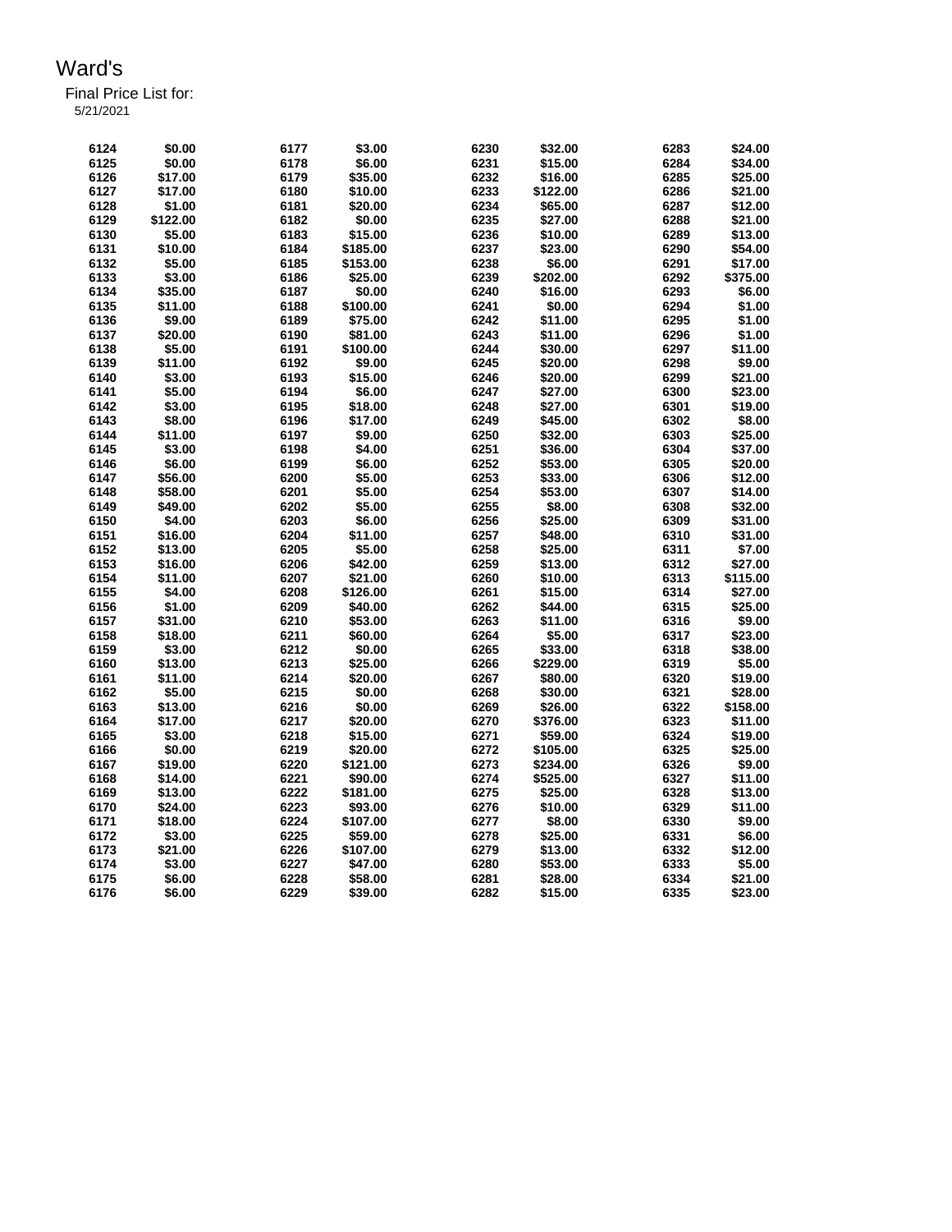# Ward's

Final Price List for:
5/21/2021

| | | | | | | | |
|---|---|---|---|---|---|---|---|
| 6124 | $0.00 | 6177 | $3.00 | 6230 | $32.00 | 6283 | $24.00 |
| 6125 | $0.00 | 6178 | $6.00 | 6231 | $15.00 | 6284 | $34.00 |
| 6126 | $17.00 | 6179 | $35.00 | 6232 | $16.00 | 6285 | $25.00 |
| 6127 | $17.00 | 6180 | $10.00 | 6233 | $122.00 | 6286 | $21.00 |
| 6128 | $1.00 | 6181 | $20.00 | 6234 | $65.00 | 6287 | $12.00 |
| 6129 | $122.00 | 6182 | $0.00 | 6235 | $27.00 | 6288 | $21.00 |
| 6130 | $5.00 | 6183 | $15.00 | 6236 | $10.00 | 6289 | $13.00 |
| 6131 | $10.00 | 6184 | $185.00 | 6237 | $23.00 | 6290 | $54.00 |
| 6132 | $5.00 | 6185 | $153.00 | 6238 | $6.00 | 6291 | $17.00 |
| 6133 | $3.00 | 6186 | $25.00 | 6239 | $202.00 | 6292 | $375.00 |
| 6134 | $35.00 | 6187 | $0.00 | 6240 | $16.00 | 6293 | $6.00 |
| 6135 | $11.00 | 6188 | $100.00 | 6241 | $0.00 | 6294 | $1.00 |
| 6136 | $9.00 | 6189 | $75.00 | 6242 | $11.00 | 6295 | $1.00 |
| 6137 | $20.00 | 6190 | $81.00 | 6243 | $11.00 | 6296 | $1.00 |
| 6138 | $5.00 | 6191 | $100.00 | 6244 | $30.00 | 6297 | $11.00 |
| 6139 | $11.00 | 6192 | $9.00 | 6245 | $20.00 | 6298 | $9.00 |
| 6140 | $3.00 | 6193 | $15.00 | 6246 | $20.00 | 6299 | $21.00 |
| 6141 | $5.00 | 6194 | $6.00 | 6247 | $27.00 | 6300 | $23.00 |
| 6142 | $3.00 | 6195 | $18.00 | 6248 | $27.00 | 6301 | $19.00 |
| 6143 | $8.00 | 6196 | $17.00 | 6249 | $45.00 | 6302 | $8.00 |
| 6144 | $11.00 | 6197 | $9.00 | 6250 | $32.00 | 6303 | $25.00 |
| 6145 | $3.00 | 6198 | $4.00 | 6251 | $36.00 | 6304 | $37.00 |
| 6146 | $6.00 | 6199 | $6.00 | 6252 | $53.00 | 6305 | $20.00 |
| 6147 | $56.00 | 6200 | $5.00 | 6253 | $33.00 | 6306 | $12.00 |
| 6148 | $58.00 | 6201 | $5.00 | 6254 | $53.00 | 6307 | $14.00 |
| 6149 | $49.00 | 6202 | $5.00 | 6255 | $8.00 | 6308 | $32.00 |
| 6150 | $4.00 | 6203 | $6.00 | 6256 | $25.00 | 6309 | $31.00 |
| 6151 | $16.00 | 6204 | $11.00 | 6257 | $48.00 | 6310 | $31.00 |
| 6152 | $13.00 | 6205 | $5.00 | 6258 | $25.00 | 6311 | $7.00 |
| 6153 | $16.00 | 6206 | $42.00 | 6259 | $13.00 | 6312 | $27.00 |
| 6154 | $11.00 | 6207 | $21.00 | 6260 | $10.00 | 6313 | $115.00 |
| 6155 | $4.00 | 6208 | $126.00 | 6261 | $15.00 | 6314 | $27.00 |
| 6156 | $1.00 | 6209 | $40.00 | 6262 | $44.00 | 6315 | $25.00 |
| 6157 | $31.00 | 6210 | $53.00 | 6263 | $11.00 | 6316 | $9.00 |
| 6158 | $18.00 | 6211 | $60.00 | 6264 | $5.00 | 6317 | $23.00 |
| 6159 | $3.00 | 6212 | $0.00 | 6265 | $33.00 | 6318 | $38.00 |
| 6160 | $13.00 | 6213 | $25.00 | 6266 | $229.00 | 6319 | $5.00 |
| 6161 | $11.00 | 6214 | $20.00 | 6267 | $80.00 | 6320 | $19.00 |
| 6162 | $5.00 | 6215 | $0.00 | 6268 | $30.00 | 6321 | $28.00 |
| 6163 | $13.00 | 6216 | $0.00 | 6269 | $26.00 | 6322 | $158.00 |
| 6164 | $17.00 | 6217 | $20.00 | 6270 | $376.00 | 6323 | $11.00 |
| 6165 | $3.00 | 6218 | $15.00 | 6271 | $59.00 | 6324 | $19.00 |
| 6166 | $0.00 | 6219 | $20.00 | 6272 | $105.00 | 6325 | $25.00 |
| 6167 | $19.00 | 6220 | $121.00 | 6273 | $234.00 | 6326 | $9.00 |
| 6168 | $14.00 | 6221 | $90.00 | 6274 | $525.00 | 6327 | $11.00 |
| 6169 | $13.00 | 6222 | $181.00 | 6275 | $25.00 | 6328 | $13.00 |
| 6170 | $24.00 | 6223 | $93.00 | 6276 | $10.00 | 6329 | $11.00 |
| 6171 | $18.00 | 6224 | $107.00 | 6277 | $8.00 | 6330 | $9.00 |
| 6172 | $3.00 | 6225 | $59.00 | 6278 | $25.00 | 6331 | $6.00 |
| 6173 | $21.00 | 6226 | $107.00 | 6279 | $13.00 | 6332 | $12.00 |
| 6174 | $3.00 | 6227 | $47.00 | 6280 | $53.00 | 6333 | $5.00 |
| 6175 | $6.00 | 6228 | $58.00 | 6281 | $28.00 | 6334 | $21.00 |
| 6176 | $6.00 | 6229 | $39.00 | 6282 | $15.00 | 6335 | $23.00 |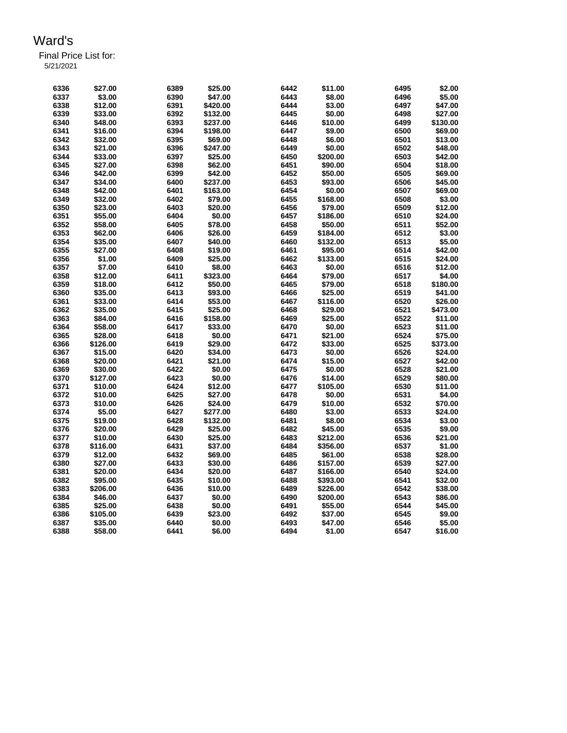# Ward's

Final Price List for:
5/21/2021

| | | | | | | | |
|---|---|---|---|---|---|---|---|
| 6336 | $27.00 | 6389 | $25.00 | 6442 | $11.00 | 6495 | $2.00 |
| 6337 | $3.00 | 6390 | $47.00 | 6443 | $8.00 | 6496 | $5.00 |
| 6338 | $12.00 | 6391 | $420.00 | 6444 | $3.00 | 6497 | $47.00 |
| 6339 | $33.00 | 6392 | $132.00 | 6445 | $0.00 | 6498 | $27.00 |
| 6340 | $48.00 | 6393 | $237.00 | 6446 | $10.00 | 6499 | $130.00 |
| 6341 | $16.00 | 6394 | $198.00 | 6447 | $9.00 | 6500 | $69.00 |
| 6342 | $32.00 | 6395 | $69.00 | 6448 | $6.00 | 6501 | $13.00 |
| 6343 | $21.00 | 6396 | $247.00 | 6449 | $0.00 | 6502 | $48.00 |
| 6344 | $33.00 | 6397 | $25.00 | 6450 | $200.00 | 6503 | $42.00 |
| 6345 | $27.00 | 6398 | $62.00 | 6451 | $90.00 | 6504 | $18.00 |
| 6346 | $42.00 | 6399 | $42.00 | 6452 | $50.00 | 6505 | $69.00 |
| 6347 | $34.00 | 6400 | $237.00 | 6453 | $93.00 | 6506 | $45.00 |
| 6348 | $42.00 | 6401 | $163.00 | 6454 | $0.00 | 6507 | $69.00 |
| 6349 | $32.00 | 6402 | $79.00 | 6455 | $168.00 | 6508 | $3.00 |
| 6350 | $23.00 | 6403 | $20.00 | 6456 | $79.00 | 6509 | $12.00 |
| 6351 | $55.00 | 6404 | $0.00 | 6457 | $186.00 | 6510 | $24.00 |
| 6352 | $58.00 | 6405 | $78.00 | 6458 | $50.00 | 6511 | $52.00 |
| 6353 | $62.00 | 6406 | $26.00 | 6459 | $184.00 | 6512 | $3.00 |
| 6354 | $35.00 | 6407 | $40.00 | 6460 | $132.00 | 6513 | $5.00 |
| 6355 | $27.00 | 6408 | $19.00 | 6461 | $95.00 | 6514 | $42.00 |
| 6356 | $1.00 | 6409 | $25.00 | 6462 | $133.00 | 6515 | $24.00 |
| 6357 | $7.00 | 6410 | $8.00 | 6463 | $0.00 | 6516 | $12.00 |
| 6358 | $12.00 | 6411 | $323.00 | 6464 | $79.00 | 6517 | $4.00 |
| 6359 | $18.00 | 6412 | $50.00 | 6465 | $79.00 | 6518 | $180.00 |
| 6360 | $35.00 | 6413 | $93.00 | 6466 | $25.00 | 6519 | $41.00 |
| 6361 | $33.00 | 6414 | $53.00 | 6467 | $116.00 | 6520 | $26.00 |
| 6362 | $35.00 | 6415 | $25.00 | 6468 | $29.00 | 6521 | $473.00 |
| 6363 | $84.00 | 6416 | $158.00 | 6469 | $25.00 | 6522 | $11.00 |
| 6364 | $58.00 | 6417 | $33.00 | 6470 | $0.00 | 6523 | $11.00 |
| 6365 | $28.00 | 6418 | $0.00 | 6471 | $21.00 | 6524 | $75.00 |
| 6366 | $126.00 | 6419 | $29.00 | 6472 | $33.00 | 6525 | $373.00 |
| 6367 | $15.00 | 6420 | $34.00 | 6473 | $0.00 | 6526 | $24.00 |
| 6368 | $20.00 | 6421 | $21.00 | 6474 | $15.00 | 6527 | $42.00 |
| 6369 | $30.00 | 6422 | $0.00 | 6475 | $0.00 | 6528 | $21.00 |
| 6370 | $127.00 | 6423 | $0.00 | 6476 | $14.00 | 6529 | $80.00 |
| 6371 | $10.00 | 6424 | $12.00 | 6477 | $105.00 | 6530 | $11.00 |
| 6372 | $10.00 | 6425 | $27.00 | 6478 | $0.00 | 6531 | $4.00 |
| 6373 | $10.00 | 6426 | $24.00 | 6479 | $10.00 | 6532 | $70.00 |
| 6374 | $5.00 | 6427 | $277.00 | 6480 | $3.00 | 6533 | $24.00 |
| 6375 | $19.00 | 6428 | $132.00 | 6481 | $8.00 | 6534 | $3.00 |
| 6376 | $20.00 | 6429 | $25.00 | 6482 | $45.00 | 6535 | $9.00 |
| 6377 | $10.00 | 6430 | $25.00 | 6483 | $212.00 | 6536 | $21.00 |
| 6378 | $116.00 | 6431 | $37.00 | 6484 | $356.00 | 6537 | $1.00 |
| 6379 | $12.00 | 6432 | $69.00 | 6485 | $61.00 | 6538 | $28.00 |
| 6380 | $27.00 | 6433 | $30.00 | 6486 | $157.00 | 6539 | $27.00 |
| 6381 | $20.00 | 6434 | $20.00 | 6487 | $166.00 | 6540 | $24.00 |
| 6382 | $95.00 | 6435 | $10.00 | 6488 | $393.00 | 6541 | $32.00 |
| 6383 | $206.00 | 6436 | $10.00 | 6489 | $226.00 | 6542 | $38.00 |
| 6384 | $46.00 | 6437 | $0.00 | 6490 | $200.00 | 6543 | $86.00 |
| 6385 | $25.00 | 6438 | $0.00 | 6491 | $55.00 | 6544 | $45.00 |
| 6386 | $105.00 | 6439 | $23.00 | 6492 | $37.00 | 6545 | $9.00 |
| 6387 | $35.00 | 6440 | $0.00 | 6493 | $47.00 | 6546 | $5.00 |
| 6388 | $58.00 | 6441 | $6.00 | 6494 | $1.00 | 6547 | $16.00 |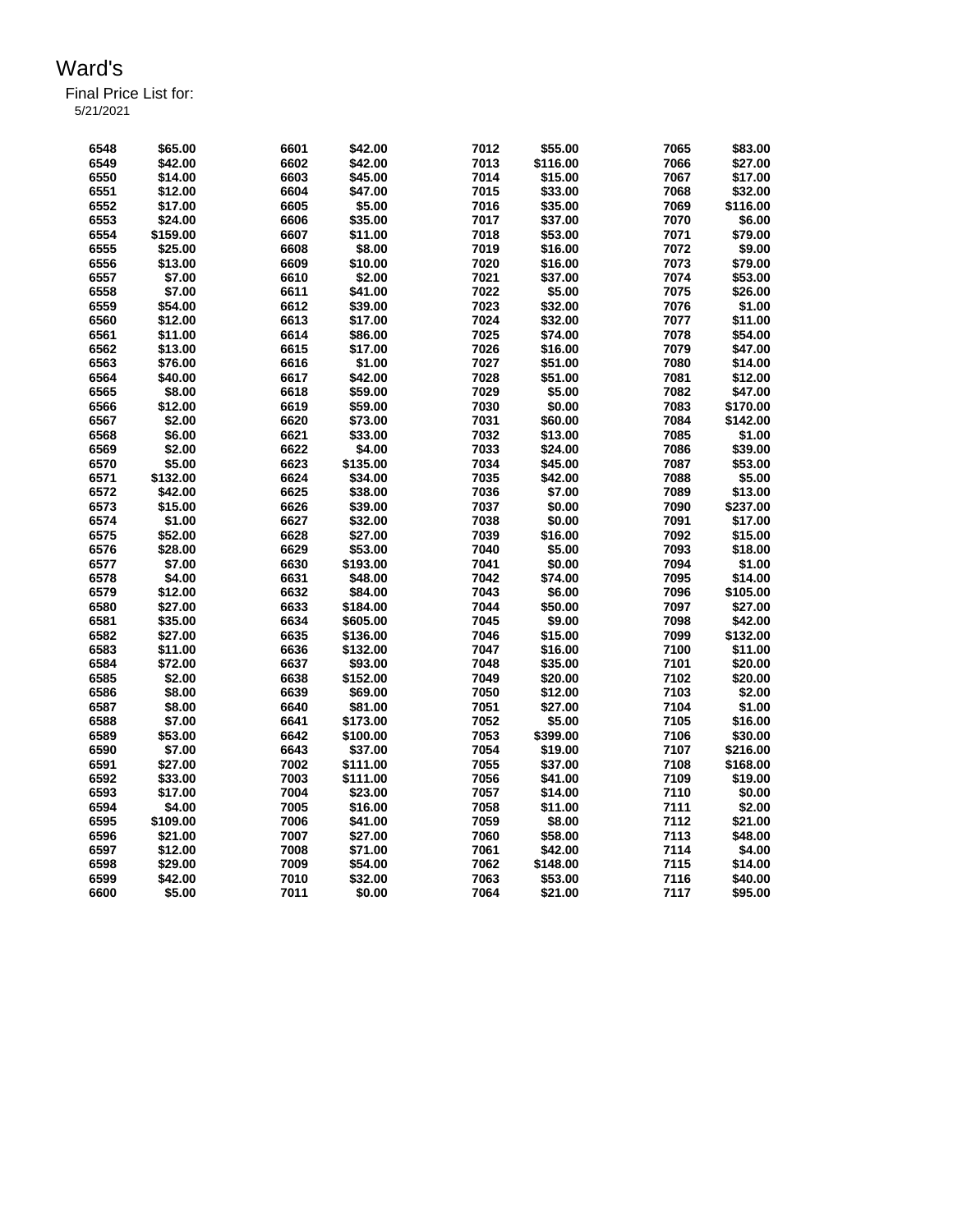# Ward's

Final Price List for:
5/21/2021

| | | | | | | | |
|---|---|---|---|---|---|---|---|
| 6548 | $65.00 | 6601 | $42.00 | 7012 | $55.00 | 7065 | $83.00 |
| 6549 | $42.00 | 6602 | $42.00 | 7013 | $116.00 | 7066 | $27.00 |
| 6550 | $14.00 | 6603 | $45.00 | 7014 | $15.00 | 7067 | $17.00 |
| 6551 | $12.00 | 6604 | $47.00 | 7015 | $33.00 | 7068 | $32.00 |
| 6552 | $17.00 | 6605 | $5.00 | 7016 | $35.00 | 7069 | $116.00 |
| 6553 | $24.00 | 6606 | $35.00 | 7017 | $37.00 | 7070 | $6.00 |
| 6554 | $159.00 | 6607 | $11.00 | 7018 | $53.00 | 7071 | $79.00 |
| 6555 | $25.00 | 6608 | $8.00 | 7019 | $16.00 | 7072 | $9.00 |
| 6556 | $13.00 | 6609 | $10.00 | 7020 | $16.00 | 7073 | $79.00 |
| 6557 | $7.00 | 6610 | $2.00 | 7021 | $37.00 | 7074 | $53.00 |
| 6558 | $7.00 | 6611 | $41.00 | 7022 | $5.00 | 7075 | $26.00 |
| 6559 | $54.00 | 6612 | $39.00 | 7023 | $32.00 | 7076 | $1.00 |
| 6560 | $12.00 | 6613 | $17.00 | 7024 | $32.00 | 7077 | $11.00 |
| 6561 | $11.00 | 6614 | $86.00 | 7025 | $74.00 | 7078 | $54.00 |
| 6562 | $13.00 | 6615 | $17.00 | 7026 | $16.00 | 7079 | $47.00 |
| 6563 | $76.00 | 6616 | $1.00 | 7027 | $51.00 | 7080 | $14.00 |
| 6564 | $40.00 | 6617 | $42.00 | 7028 | $51.00 | 7081 | $12.00 |
| 6565 | $8.00 | 6618 | $59.00 | 7029 | $5.00 | 7082 | $47.00 |
| 6566 | $12.00 | 6619 | $59.00 | 7030 | $0.00 | 7083 | $170.00 |
| 6567 | $2.00 | 6620 | $73.00 | 7031 | $60.00 | 7084 | $142.00 |
| 6568 | $6.00 | 6621 | $33.00 | 7032 | $13.00 | 7085 | $1.00 |
| 6569 | $2.00 | 6622 | $4.00 | 7033 | $24.00 | 7086 | $39.00 |
| 6570 | $5.00 | 6623 | $135.00 | 7034 | $45.00 | 7087 | $53.00 |
| 6571 | $132.00 | 6624 | $34.00 | 7035 | $42.00 | 7088 | $5.00 |
| 6572 | $42.00 | 6625 | $38.00 | 7036 | $7.00 | 7089 | $13.00 |
| 6573 | $15.00 | 6626 | $39.00 | 7037 | $0.00 | 7090 | $237.00 |
| 6574 | $1.00 | 6627 | $32.00 | 7038 | $0.00 | 7091 | $17.00 |
| 6575 | $52.00 | 6628 | $27.00 | 7039 | $16.00 | 7092 | $15.00 |
| 6576 | $28.00 | 6629 | $53.00 | 7040 | $5.00 | 7093 | $18.00 |
| 6577 | $7.00 | 6630 | $193.00 | 7041 | $0.00 | 7094 | $1.00 |
| 6578 | $4.00 | 6631 | $48.00 | 7042 | $74.00 | 7095 | $14.00 |
| 6579 | $12.00 | 6632 | $84.00 | 7043 | $6.00 | 7096 | $105.00 |
| 6580 | $27.00 | 6633 | $184.00 | 7044 | $50.00 | 7097 | $27.00 |
| 6581 | $35.00 | 6634 | $605.00 | 7045 | $9.00 | 7098 | $42.00 |
| 6582 | $27.00 | 6635 | $136.00 | 7046 | $15.00 | 7099 | $132.00 |
| 6583 | $11.00 | 6636 | $132.00 | 7047 | $16.00 | 7100 | $11.00 |
| 6584 | $72.00 | 6637 | $93.00 | 7048 | $35.00 | 7101 | $20.00 |
| 6585 | $2.00 | 6638 | $152.00 | 7049 | $20.00 | 7102 | $20.00 |
| 6586 | $8.00 | 6639 | $69.00 | 7050 | $12.00 | 7103 | $2.00 |
| 6587 | $8.00 | 6640 | $81.00 | 7051 | $27.00 | 7104 | $1.00 |
| 6588 | $7.00 | 6641 | $173.00 | 7052 | $5.00 | 7105 | $16.00 |
| 6589 | $53.00 | 6642 | $100.00 | 7053 | $399.00 | 7106 | $30.00 |
| 6590 | $7.00 | 6643 | $37.00 | 7054 | $19.00 | 7107 | $216.00 |
| 6591 | $27.00 | 7002 | $111.00 | 7055 | $37.00 | 7108 | $168.00 |
| 6592 | $33.00 | 7003 | $111.00 | 7056 | $41.00 | 7109 | $19.00 |
| 6593 | $17.00 | 7004 | $23.00 | 7057 | $14.00 | 7110 | $0.00 |
| 6594 | $4.00 | 7005 | $16.00 | 7058 | $11.00 | 7111 | $2.00 |
| 6595 | $109.00 | 7006 | $41.00 | 7059 | $8.00 | 7112 | $21.00 |
| 6596 | $21.00 | 7007 | $27.00 | 7060 | $58.00 | 7113 | $48.00 |
| 6597 | $12.00 | 7008 | $71.00 | 7061 | $42.00 | 7114 | $4.00 |
| 6598 | $29.00 | 7009 | $54.00 | 7062 | $148.00 | 7115 | $14.00 |
| 6599 | $42.00 | 7010 | $32.00 | 7063 | $53.00 | 7116 | $40.00 |
| 6600 | $5.00 | 7011 | $0.00 | 7064 | $21.00 | 7117 | $95.00 |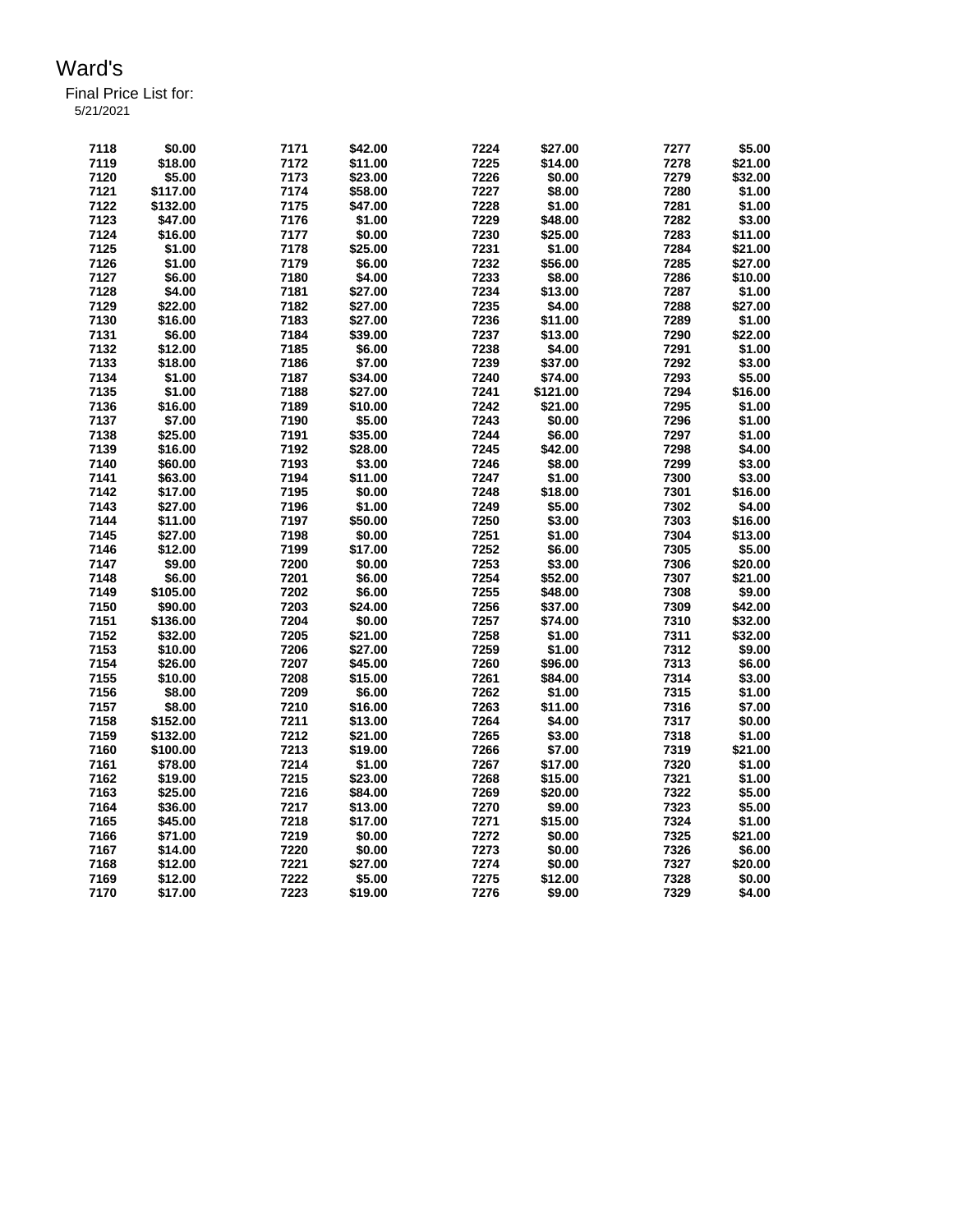# Ward's

Final Price List for:
5/21/2021

| | | | | | | | |
|---|---|---|---|---|---|---|---|
| 7118 | $0.00 | 7171 | $42.00 | 7224 | $27.00 | 7277 | $5.00 |
| 7119 | $18.00 | 7172 | $11.00 | 7225 | $14.00 | 7278 | $21.00 |
| 7120 | $5.00 | 7173 | $23.00 | 7226 | $0.00 | 7279 | $32.00 |
| 7121 | $117.00 | 7174 | $58.00 | 7227 | $8.00 | 7280 | $1.00 |
| 7122 | $132.00 | 7175 | $47.00 | 7228 | $1.00 | 7281 | $1.00 |
| 7123 | $47.00 | 7176 | $1.00 | 7229 | $48.00 | 7282 | $3.00 |
| 7124 | $16.00 | 7177 | $0.00 | 7230 | $25.00 | 7283 | $11.00 |
| 7125 | $1.00 | 7178 | $25.00 | 7231 | $1.00 | 7284 | $21.00 |
| 7126 | $1.00 | 7179 | $6.00 | 7232 | $56.00 | 7285 | $27.00 |
| 7127 | $6.00 | 7180 | $4.00 | 7233 | $8.00 | 7286 | $10.00 |
| 7128 | $4.00 | 7181 | $27.00 | 7234 | $13.00 | 7287 | $1.00 |
| 7129 | $22.00 | 7182 | $27.00 | 7235 | $4.00 | 7288 | $27.00 |
| 7130 | $16.00 | 7183 | $27.00 | 7236 | $11.00 | 7289 | $1.00 |
| 7131 | $6.00 | 7184 | $39.00 | 7237 | $13.00 | 7290 | $22.00 |
| 7132 | $12.00 | 7185 | $6.00 | 7238 | $4.00 | 7291 | $1.00 |
| 7133 | $18.00 | 7186 | $7.00 | 7239 | $37.00 | 7292 | $3.00 |
| 7134 | $1.00 | 7187 | $34.00 | 7240 | $74.00 | 7293 | $5.00 |
| 7135 | $1.00 | 7188 | $27.00 | 7241 | $121.00 | 7294 | $16.00 |
| 7136 | $16.00 | 7189 | $10.00 | 7242 | $21.00 | 7295 | $1.00 |
| 7137 | $7.00 | 7190 | $5.00 | 7243 | $0.00 | 7296 | $1.00 |
| 7138 | $25.00 | 7191 | $35.00 | 7244 | $6.00 | 7297 | $1.00 |
| 7139 | $16.00 | 7192 | $28.00 | 7245 | $42.00 | 7298 | $4.00 |
| 7140 | $60.00 | 7193 | $3.00 | 7246 | $8.00 | 7299 | $3.00 |
| 7141 | $63.00 | 7194 | $11.00 | 7247 | $1.00 | 7300 | $3.00 |
| 7142 | $17.00 | 7195 | $0.00 | 7248 | $18.00 | 7301 | $16.00 |
| 7143 | $27.00 | 7196 | $1.00 | 7249 | $5.00 | 7302 | $4.00 |
| 7144 | $11.00 | 7197 | $50.00 | 7250 | $3.00 | 7303 | $16.00 |
| 7145 | $27.00 | 7198 | $0.00 | 7251 | $1.00 | 7304 | $13.00 |
| 7146 | $12.00 | 7199 | $17.00 | 7252 | $6.00 | 7305 | $5.00 |
| 7147 | $9.00 | 7200 | $0.00 | 7253 | $3.00 | 7306 | $20.00 |
| 7148 | $6.00 | 7201 | $6.00 | 7254 | $52.00 | 7307 | $21.00 |
| 7149 | $105.00 | 7202 | $6.00 | 7255 | $48.00 | 7308 | $9.00 |
| 7150 | $90.00 | 7203 | $24.00 | 7256 | $37.00 | 7309 | $42.00 |
| 7151 | $136.00 | 7204 | $0.00 | 7257 | $74.00 | 7310 | $32.00 |
| 7152 | $32.00 | 7205 | $21.00 | 7258 | $1.00 | 7311 | $32.00 |
| 7153 | $10.00 | 7206 | $27.00 | 7259 | $1.00 | 7312 | $9.00 |
| 7154 | $26.00 | 7207 | $45.00 | 7260 | $96.00 | 7313 | $6.00 |
| 7155 | $10.00 | 7208 | $15.00 | 7261 | $84.00 | 7314 | $3.00 |
| 7156 | $8.00 | 7209 | $6.00 | 7262 | $1.00 | 7315 | $1.00 |
| 7157 | $8.00 | 7210 | $16.00 | 7263 | $11.00 | 7316 | $7.00 |
| 7158 | $152.00 | 7211 | $13.00 | 7264 | $4.00 | 7317 | $0.00 |
| 7159 | $132.00 | 7212 | $21.00 | 7265 | $3.00 | 7318 | $1.00 |
| 7160 | $100.00 | 7213 | $19.00 | 7266 | $7.00 | 7319 | $21.00 |
| 7161 | $78.00 | 7214 | $1.00 | 7267 | $17.00 | 7320 | $1.00 |
| 7162 | $19.00 | 7215 | $23.00 | 7268 | $15.00 | 7321 | $1.00 |
| 7163 | $25.00 | 7216 | $84.00 | 7269 | $20.00 | 7322 | $5.00 |
| 7164 | $36.00 | 7217 | $13.00 | 7270 | $9.00 | 7323 | $5.00 |
| 7165 | $45.00 | 7218 | $17.00 | 7271 | $15.00 | 7324 | $1.00 |
| 7166 | $71.00 | 7219 | $0.00 | 7272 | $0.00 | 7325 | $21.00 |
| 7167 | $14.00 | 7220 | $0.00 | 7273 | $0.00 | 7326 | $6.00 |
| 7168 | $12.00 | 7221 | $27.00 | 7274 | $0.00 | 7327 | $20.00 |
| 7169 | $12.00 | 7222 | $5.00 | 7275 | $12.00 | 7328 | $0.00 |
| 7170 | $17.00 | 7223 | $19.00 | 7276 | $9.00 | 7329 | $4.00 |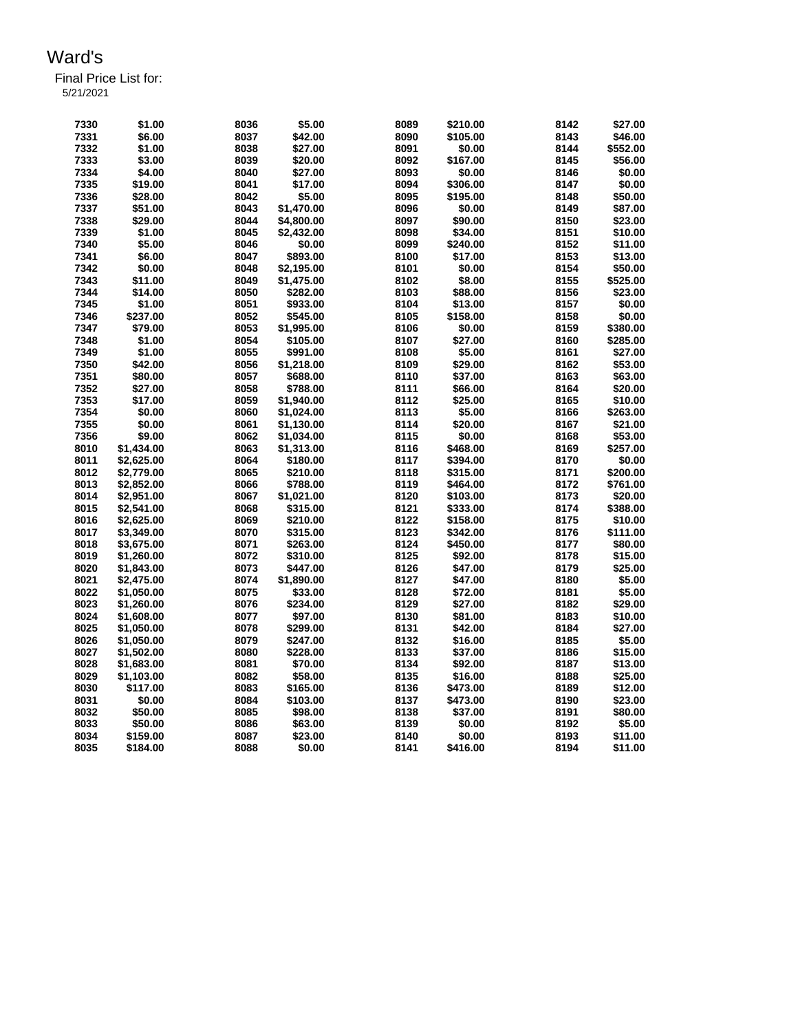# Ward's

Final Price List for:
5/21/2021

| | | | | | | | |
|---|---|---|---|---|---|---|---|
| 7330 | $1.00 | 8036 | $5.00 | 8089 | $210.00 | 8142 | $27.00 |
| 7331 | $6.00 | 8037 | $42.00 | 8090 | $105.00 | 8143 | $46.00 |
| 7332 | $1.00 | 8038 | $27.00 | 8091 | $0.00 | 8144 | $552.00 |
| 7333 | $3.00 | 8039 | $20.00 | 8092 | $167.00 | 8145 | $56.00 |
| 7334 | $4.00 | 8040 | $27.00 | 8093 | $0.00 | 8146 | $0.00 |
| 7335 | $19.00 | 8041 | $17.00 | 8094 | $306.00 | 8147 | $0.00 |
| 7336 | $28.00 | 8042 | $5.00 | 8095 | $195.00 | 8148 | $50.00 |
| 7337 | $51.00 | 8043 | $1,470.00 | 8096 | $0.00 | 8149 | $87.00 |
| 7338 | $29.00 | 8044 | $4,800.00 | 8097 | $90.00 | 8150 | $23.00 |
| 7339 | $1.00 | 8045 | $2,432.00 | 8098 | $34.00 | 8151 | $10.00 |
| 7340 | $5.00 | 8046 | $0.00 | 8099 | $240.00 | 8152 | $11.00 |
| 7341 | $6.00 | 8047 | $893.00 | 8100 | $17.00 | 8153 | $13.00 |
| 7342 | $0.00 | 8048 | $2,195.00 | 8101 | $0.00 | 8154 | $50.00 |
| 7343 | $11.00 | 8049 | $1,475.00 | 8102 | $8.00 | 8155 | $525.00 |
| 7344 | $14.00 | 8050 | $282.00 | 8103 | $88.00 | 8156 | $23.00 |
| 7345 | $1.00 | 8051 | $933.00 | 8104 | $13.00 | 8157 | $0.00 |
| 7346 | $237.00 | 8052 | $545.00 | 8105 | $158.00 | 8158 | $0.00 |
| 7347 | $79.00 | 8053 | $1,995.00 | 8106 | $0.00 | 8159 | $380.00 |
| 7348 | $1.00 | 8054 | $105.00 | 8107 | $27.00 | 8160 | $285.00 |
| 7349 | $1.00 | 8055 | $991.00 | 8108 | $5.00 | 8161 | $27.00 |
| 7350 | $42.00 | 8056 | $1,218.00 | 8109 | $29.00 | 8162 | $53.00 |
| 7351 | $80.00 | 8057 | $688.00 | 8110 | $37.00 | 8163 | $63.00 |
| 7352 | $27.00 | 8058 | $788.00 | 8111 | $66.00 | 8164 | $20.00 |
| 7353 | $17.00 | 8059 | $1,940.00 | 8112 | $25.00 | 8165 | $10.00 |
| 7354 | $0.00 | 8060 | $1,024.00 | 8113 | $5.00 | 8166 | $263.00 |
| 7355 | $0.00 | 8061 | $1,130.00 | 8114 | $20.00 | 8167 | $21.00 |
| 7356 | $9.00 | 8062 | $1,034.00 | 8115 | $0.00 | 8168 | $53.00 |
| 8010 | $1,434.00 | 8063 | $1,313.00 | 8116 | $468.00 | 8169 | $257.00 |
| 8011 | $2,625.00 | 8064 | $180.00 | 8117 | $394.00 | 8170 | $0.00 |
| 8012 | $2,779.00 | 8065 | $210.00 | 8118 | $315.00 | 8171 | $200.00 |
| 8013 | $2,852.00 | 8066 | $788.00 | 8119 | $464.00 | 8172 | $761.00 |
| 8014 | $2,951.00 | 8067 | $1,021.00 | 8120 | $103.00 | 8173 | $20.00 |
| 8015 | $2,541.00 | 8068 | $315.00 | 8121 | $333.00 | 8174 | $388.00 |
| 8016 | $2,625.00 | 8069 | $210.00 | 8122 | $158.00 | 8175 | $10.00 |
| 8017 | $3,349.00 | 8070 | $315.00 | 8123 | $342.00 | 8176 | $111.00 |
| 8018 | $3,675.00 | 8071 | $263.00 | 8124 | $450.00 | 8177 | $80.00 |
| 8019 | $1,260.00 | 8072 | $310.00 | 8125 | $92.00 | 8178 | $15.00 |
| 8020 | $1,843.00 | 8073 | $447.00 | 8126 | $47.00 | 8179 | $25.00 |
| 8021 | $2,475.00 | 8074 | $1,890.00 | 8127 | $47.00 | 8180 | $5.00 |
| 8022 | $1,050.00 | 8075 | $33.00 | 8128 | $72.00 | 8181 | $5.00 |
| 8023 | $1,260.00 | 8076 | $234.00 | 8129 | $27.00 | 8182 | $29.00 |
| 8024 | $1,608.00 | 8077 | $97.00 | 8130 | $81.00 | 8183 | $10.00 |
| 8025 | $1,050.00 | 8078 | $299.00 | 8131 | $42.00 | 8184 | $27.00 |
| 8026 | $1,050.00 | 8079 | $247.00 | 8132 | $16.00 | 8185 | $5.00 |
| 8027 | $1,502.00 | 8080 | $228.00 | 8133 | $37.00 | 8186 | $15.00 |
| 8028 | $1,683.00 | 8081 | $70.00 | 8134 | $92.00 | 8187 | $13.00 |
| 8029 | $1,103.00 | 8082 | $58.00 | 8135 | $16.00 | 8188 | $25.00 |
| 8030 | $117.00 | 8083 | $165.00 | 8136 | $473.00 | 8189 | $12.00 |
| 8031 | $0.00 | 8084 | $103.00 | 8137 | $473.00 | 8190 | $23.00 |
| 8032 | $50.00 | 8085 | $98.00 | 8138 | $37.00 | 8191 | $80.00 |
| 8033 | $50.00 | 8086 | $63.00 | 8139 | $0.00 | 8192 | $5.00 |
| 8034 | $159.00 | 8087 | $23.00 | 8140 | $0.00 | 8193 | $11.00 |
| 8035 | $184.00 | 8088 | $0.00 | 8141 | $416.00 | 8194 | $11.00 |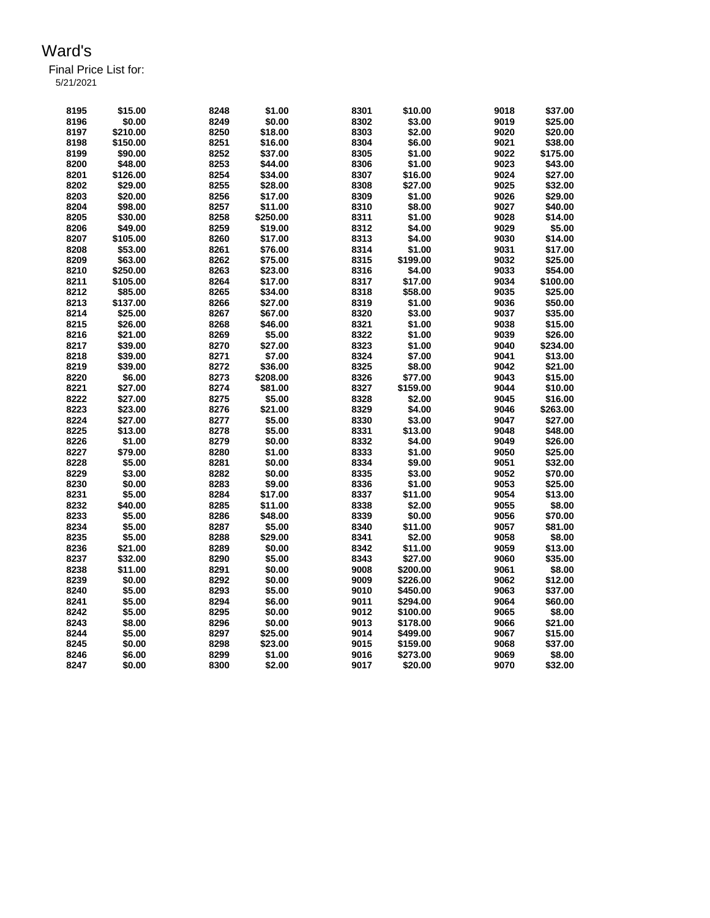# Ward's

Final Price List for:
5/21/2021

| | | | | | | | |
|---|---|---|---|---|---|---|---|
| 8195 | $15.00 | 8248 | $1.00 | 8301 | $10.00 | 9018 | $37.00 |
| 8196 | $0.00 | 8249 | $0.00 | 8302 | $3.00 | 9019 | $25.00 |
| 8197 | $210.00 | 8250 | $18.00 | 8303 | $2.00 | 9020 | $20.00 |
| 8198 | $150.00 | 8251 | $16.00 | 8304 | $6.00 | 9021 | $38.00 |
| 8199 | $90.00 | 8252 | $37.00 | 8305 | $1.00 | 9022 | $175.00 |
| 8200 | $48.00 | 8253 | $44.00 | 8306 | $1.00 | 9023 | $43.00 |
| 8201 | $126.00 | 8254 | $34.00 | 8307 | $16.00 | 9024 | $27.00 |
| 8202 | $29.00 | 8255 | $28.00 | 8308 | $27.00 | 9025 | $32.00 |
| 8203 | $20.00 | 8256 | $17.00 | 8309 | $1.00 | 9026 | $29.00 |
| 8204 | $98.00 | 8257 | $11.00 | 8310 | $8.00 | 9027 | $40.00 |
| 8205 | $30.00 | 8258 | $250.00 | 8311 | $1.00 | 9028 | $14.00 |
| 8206 | $49.00 | 8259 | $19.00 | 8312 | $4.00 | 9029 | $5.00 |
| 8207 | $105.00 | 8260 | $17.00 | 8313 | $4.00 | 9030 | $14.00 |
| 8208 | $53.00 | 8261 | $76.00 | 8314 | $1.00 | 9031 | $17.00 |
| 8209 | $63.00 | 8262 | $75.00 | 8315 | $199.00 | 9032 | $25.00 |
| 8210 | $250.00 | 8263 | $23.00 | 8316 | $4.00 | 9033 | $54.00 |
| 8211 | $105.00 | 8264 | $17.00 | 8317 | $17.00 | 9034 | $100.00 |
| 8212 | $85.00 | 8265 | $34.00 | 8318 | $58.00 | 9035 | $25.00 |
| 8213 | $137.00 | 8266 | $27.00 | 8319 | $1.00 | 9036 | $50.00 |
| 8214 | $25.00 | 8267 | $67.00 | 8320 | $3.00 | 9037 | $35.00 |
| 8215 | $26.00 | 8268 | $46.00 | 8321 | $1.00 | 9038 | $15.00 |
| 8216 | $21.00 | 8269 | $5.00 | 8322 | $1.00 | 9039 | $26.00 |
| 8217 | $39.00 | 8270 | $27.00 | 8323 | $1.00 | 9040 | $234.00 |
| 8218 | $39.00 | 8271 | $7.00 | 8324 | $7.00 | 9041 | $13.00 |
| 8219 | $39.00 | 8272 | $36.00 | 8325 | $8.00 | 9042 | $21.00 |
| 8220 | $6.00 | 8273 | $208.00 | 8326 | $77.00 | 9043 | $15.00 |
| 8221 | $27.00 | 8274 | $81.00 | 8327 | $159.00 | 9044 | $10.00 |
| 8222 | $27.00 | 8275 | $5.00 | 8328 | $2.00 | 9045 | $16.00 |
| 8223 | $23.00 | 8276 | $21.00 | 8329 | $4.00 | 9046 | $263.00 |
| 8224 | $27.00 | 8277 | $5.00 | 8330 | $3.00 | 9047 | $27.00 |
| 8225 | $13.00 | 8278 | $5.00 | 8331 | $13.00 | 9048 | $48.00 |
| 8226 | $1.00 | 8279 | $0.00 | 8332 | $4.00 | 9049 | $26.00 |
| 8227 | $79.00 | 8280 | $1.00 | 8333 | $1.00 | 9050 | $25.00 |
| 8228 | $5.00 | 8281 | $0.00 | 8334 | $9.00 | 9051 | $32.00 |
| 8229 | $3.00 | 8282 | $0.00 | 8335 | $3.00 | 9052 | $70.00 |
| 8230 | $0.00 | 8283 | $9.00 | 8336 | $1.00 | 9053 | $25.00 |
| 8231 | $5.00 | 8284 | $17.00 | 8337 | $11.00 | 9054 | $13.00 |
| 8232 | $40.00 | 8285 | $11.00 | 8338 | $2.00 | 9055 | $8.00 |
| 8233 | $5.00 | 8286 | $48.00 | 8339 | $0.00 | 9056 | $70.00 |
| 8234 | $5.00 | 8287 | $5.00 | 8340 | $11.00 | 9057 | $81.00 |
| 8235 | $5.00 | 8288 | $29.00 | 8341 | $2.00 | 9058 | $8.00 |
| 8236 | $21.00 | 8289 | $0.00 | 8342 | $11.00 | 9059 | $13.00 |
| 8237 | $32.00 | 8290 | $5.00 | 8343 | $27.00 | 9060 | $35.00 |
| 8238 | $11.00 | 8291 | $0.00 | 9008 | $200.00 | 9061 | $8.00 |
| 8239 | $0.00 | 8292 | $0.00 | 9009 | $226.00 | 9062 | $12.00 |
| 8240 | $5.00 | 8293 | $5.00 | 9010 | $450.00 | 9063 | $37.00 |
| 8241 | $5.00 | 8294 | $6.00 | 9011 | $294.00 | 9064 | $60.00 |
| 8242 | $5.00 | 8295 | $0.00 | 9012 | $100.00 | 9065 | $8.00 |
| 8243 | $8.00 | 8296 | $0.00 | 9013 | $178.00 | 9066 | $21.00 |
| 8244 | $5.00 | 8297 | $25.00 | 9014 | $499.00 | 9067 | $15.00 |
| 8245 | $0.00 | 8298 | $23.00 | 9015 | $159.00 | 9068 | $37.00 |
| 8246 | $6.00 | 8299 | $1.00 | 9016 | $273.00 | 9069 | $8.00 |
| 8247 | $0.00 | 8300 | $2.00 | 9017 | $20.00 | 9070 | $32.00 |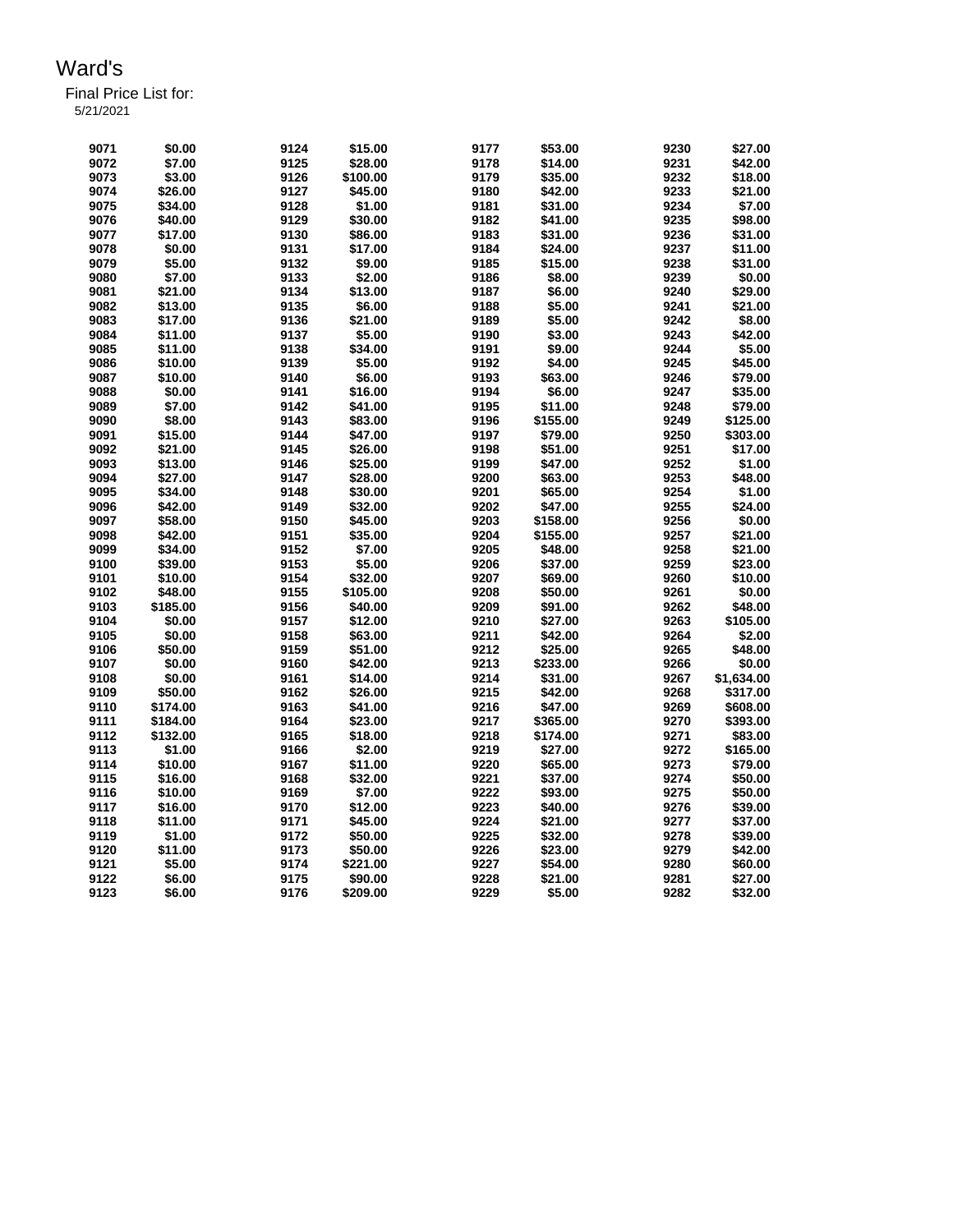# Ward's

Final Price List for:
5/21/2021

| | | | | | | | |
|---|---|---|---|---|---|---|---|
| 9071 | $0.00 | 9124 | $15.00 | 9177 | $53.00 | 9230 | $27.00 |
| 9072 | $7.00 | 9125 | $28.00 | 9178 | $14.00 | 9231 | $42.00 |
| 9073 | $3.00 | 9126 | $100.00 | 9179 | $35.00 | 9232 | $18.00 |
| 9074 | $26.00 | 9127 | $45.00 | 9180 | $42.00 | 9233 | $21.00 |
| 9075 | $34.00 | 9128 | $1.00 | 9181 | $31.00 | 9234 | $7.00 |
| 9076 | $40.00 | 9129 | $30.00 | 9182 | $41.00 | 9235 | $98.00 |
| 9077 | $17.00 | 9130 | $86.00 | 9183 | $31.00 | 9236 | $31.00 |
| 9078 | $0.00 | 9131 | $17.00 | 9184 | $24.00 | 9237 | $11.00 |
| 9079 | $5.00 | 9132 | $9.00 | 9185 | $15.00 | 9238 | $31.00 |
| 9080 | $7.00 | 9133 | $2.00 | 9186 | $8.00 | 9239 | $0.00 |
| 9081 | $21.00 | 9134 | $13.00 | 9187 | $6.00 | 9240 | $29.00 |
| 9082 | $13.00 | 9135 | $6.00 | 9188 | $5.00 | 9241 | $21.00 |
| 9083 | $17.00 | 9136 | $21.00 | 9189 | $5.00 | 9242 | $8.00 |
| 9084 | $11.00 | 9137 | $5.00 | 9190 | $3.00 | 9243 | $42.00 |
| 9085 | $11.00 | 9138 | $34.00 | 9191 | $9.00 | 9244 | $5.00 |
| 9086 | $10.00 | 9139 | $5.00 | 9192 | $4.00 | 9245 | $45.00 |
| 9087 | $10.00 | 9140 | $6.00 | 9193 | $63.00 | 9246 | $79.00 |
| 9088 | $0.00 | 9141 | $16.00 | 9194 | $6.00 | 9247 | $35.00 |
| 9089 | $7.00 | 9142 | $41.00 | 9195 | $11.00 | 9248 | $79.00 |
| 9090 | $8.00 | 9143 | $83.00 | 9196 | $155.00 | 9249 | $125.00 |
| 9091 | $15.00 | 9144 | $47.00 | 9197 | $79.00 | 9250 | $303.00 |
| 9092 | $21.00 | 9145 | $26.00 | 9198 | $51.00 | 9251 | $17.00 |
| 9093 | $13.00 | 9146 | $25.00 | 9199 | $47.00 | 9252 | $1.00 |
| 9094 | $27.00 | 9147 | $28.00 | 9200 | $63.00 | 9253 | $48.00 |
| 9095 | $34.00 | 9148 | $30.00 | 9201 | $65.00 | 9254 | $1.00 |
| 9096 | $42.00 | 9149 | $32.00 | 9202 | $47.00 | 9255 | $24.00 |
| 9097 | $58.00 | 9150 | $45.00 | 9203 | $158.00 | 9256 | $0.00 |
| 9098 | $42.00 | 9151 | $35.00 | 9204 | $155.00 | 9257 | $21.00 |
| 9099 | $34.00 | 9152 | $7.00 | 9205 | $48.00 | 9258 | $21.00 |
| 9100 | $39.00 | 9153 | $5.00 | 9206 | $37.00 | 9259 | $23.00 |
| 9101 | $10.00 | 9154 | $32.00 | 9207 | $69.00 | 9260 | $10.00 |
| 9102 | $48.00 | 9155 | $105.00 | 9208 | $50.00 | 9261 | $0.00 |
| 9103 | $185.00 | 9156 | $40.00 | 9209 | $91.00 | 9262 | $48.00 |
| 9104 | $0.00 | 9157 | $12.00 | 9210 | $27.00 | 9263 | $105.00 |
| 9105 | $0.00 | 9158 | $63.00 | 9211 | $42.00 | 9264 | $2.00 |
| 9106 | $50.00 | 9159 | $51.00 | 9212 | $25.00 | 9265 | $48.00 |
| 9107 | $0.00 | 9160 | $42.00 | 9213 | $233.00 | 9266 | $0.00 |
| 9108 | $0.00 | 9161 | $14.00 | 9214 | $31.00 | 9267 | $1,634.00 |
| 9109 | $50.00 | 9162 | $26.00 | 9215 | $42.00 | 9268 | $317.00 |
| 9110 | $174.00 | 9163 | $41.00 | 9216 | $47.00 | 9269 | $608.00 |
| 9111 | $184.00 | 9164 | $23.00 | 9217 | $365.00 | 9270 | $393.00 |
| 9112 | $132.00 | 9165 | $18.00 | 9218 | $174.00 | 9271 | $83.00 |
| 9113 | $1.00 | 9166 | $2.00 | 9219 | $27.00 | 9272 | $165.00 |
| 9114 | $10.00 | 9167 | $11.00 | 9220 | $65.00 | 9273 | $79.00 |
| 9115 | $16.00 | 9168 | $32.00 | 9221 | $37.00 | 9274 | $50.00 |
| 9116 | $10.00 | 9169 | $7.00 | 9222 | $93.00 | 9275 | $50.00 |
| 9117 | $16.00 | 9170 | $12.00 | 9223 | $40.00 | 9276 | $39.00 |
| 9118 | $11.00 | 9171 | $45.00 | 9224 | $21.00 | 9277 | $37.00 |
| 9119 | $1.00 | 9172 | $50.00 | 9225 | $32.00 | 9278 | $39.00 |
| 9120 | $11.00 | 9173 | $50.00 | 9226 | $23.00 | 9279 | $42.00 |
| 9121 | $5.00 | 9174 | $221.00 | 9227 | $54.00 | 9280 | $60.00 |
| 9122 | $6.00 | 9175 | $90.00 | 9228 | $21.00 | 9281 | $27.00 |
| 9123 | $6.00 | 9176 | $209.00 | 9229 | $5.00 | 9282 | $32.00 |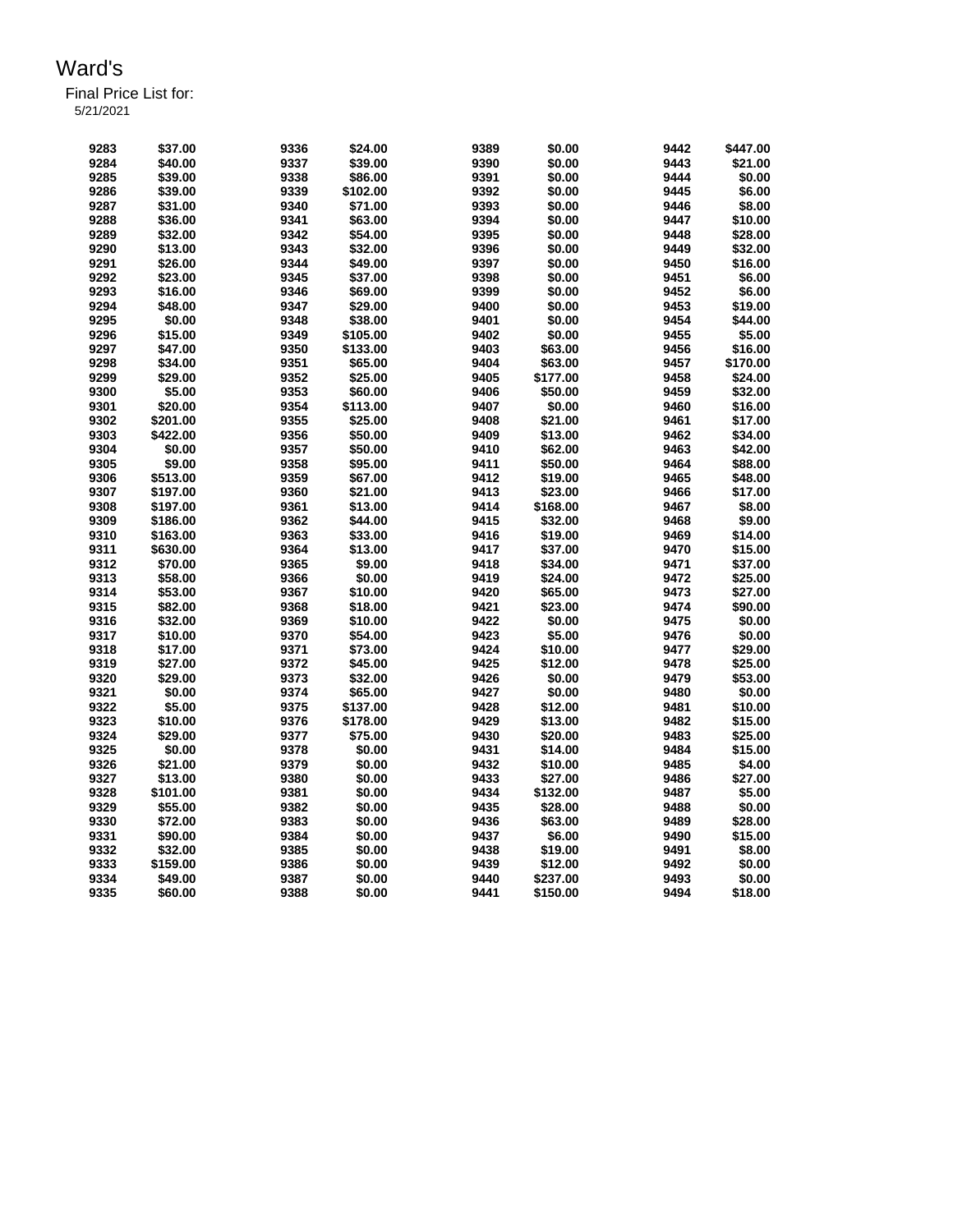# Ward's

Final Price List for:
5/21/2021

| | | | | | | | |
|---|---|---|---|---|---|---|---|
| 9283 | $37.00 | 9336 | $24.00 | 9389 | $0.00 | 9442 | $447.00 |
| 9284 | $40.00 | 9337 | $39.00 | 9390 | $0.00 | 9443 | $21.00 |
| 9285 | $39.00 | 9338 | $86.00 | 9391 | $0.00 | 9444 | $0.00 |
| 9286 | $39.00 | 9339 | $102.00 | 9392 | $0.00 | 9445 | $6.00 |
| 9287 | $31.00 | 9340 | $71.00 | 9393 | $0.00 | 9446 | $8.00 |
| 9288 | $36.00 | 9341 | $63.00 | 9394 | $0.00 | 9447 | $10.00 |
| 9289 | $32.00 | 9342 | $54.00 | 9395 | $0.00 | 9448 | $28.00 |
| 9290 | $13.00 | 9343 | $32.00 | 9396 | $0.00 | 9449 | $32.00 |
| 9291 | $26.00 | 9344 | $49.00 | 9397 | $0.00 | 9450 | $16.00 |
| 9292 | $23.00 | 9345 | $37.00 | 9398 | $0.00 | 9451 | $6.00 |
| 9293 | $16.00 | 9346 | $69.00 | 9399 | $0.00 | 9452 | $6.00 |
| 9294 | $48.00 | 9347 | $29.00 | 9400 | $0.00 | 9453 | $19.00 |
| 9295 | $0.00 | 9348 | $38.00 | 9401 | $0.00 | 9454 | $44.00 |
| 9296 | $15.00 | 9349 | $105.00 | 9402 | $0.00 | 9455 | $5.00 |
| 9297 | $47.00 | 9350 | $133.00 | 9403 | $63.00 | 9456 | $16.00 |
| 9298 | $34.00 | 9351 | $65.00 | 9404 | $63.00 | 9457 | $170.00 |
| 9299 | $29.00 | 9352 | $25.00 | 9405 | $177.00 | 9458 | $24.00 |
| 9300 | $5.00 | 9353 | $60.00 | 9406 | $50.00 | 9459 | $32.00 |
| 9301 | $20.00 | 9354 | $113.00 | 9407 | $0.00 | 9460 | $16.00 |
| 9302 | $201.00 | 9355 | $25.00 | 9408 | $21.00 | 9461 | $17.00 |
| 9303 | $422.00 | 9356 | $50.00 | 9409 | $13.00 | 9462 | $34.00 |
| 9304 | $0.00 | 9357 | $50.00 | 9410 | $62.00 | 9463 | $42.00 |
| 9305 | $9.00 | 9358 | $95.00 | 9411 | $50.00 | 9464 | $88.00 |
| 9306 | $513.00 | 9359 | $67.00 | 9412 | $19.00 | 9465 | $48.00 |
| 9307 | $197.00 | 9360 | $21.00 | 9413 | $23.00 | 9466 | $17.00 |
| 9308 | $197.00 | 9361 | $13.00 | 9414 | $168.00 | 9467 | $8.00 |
| 9309 | $186.00 | 9362 | $44.00 | 9415 | $32.00 | 9468 | $9.00 |
| 9310 | $163.00 | 9363 | $33.00 | 9416 | $19.00 | 9469 | $14.00 |
| 9311 | $630.00 | 9364 | $13.00 | 9417 | $37.00 | 9470 | $15.00 |
| 9312 | $70.00 | 9365 | $9.00 | 9418 | $34.00 | 9471 | $37.00 |
| 9313 | $58.00 | 9366 | $0.00 | 9419 | $24.00 | 9472 | $25.00 |
| 9314 | $53.00 | 9367 | $10.00 | 9420 | $65.00 | 9473 | $27.00 |
| 9315 | $82.00 | 9368 | $18.00 | 9421 | $23.00 | 9474 | $90.00 |
| 9316 | $32.00 | 9369 | $10.00 | 9422 | $0.00 | 9475 | $0.00 |
| 9317 | $10.00 | 9370 | $54.00 | 9423 | $5.00 | 9476 | $0.00 |
| 9318 | $17.00 | 9371 | $73.00 | 9424 | $10.00 | 9477 | $29.00 |
| 9319 | $27.00 | 9372 | $45.00 | 9425 | $12.00 | 9478 | $25.00 |
| 9320 | $29.00 | 9373 | $32.00 | 9426 | $0.00 | 9479 | $53.00 |
| 9321 | $0.00 | 9374 | $65.00 | 9427 | $0.00 | 9480 | $0.00 |
| 9322 | $5.00 | 9375 | $137.00 | 9428 | $12.00 | 9481 | $10.00 |
| 9323 | $10.00 | 9376 | $178.00 | 9429 | $13.00 | 9482 | $15.00 |
| 9324 | $29.00 | 9377 | $75.00 | 9430 | $20.00 | 9483 | $25.00 |
| 9325 | $0.00 | 9378 | $0.00 | 9431 | $14.00 | 9484 | $15.00 |
| 9326 | $21.00 | 9379 | $0.00 | 9432 | $10.00 | 9485 | $4.00 |
| 9327 | $13.00 | 9380 | $0.00 | 9433 | $27.00 | 9486 | $27.00 |
| 9328 | $101.00 | 9381 | $0.00 | 9434 | $132.00 | 9487 | $5.00 |
| 9329 | $55.00 | 9382 | $0.00 | 9435 | $28.00 | 9488 | $0.00 |
| 9330 | $72.00 | 9383 | $0.00 | 9436 | $63.00 | 9489 | $28.00 |
| 9331 | $90.00 | 9384 | $0.00 | 9437 | $6.00 | 9490 | $15.00 |
| 9332 | $32.00 | 9385 | $0.00 | 9438 | $19.00 | 9491 | $8.00 |
| 9333 | $159.00 | 9386 | $0.00 | 9439 | $12.00 | 9492 | $0.00 |
| 9334 | $49.00 | 9387 | $0.00 | 9440 | $237.00 | 9493 | $0.00 |
| 9335 | $60.00 | 9388 | $0.00 | 9441 | $150.00 | 9494 | $18.00 |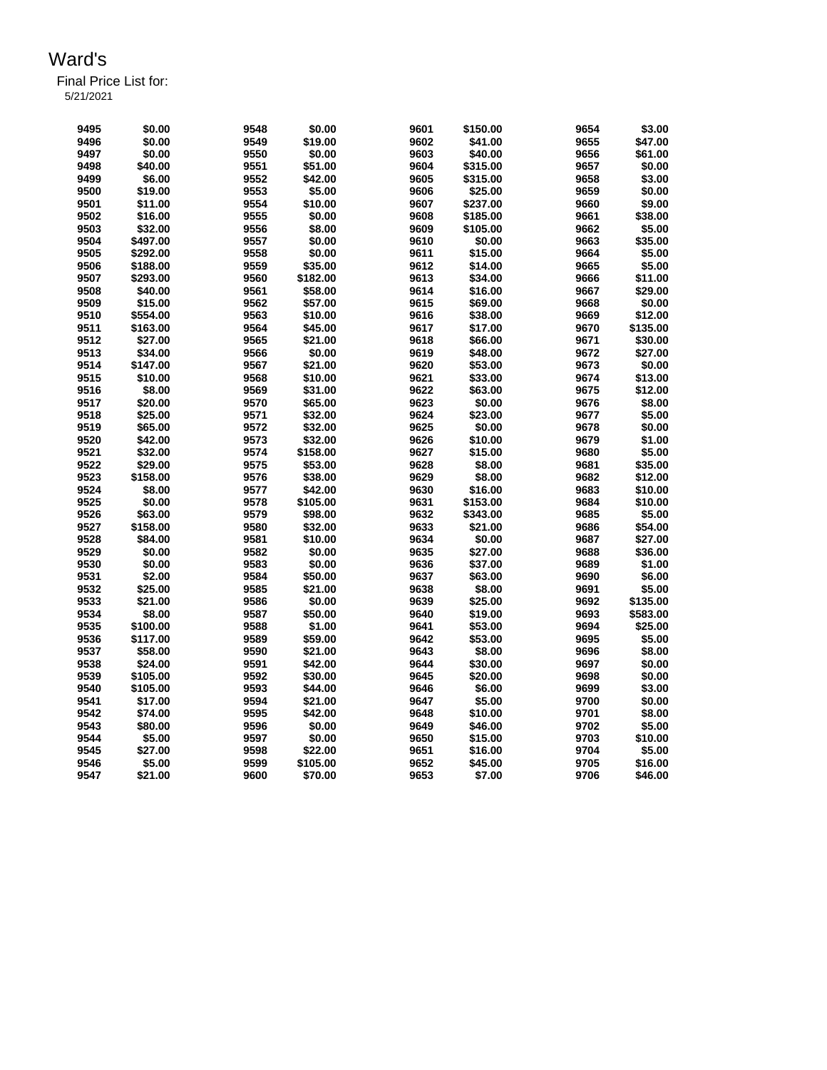# Ward's

Final Price List for:
5/21/2021

| | | | | | | | |
|---|---|---|---|---|---|---|---|
| 9495 | $0.00 | 9548 | $0.00 | 9601 | $150.00 | 9654 | $3.00 |
| 9496 | $0.00 | 9549 | $19.00 | 9602 | $41.00 | 9655 | $47.00 |
| 9497 | $0.00 | 9550 | $0.00 | 9603 | $40.00 | 9656 | $61.00 |
| 9498 | $40.00 | 9551 | $51.00 | 9604 | $315.00 | 9657 | $0.00 |
| 9499 | $6.00 | 9552 | $42.00 | 9605 | $315.00 | 9658 | $3.00 |
| 9500 | $19.00 | 9553 | $5.00 | 9606 | $25.00 | 9659 | $0.00 |
| 9501 | $11.00 | 9554 | $10.00 | 9607 | $237.00 | 9660 | $9.00 |
| 9502 | $16.00 | 9555 | $0.00 | 9608 | $185.00 | 9661 | $38.00 |
| 9503 | $32.00 | 9556 | $8.00 | 9609 | $105.00 | 9662 | $5.00 |
| 9504 | $497.00 | 9557 | $0.00 | 9610 | $0.00 | 9663 | $35.00 |
| 9505 | $292.00 | 9558 | $0.00 | 9611 | $15.00 | 9664 | $5.00 |
| 9506 | $188.00 | 9559 | $35.00 | 9612 | $14.00 | 9665 | $5.00 |
| 9507 | $293.00 | 9560 | $182.00 | 9613 | $34.00 | 9666 | $11.00 |
| 9508 | $40.00 | 9561 | $58.00 | 9614 | $16.00 | 9667 | $29.00 |
| 9509 | $15.00 | 9562 | $57.00 | 9615 | $69.00 | 9668 | $0.00 |
| 9510 | $554.00 | 9563 | $10.00 | 9616 | $38.00 | 9669 | $12.00 |
| 9511 | $163.00 | 9564 | $45.00 | 9617 | $17.00 | 9670 | $135.00 |
| 9512 | $27.00 | 9565 | $21.00 | 9618 | $66.00 | 9671 | $30.00 |
| 9513 | $34.00 | 9566 | $0.00 | 9619 | $48.00 | 9672 | $27.00 |
| 9514 | $147.00 | 9567 | $21.00 | 9620 | $53.00 | 9673 | $0.00 |
| 9515 | $10.00 | 9568 | $10.00 | 9621 | $33.00 | 9674 | $13.00 |
| 9516 | $8.00 | 9569 | $31.00 | 9622 | $63.00 | 9675 | $12.00 |
| 9517 | $20.00 | 9570 | $65.00 | 9623 | $0.00 | 9676 | $8.00 |
| 9518 | $25.00 | 9571 | $32.00 | 9624 | $23.00 | 9677 | $5.00 |
| 9519 | $65.00 | 9572 | $32.00 | 9625 | $0.00 | 9678 | $0.00 |
| 9520 | $42.00 | 9573 | $32.00 | 9626 | $10.00 | 9679 | $1.00 |
| 9521 | $32.00 | 9574 | $158.00 | 9627 | $15.00 | 9680 | $5.00 |
| 9522 | $29.00 | 9575 | $53.00 | 9628 | $8.00 | 9681 | $35.00 |
| 9523 | $158.00 | 9576 | $38.00 | 9629 | $8.00 | 9682 | $12.00 |
| 9524 | $8.00 | 9577 | $42.00 | 9630 | $16.00 | 9683 | $10.00 |
| 9525 | $0.00 | 9578 | $105.00 | 9631 | $153.00 | 9684 | $10.00 |
| 9526 | $63.00 | 9579 | $98.00 | 9632 | $343.00 | 9685 | $5.00 |
| 9527 | $158.00 | 9580 | $32.00 | 9633 | $21.00 | 9686 | $54.00 |
| 9528 | $84.00 | 9581 | $10.00 | 9634 | $0.00 | 9687 | $27.00 |
| 9529 | $0.00 | 9582 | $0.00 | 9635 | $27.00 | 9688 | $36.00 |
| 9530 | $0.00 | 9583 | $0.00 | 9636 | $37.00 | 9689 | $1.00 |
| 9531 | $2.00 | 9584 | $50.00 | 9637 | $63.00 | 9690 | $6.00 |
| 9532 | $25.00 | 9585 | $21.00 | 9638 | $8.00 | 9691 | $5.00 |
| 9533 | $21.00 | 9586 | $0.00 | 9639 | $25.00 | 9692 | $135.00 |
| 9534 | $8.00 | 9587 | $50.00 | 9640 | $19.00 | 9693 | $583.00 |
| 9535 | $100.00 | 9588 | $1.00 | 9641 | $53.00 | 9694 | $25.00 |
| 9536 | $117.00 | 9589 | $59.00 | 9642 | $53.00 | 9695 | $5.00 |
| 9537 | $58.00 | 9590 | $21.00 | 9643 | $8.00 | 9696 | $8.00 |
| 9538 | $24.00 | 9591 | $42.00 | 9644 | $30.00 | 9697 | $0.00 |
| 9539 | $105.00 | 9592 | $30.00 | 9645 | $20.00 | 9698 | $0.00 |
| 9540 | $105.00 | 9593 | $44.00 | 9646 | $6.00 | 9699 | $3.00 |
| 9541 | $17.00 | 9594 | $21.00 | 9647 | $5.00 | 9700 | $0.00 |
| 9542 | $74.00 | 9595 | $42.00 | 9648 | $10.00 | 9701 | $8.00 |
| 9543 | $80.00 | 9596 | $0.00 | 9649 | $46.00 | 9702 | $5.00 |
| 9544 | $5.00 | 9597 | $0.00 | 9650 | $15.00 | 9703 | $10.00 |
| 9545 | $27.00 | 9598 | $22.00 | 9651 | $16.00 | 9704 | $5.00 |
| 9546 | $5.00 | 9599 | $105.00 | 9652 | $45.00 | 9705 | $16.00 |
| 9547 | $21.00 | 9600 | $70.00 | 9653 | $7.00 | 9706 | $46.00 |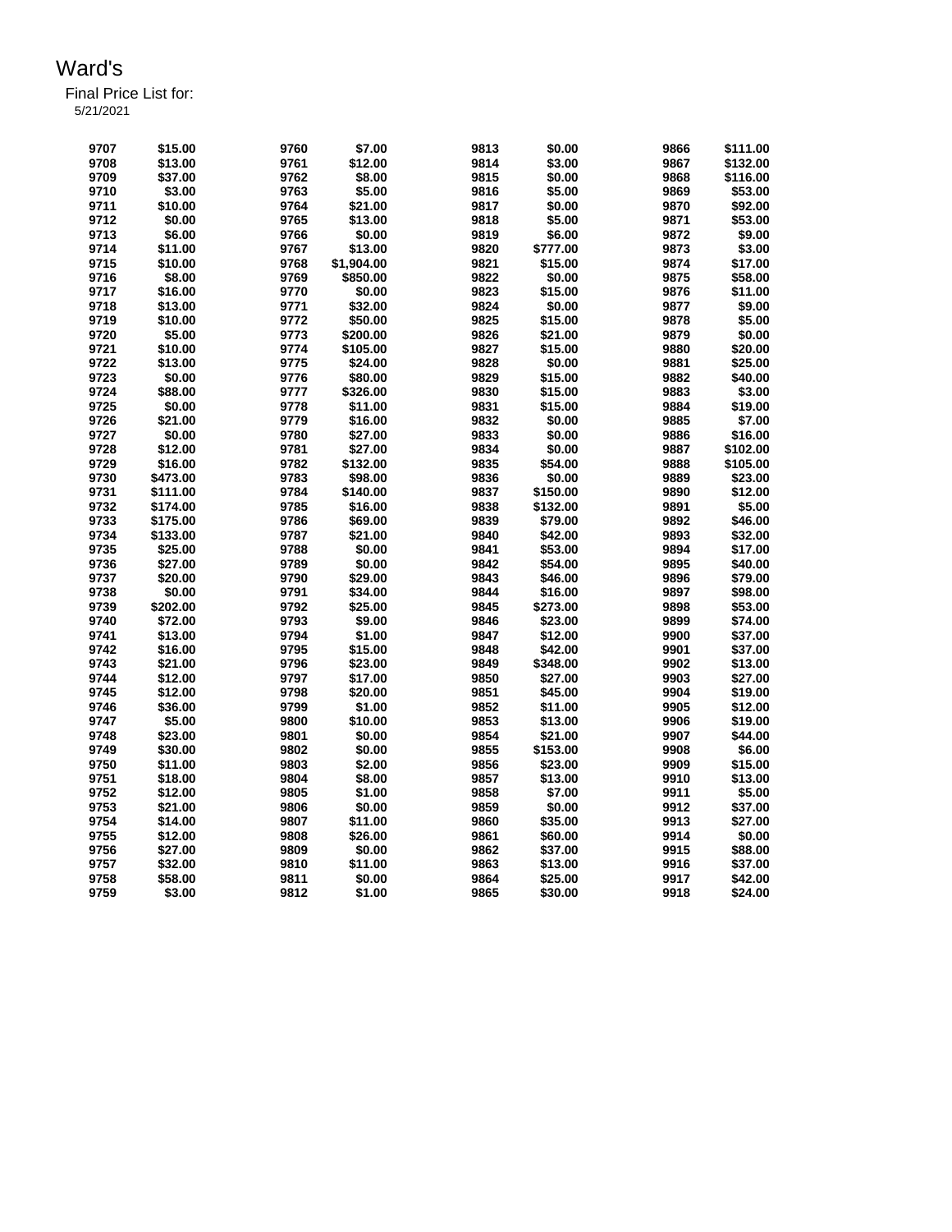# Ward's

Final Price List for:

5/21/2021

| | | | | | | | |
|---|---|---|---|---|---|---|---|
| 9707 | $15.00 | 9760 | $7.00 | 9813 | $0.00 | 9866 | $111.00 |
| 9708 | $13.00 | 9761 | $12.00 | 9814 | $3.00 | 9867 | $132.00 |
| 9709 | $37.00 | 9762 | $8.00 | 9815 | $0.00 | 9868 | $116.00 |
| 9710 | $3.00 | 9763 | $5.00 | 9816 | $5.00 | 9869 | $53.00 |
| 9711 | $10.00 | 9764 | $21.00 | 9817 | $0.00 | 9870 | $92.00 |
| 9712 | $0.00 | 9765 | $13.00 | 9818 | $5.00 | 9871 | $53.00 |
| 9713 | $6.00 | 9766 | $0.00 | 9819 | $6.00 | 9872 | $9.00 |
| 9714 | $11.00 | 9767 | $13.00 | 9820 | $777.00 | 9873 | $3.00 |
| 9715 | $10.00 | 9768 | $1,904.00 | 9821 | $15.00 | 9874 | $17.00 |
| 9716 | $8.00 | 9769 | $850.00 | 9822 | $0.00 | 9875 | $58.00 |
| 9717 | $16.00 | 9770 | $0.00 | 9823 | $15.00 | 9876 | $11.00 |
| 9718 | $13.00 | 9771 | $32.00 | 9824 | $0.00 | 9877 | $9.00 |
| 9719 | $10.00 | 9772 | $50.00 | 9825 | $15.00 | 9878 | $5.00 |
| 9720 | $5.00 | 9773 | $200.00 | 9826 | $21.00 | 9879 | $0.00 |
| 9721 | $10.00 | 9774 | $105.00 | 9827 | $15.00 | 9880 | $20.00 |
| 9722 | $13.00 | 9775 | $24.00 | 9828 | $0.00 | 9881 | $25.00 |
| 9723 | $0.00 | 9776 | $80.00 | 9829 | $15.00 | 9882 | $40.00 |
| 9724 | $88.00 | 9777 | $326.00 | 9830 | $15.00 | 9883 | $3.00 |
| 9725 | $0.00 | 9778 | $11.00 | 9831 | $15.00 | 9884 | $19.00 |
| 9726 | $21.00 | 9779 | $16.00 | 9832 | $0.00 | 9885 | $7.00 |
| 9727 | $0.00 | 9780 | $27.00 | 9833 | $0.00 | 9886 | $16.00 |
| 9728 | $12.00 | 9781 | $27.00 | 9834 | $0.00 | 9887 | $102.00 |
| 9729 | $16.00 | 9782 | $132.00 | 9835 | $54.00 | 9888 | $105.00 |
| 9730 | $473.00 | 9783 | $98.00 | 9836 | $0.00 | 9889 | $23.00 |
| 9731 | $111.00 | 9784 | $140.00 | 9837 | $150.00 | 9890 | $12.00 |
| 9732 | $174.00 | 9785 | $16.00 | 9838 | $132.00 | 9891 | $5.00 |
| 9733 | $175.00 | 9786 | $69.00 | 9839 | $79.00 | 9892 | $46.00 |
| 9734 | $133.00 | 9787 | $21.00 | 9840 | $42.00 | 9893 | $32.00 |
| 9735 | $25.00 | 9788 | $0.00 | 9841 | $53.00 | 9894 | $17.00 |
| 9736 | $27.00 | 9789 | $0.00 | 9842 | $54.00 | 9895 | $40.00 |
| 9737 | $20.00 | 9790 | $29.00 | 9843 | $46.00 | 9896 | $79.00 |
| 9738 | $0.00 | 9791 | $34.00 | 9844 | $16.00 | 9897 | $98.00 |
| 9739 | $202.00 | 9792 | $25.00 | 9845 | $273.00 | 9898 | $53.00 |
| 9740 | $72.00 | 9793 | $9.00 | 9846 | $23.00 | 9899 | $74.00 |
| 9741 | $13.00 | 9794 | $1.00 | 9847 | $12.00 | 9900 | $37.00 |
| 9742 | $16.00 | 9795 | $15.00 | 9848 | $42.00 | 9901 | $37.00 |
| 9743 | $21.00 | 9796 | $23.00 | 9849 | $348.00 | 9902 | $13.00 |
| 9744 | $12.00 | 9797 | $17.00 | 9850 | $27.00 | 9903 | $27.00 |
| 9745 | $12.00 | 9798 | $20.00 | 9851 | $45.00 | 9904 | $19.00 |
| 9746 | $36.00 | 9799 | $1.00 | 9852 | $11.00 | 9905 | $12.00 |
| 9747 | $5.00 | 9800 | $10.00 | 9853 | $13.00 | 9906 | $19.00 |
| 9748 | $23.00 | 9801 | $0.00 | 9854 | $21.00 | 9907 | $44.00 |
| 9749 | $30.00 | 9802 | $0.00 | 9855 | $153.00 | 9908 | $6.00 |
| 9750 | $11.00 | 9803 | $2.00 | 9856 | $23.00 | 9909 | $15.00 |
| 9751 | $18.00 | 9804 | $8.00 | 9857 | $13.00 | 9910 | $13.00 |
| 9752 | $12.00 | 9805 | $1.00 | 9858 | $7.00 | 9911 | $5.00 |
| 9753 | $21.00 | 9806 | $0.00 | 9859 | $0.00 | 9912 | $37.00 |
| 9754 | $14.00 | 9807 | $11.00 | 9860 | $35.00 | 9913 | $27.00 |
| 9755 | $12.00 | 9808 | $26.00 | 9861 | $60.00 | 9914 | $0.00 |
| 9756 | $27.00 | 9809 | $0.00 | 9862 | $37.00 | 9915 | $88.00 |
| 9757 | $32.00 | 9810 | $11.00 | 9863 | $13.00 | 9916 | $37.00 |
| 9758 | $58.00 | 9811 | $0.00 | 9864 | $25.00 | 9917 | $42.00 |
| 9759 | $3.00 | 9812 | $1.00 | 9865 | $30.00 | 9918 | $24.00 |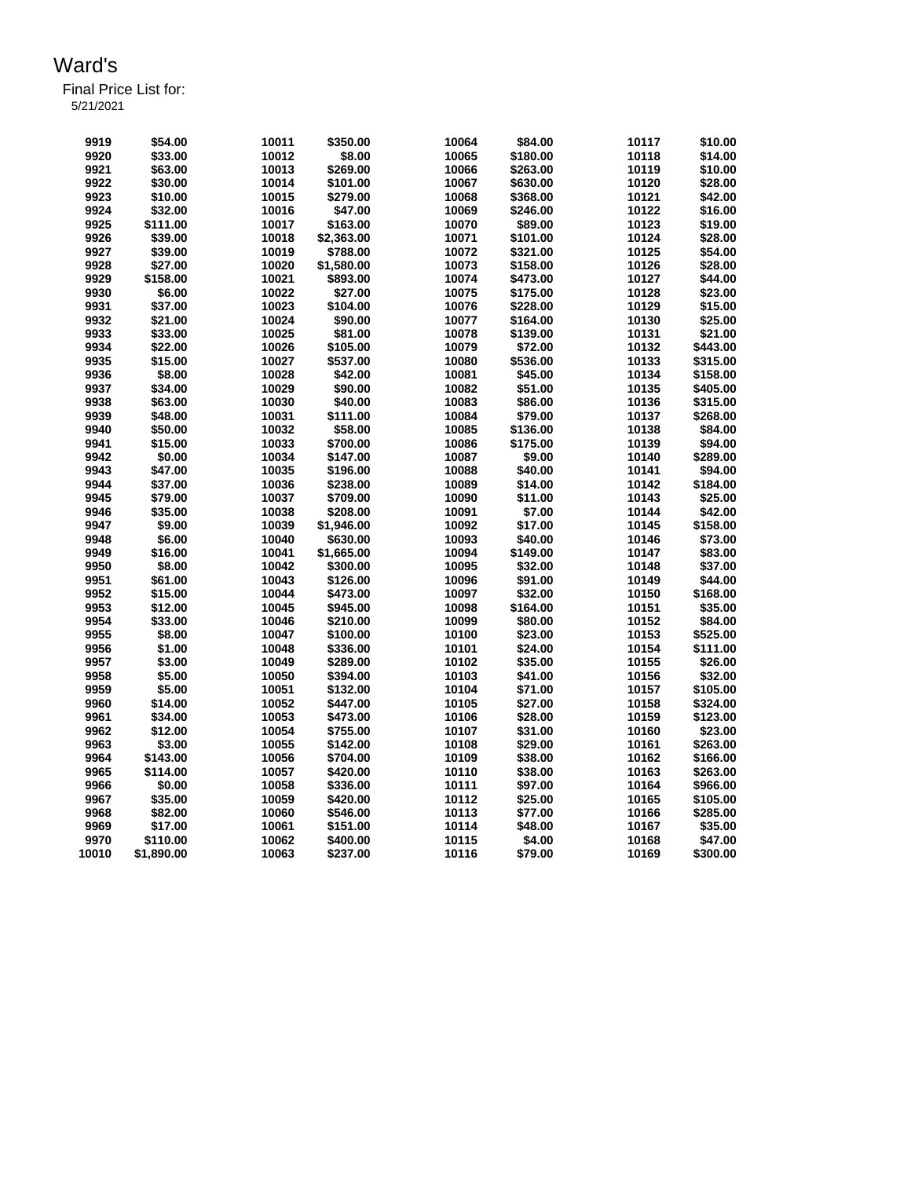# Ward's

Final Price List for:
5/21/2021

| | | | | | | | |
|---|---|---|---|---|---|---|---|
| 9919 | $54.00 | 10011 | $350.00 | 10064 | $84.00 | 10117 | $10.00 |
| 9920 | $33.00 | 10012 | $8.00 | 10065 | $180.00 | 10118 | $14.00 |
| 9921 | $63.00 | 10013 | $269.00 | 10066 | $263.00 | 10119 | $10.00 |
| 9922 | $30.00 | 10014 | $101.00 | 10067 | $630.00 | 10120 | $28.00 |
| 9923 | $10.00 | 10015 | $279.00 | 10068 | $368.00 | 10121 | $42.00 |
| 9924 | $32.00 | 10016 | $47.00 | 10069 | $246.00 | 10122 | $16.00 |
| 9925 | $111.00 | 10017 | $163.00 | 10070 | $89.00 | 10123 | $19.00 |
| 9926 | $39.00 | 10018 | $2,363.00 | 10071 | $101.00 | 10124 | $28.00 |
| 9927 | $39.00 | 10019 | $788.00 | 10072 | $321.00 | 10125 | $54.00 |
| 9928 | $27.00 | 10020 | $1,580.00 | 10073 | $158.00 | 10126 | $28.00 |
| 9929 | $158.00 | 10021 | $893.00 | 10074 | $473.00 | 10127 | $44.00 |
| 9930 | $6.00 | 10022 | $27.00 | 10075 | $175.00 | 10128 | $23.00 |
| 9931 | $37.00 | 10023 | $104.00 | 10076 | $228.00 | 10129 | $15.00 |
| 9932 | $21.00 | 10024 | $90.00 | 10077 | $164.00 | 10130 | $25.00 |
| 9933 | $33.00 | 10025 | $81.00 | 10078 | $139.00 | 10131 | $21.00 |
| 9934 | $22.00 | 10026 | $105.00 | 10079 | $72.00 | 10132 | $443.00 |
| 9935 | $15.00 | 10027 | $537.00 | 10080 | $536.00 | 10133 | $315.00 |
| 9936 | $8.00 | 10028 | $42.00 | 10081 | $45.00 | 10134 | $158.00 |
| 9937 | $34.00 | 10029 | $90.00 | 10082 | $51.00 | 10135 | $405.00 |
| 9938 | $63.00 | 10030 | $40.00 | 10083 | $86.00 | 10136 | $315.00 |
| 9939 | $48.00 | 10031 | $111.00 | 10084 | $79.00 | 10137 | $268.00 |
| 9940 | $50.00 | 10032 | $58.00 | 10085 | $136.00 | 10138 | $84.00 |
| 9941 | $15.00 | 10033 | $700.00 | 10086 | $175.00 | 10139 | $94.00 |
| 9942 | $0.00 | 10034 | $147.00 | 10087 | $9.00 | 10140 | $289.00 |
| 9943 | $47.00 | 10035 | $196.00 | 10088 | $40.00 | 10141 | $94.00 |
| 9944 | $37.00 | 10036 | $238.00 | 10089 | $14.00 | 10142 | $184.00 |
| 9945 | $79.00 | 10037 | $709.00 | 10090 | $11.00 | 10143 | $25.00 |
| 9946 | $35.00 | 10038 | $208.00 | 10091 | $7.00 | 10144 | $42.00 |
| 9947 | $9.00 | 10039 | $1,946.00 | 10092 | $17.00 | 10145 | $158.00 |
| 9948 | $6.00 | 10040 | $630.00 | 10093 | $40.00 | 10146 | $73.00 |
| 9949 | $16.00 | 10041 | $1,665.00 | 10094 | $149.00 | 10147 | $83.00 |
| 9950 | $8.00 | 10042 | $300.00 | 10095 | $32.00 | 10148 | $37.00 |
| 9951 | $61.00 | 10043 | $126.00 | 10096 | $91.00 | 10149 | $44.00 |
| 9952 | $15.00 | 10044 | $473.00 | 10097 | $32.00 | 10150 | $168.00 |
| 9953 | $12.00 | 10045 | $945.00 | 10098 | $164.00 | 10151 | $35.00 |
| 9954 | $33.00 | 10046 | $210.00 | 10099 | $80.00 | 10152 | $84.00 |
| 9955 | $8.00 | 10047 | $100.00 | 10100 | $23.00 | 10153 | $525.00 |
| 9956 | $1.00 | 10048 | $336.00 | 10101 | $24.00 | 10154 | $111.00 |
| 9957 | $3.00 | 10049 | $289.00 | 10102 | $35.00 | 10155 | $26.00 |
| 9958 | $5.00 | 10050 | $394.00 | 10103 | $41.00 | 10156 | $32.00 |
| 9959 | $5.00 | 10051 | $132.00 | 10104 | $71.00 | 10157 | $105.00 |
| 9960 | $14.00 | 10052 | $447.00 | 10105 | $27.00 | 10158 | $324.00 |
| 9961 | $34.00 | 10053 | $473.00 | 10106 | $28.00 | 10159 | $123.00 |
| 9962 | $12.00 | 10054 | $755.00 | 10107 | $31.00 | 10160 | $23.00 |
| 9963 | $3.00 | 10055 | $142.00 | 10108 | $29.00 | 10161 | $263.00 |
| 9964 | $143.00 | 10056 | $704.00 | 10109 | $38.00 | 10162 | $166.00 |
| 9965 | $114.00 | 10057 | $420.00 | 10110 | $38.00 | 10163 | $263.00 |
| 9966 | $0.00 | 10058 | $336.00 | 10111 | $97.00 | 10164 | $966.00 |
| 9967 | $35.00 | 10059 | $420.00 | 10112 | $25.00 | 10165 | $105.00 |
| 9968 | $82.00 | 10060 | $546.00 | 10113 | $77.00 | 10166 | $285.00 |
| 9969 | $17.00 | 10061 | $151.00 | 10114 | $48.00 | 10167 | $35.00 |
| 9970 | $110.00 | 10062 | $400.00 | 10115 | $4.00 | 10168 | $47.00 |
| 10010 | $1,890.00 | 10063 | $237.00 | 10116 | $79.00 | 10169 | $300.00 |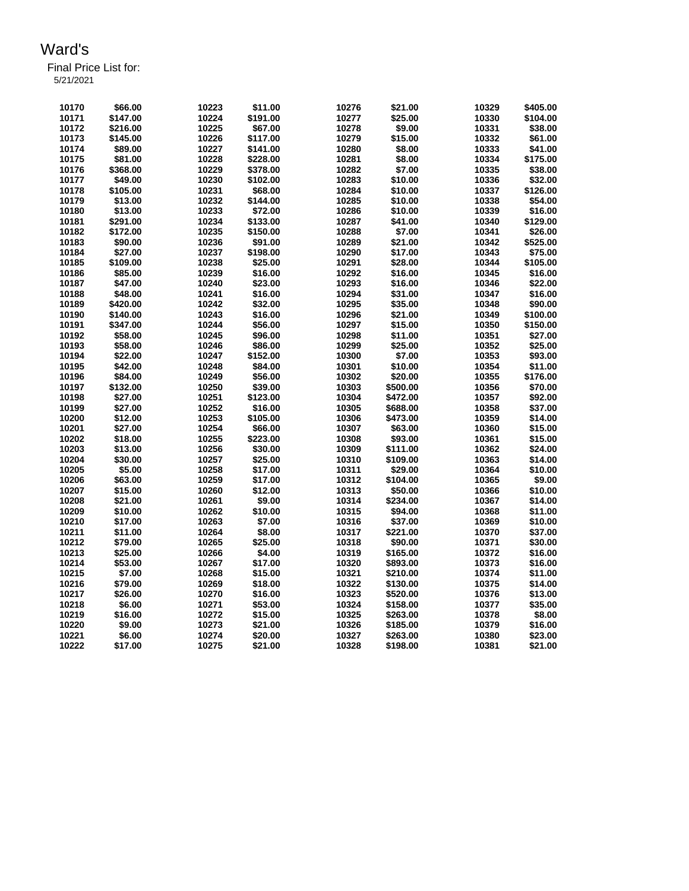# Ward's

Final Price List for:

5/21/2021

| | | | | | | | |
|---|---|---|---|---|---|---|---|
| 10170 | $66.00 | 10223 | $11.00 | 10276 | $21.00 | 10329 | $405.00 |
| 10171 | $147.00 | 10224 | $191.00 | 10277 | $25.00 | 10330 | $104.00 |
| 10172 | $216.00 | 10225 | $67.00 | 10278 | $9.00 | 10331 | $38.00 |
| 10173 | $145.00 | 10226 | $117.00 | 10279 | $15.00 | 10332 | $61.00 |
| 10174 | $89.00 | 10227 | $141.00 | 10280 | $8.00 | 10333 | $41.00 |
| 10175 | $81.00 | 10228 | $228.00 | 10281 | $8.00 | 10334 | $175.00 |
| 10176 | $368.00 | 10229 | $378.00 | 10282 | $7.00 | 10335 | $38.00 |
| 10177 | $49.00 | 10230 | $102.00 | 10283 | $10.00 | 10336 | $32.00 |
| 10178 | $105.00 | 10231 | $68.00 | 10284 | $10.00 | 10337 | $126.00 |
| 10179 | $13.00 | 10232 | $144.00 | 10285 | $10.00 | 10338 | $54.00 |
| 10180 | $13.00 | 10233 | $72.00 | 10286 | $10.00 | 10339 | $16.00 |
| 10181 | $291.00 | 10234 | $133.00 | 10287 | $41.00 | 10340 | $129.00 |
| 10182 | $172.00 | 10235 | $150.00 | 10288 | $7.00 | 10341 | $26.00 |
| 10183 | $90.00 | 10236 | $91.00 | 10289 | $21.00 | 10342 | $525.00 |
| 10184 | $27.00 | 10237 | $198.00 | 10290 | $17.00 | 10343 | $75.00 |
| 10185 | $109.00 | 10238 | $25.00 | 10291 | $28.00 | 10344 | $105.00 |
| 10186 | $85.00 | 10239 | $16.00 | 10292 | $16.00 | 10345 | $16.00 |
| 10187 | $47.00 | 10240 | $23.00 | 10293 | $16.00 | 10346 | $22.00 |
| 10188 | $48.00 | 10241 | $16.00 | 10294 | $31.00 | 10347 | $16.00 |
| 10189 | $420.00 | 10242 | $32.00 | 10295 | $35.00 | 10348 | $90.00 |
| 10190 | $140.00 | 10243 | $16.00 | 10296 | $21.00 | 10349 | $100.00 |
| 10191 | $347.00 | 10244 | $56.00 | 10297 | $15.00 | 10350 | $150.00 |
| 10192 | $58.00 | 10245 | $96.00 | 10298 | $11.00 | 10351 | $27.00 |
| 10193 | $58.00 | 10246 | $86.00 | 10299 | $25.00 | 10352 | $25.00 |
| 10194 | $22.00 | 10247 | $152.00 | 10300 | $7.00 | 10353 | $93.00 |
| 10195 | $42.00 | 10248 | $84.00 | 10301 | $10.00 | 10354 | $11.00 |
| 10196 | $84.00 | 10249 | $56.00 | 10302 | $20.00 | 10355 | $176.00 |
| 10197 | $132.00 | 10250 | $39.00 | 10303 | $500.00 | 10356 | $70.00 |
| 10198 | $27.00 | 10251 | $123.00 | 10304 | $472.00 | 10357 | $92.00 |
| 10199 | $27.00 | 10252 | $16.00 | 10305 | $688.00 | 10358 | $37.00 |
| 10200 | $12.00 | 10253 | $105.00 | 10306 | $473.00 | 10359 | $14.00 |
| 10201 | $27.00 | 10254 | $66.00 | 10307 | $63.00 | 10360 | $15.00 |
| 10202 | $18.00 | 10255 | $223.00 | 10308 | $93.00 | 10361 | $15.00 |
| 10203 | $13.00 | 10256 | $30.00 | 10309 | $111.00 | 10362 | $24.00 |
| 10204 | $30.00 | 10257 | $25.00 | 10310 | $109.00 | 10363 | $14.00 |
| 10205 | $5.00 | 10258 | $17.00 | 10311 | $29.00 | 10364 | $10.00 |
| 10206 | $63.00 | 10259 | $17.00 | 10312 | $104.00 | 10365 | $9.00 |
| 10207 | $15.00 | 10260 | $12.00 | 10313 | $50.00 | 10366 | $10.00 |
| 10208 | $21.00 | 10261 | $9.00 | 10314 | $234.00 | 10367 | $14.00 |
| 10209 | $10.00 | 10262 | $10.00 | 10315 | $94.00 | 10368 | $11.00 |
| 10210 | $17.00 | 10263 | $7.00 | 10316 | $37.00 | 10369 | $10.00 |
| 10211 | $11.00 | 10264 | $8.00 | 10317 | $221.00 | 10370 | $37.00 |
| 10212 | $79.00 | 10265 | $25.00 | 10318 | $90.00 | 10371 | $30.00 |
| 10213 | $25.00 | 10266 | $4.00 | 10319 | $165.00 | 10372 | $16.00 |
| 10214 | $53.00 | 10267 | $17.00 | 10320 | $893.00 | 10373 | $16.00 |
| 10215 | $7.00 | 10268 | $15.00 | 10321 | $210.00 | 10374 | $11.00 |
| 10216 | $79.00 | 10269 | $18.00 | 10322 | $130.00 | 10375 | $14.00 |
| 10217 | $26.00 | 10270 | $16.00 | 10323 | $520.00 | 10376 | $13.00 |
| 10218 | $6.00 | 10271 | $53.00 | 10324 | $158.00 | 10377 | $35.00 |
| 10219 | $16.00 | 10272 | $15.00 | 10325 | $263.00 | 10378 | $8.00 |
| 10220 | $9.00 | 10273 | $21.00 | 10326 | $185.00 | 10379 | $16.00 |
| 10221 | $6.00 | 10274 | $20.00 | 10327 | $263.00 | 10380 | $23.00 |
| 10222 | $17.00 | 10275 | $21.00 | 10328 | $198.00 | 10381 | $21.00 |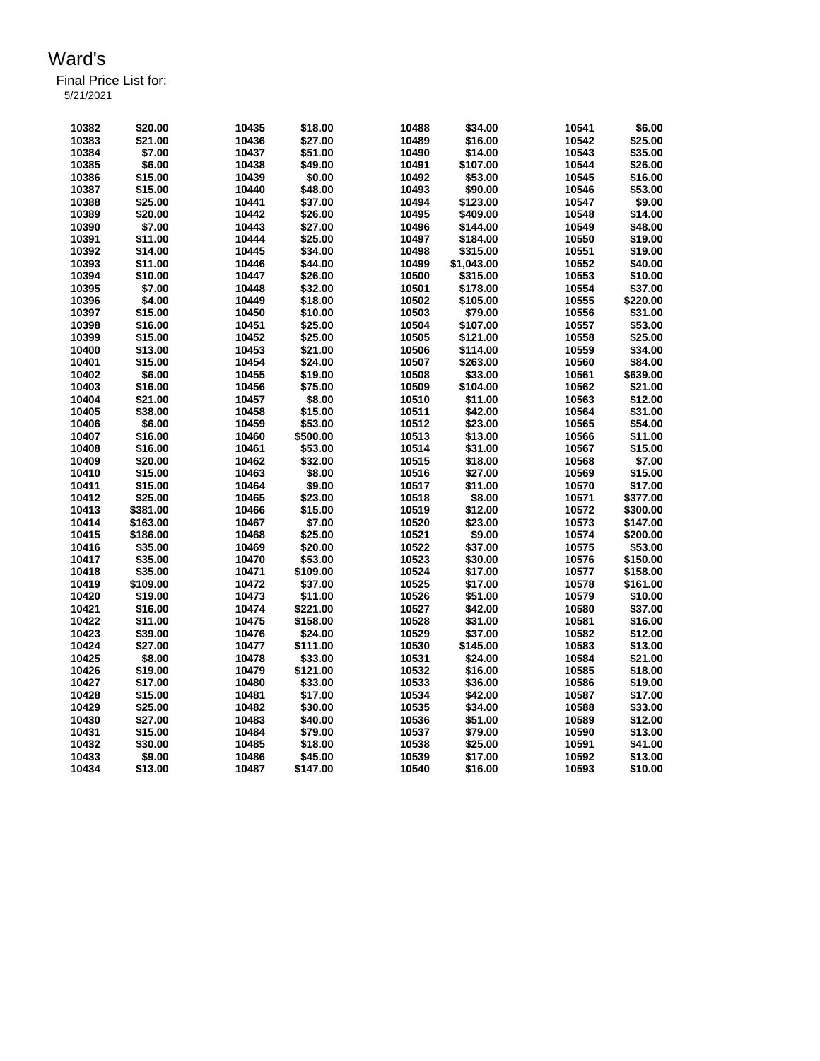# Ward's

Final Price List for:
5/21/2021

| Item | Price | Item | Price | Item | Price | Item | Price |
|---|---|---|---|---|---|---|---|
| 10382 | $20.00 | 10435 | $18.00 | 10488 | $34.00 | 10541 | $6.00 |
| 10383 | $21.00 | 10436 | $27.00 | 10489 | $16.00 | 10542 | $25.00 |
| 10384 | $7.00 | 10437 | $51.00 | 10490 | $14.00 | 10543 | $35.00 |
| 10385 | $6.00 | 10438 | $49.00 | 10491 | $107.00 | 10544 | $26.00 |
| 10386 | $15.00 | 10439 | $0.00 | 10492 | $53.00 | 10545 | $16.00 |
| 10387 | $15.00 | 10440 | $48.00 | 10493 | $90.00 | 10546 | $53.00 |
| 10388 | $25.00 | 10441 | $37.00 | 10494 | $123.00 | 10547 | $9.00 |
| 10389 | $20.00 | 10442 | $26.00 | 10495 | $409.00 | 10548 | $14.00 |
| 10390 | $7.00 | 10443 | $27.00 | 10496 | $144.00 | 10549 | $48.00 |
| 10391 | $11.00 | 10444 | $25.00 | 10497 | $184.00 | 10550 | $19.00 |
| 10392 | $14.00 | 10445 | $34.00 | 10498 | $315.00 | 10551 | $19.00 |
| 10393 | $11.00 | 10446 | $44.00 | 10499 | $1,043.00 | 10552 | $40.00 |
| 10394 | $10.00 | 10447 | $26.00 | 10500 | $315.00 | 10553 | $10.00 |
| 10395 | $7.00 | 10448 | $32.00 | 10501 | $178.00 | 10554 | $37.00 |
| 10396 | $4.00 | 10449 | $18.00 | 10502 | $105.00 | 10555 | $220.00 |
| 10397 | $15.00 | 10450 | $10.00 | 10503 | $79.00 | 10556 | $31.00 |
| 10398 | $16.00 | 10451 | $25.00 | 10504 | $107.00 | 10557 | $53.00 |
| 10399 | $15.00 | 10452 | $25.00 | 10505 | $121.00 | 10558 | $25.00 |
| 10400 | $13.00 | 10453 | $21.00 | 10506 | $114.00 | 10559 | $34.00 |
| 10401 | $15.00 | 10454 | $24.00 | 10507 | $263.00 | 10560 | $84.00 |
| 10402 | $6.00 | 10455 | $19.00 | 10508 | $33.00 | 10561 | $639.00 |
| 10403 | $16.00 | 10456 | $75.00 | 10509 | $104.00 | 10562 | $21.00 |
| 10404 | $21.00 | 10457 | $8.00 | 10510 | $11.00 | 10563 | $12.00 |
| 10405 | $38.00 | 10458 | $15.00 | 10511 | $42.00 | 10564 | $31.00 |
| 10406 | $6.00 | 10459 | $53.00 | 10512 | $23.00 | 10565 | $54.00 |
| 10407 | $16.00 | 10460 | $500.00 | 10513 | $13.00 | 10566 | $11.00 |
| 10408 | $16.00 | 10461 | $53.00 | 10514 | $31.00 | 10567 | $15.00 |
| 10409 | $20.00 | 10462 | $32.00 | 10515 | $18.00 | 10568 | $7.00 |
| 10410 | $15.00 | 10463 | $8.00 | 10516 | $27.00 | 10569 | $15.00 |
| 10411 | $15.00 | 10464 | $9.00 | 10517 | $11.00 | 10570 | $17.00 |
| 10412 | $25.00 | 10465 | $23.00 | 10518 | $8.00 | 10571 | $377.00 |
| 10413 | $381.00 | 10466 | $15.00 | 10519 | $12.00 | 10572 | $300.00 |
| 10414 | $163.00 | 10467 | $7.00 | 10520 | $23.00 | 10573 | $147.00 |
| 10415 | $186.00 | 10468 | $25.00 | 10521 | $9.00 | 10574 | $200.00 |
| 10416 | $35.00 | 10469 | $20.00 | 10522 | $37.00 | 10575 | $53.00 |
| 10417 | $35.00 | 10470 | $53.00 | 10523 | $30.00 | 10576 | $150.00 |
| 10418 | $35.00 | 10471 | $109.00 | 10524 | $17.00 | 10577 | $158.00 |
| 10419 | $109.00 | 10472 | $37.00 | 10525 | $17.00 | 10578 | $161.00 |
| 10420 | $19.00 | 10473 | $11.00 | 10526 | $51.00 | 10579 | $10.00 |
| 10421 | $16.00 | 10474 | $221.00 | 10527 | $42.00 | 10580 | $37.00 |
| 10422 | $11.00 | 10475 | $158.00 | 10528 | $31.00 | 10581 | $16.00 |
| 10423 | $39.00 | 10476 | $24.00 | 10529 | $37.00 | 10582 | $12.00 |
| 10424 | $27.00 | 10477 | $111.00 | 10530 | $145.00 | 10583 | $13.00 |
| 10425 | $8.00 | 10478 | $33.00 | 10531 | $24.00 | 10584 | $21.00 |
| 10426 | $19.00 | 10479 | $121.00 | 10532 | $16.00 | 10585 | $18.00 |
| 10427 | $17.00 | 10480 | $33.00 | 10533 | $36.00 | 10586 | $19.00 |
| 10428 | $15.00 | 10481 | $17.00 | 10534 | $42.00 | 10587 | $17.00 |
| 10429 | $25.00 | 10482 | $30.00 | 10535 | $34.00 | 10588 | $33.00 |
| 10430 | $27.00 | 10483 | $40.00 | 10536 | $51.00 | 10589 | $12.00 |
| 10431 | $15.00 | 10484 | $79.00 | 10537 | $79.00 | 10590 | $13.00 |
| 10432 | $30.00 | 10485 | $18.00 | 10538 | $25.00 | 10591 | $41.00 |
| 10433 | $9.00 | 10486 | $45.00 | 10539 | $17.00 | 10592 | $13.00 |
| 10434 | $13.00 | 10487 | $147.00 | 10540 | $16.00 | 10593 | $10.00 |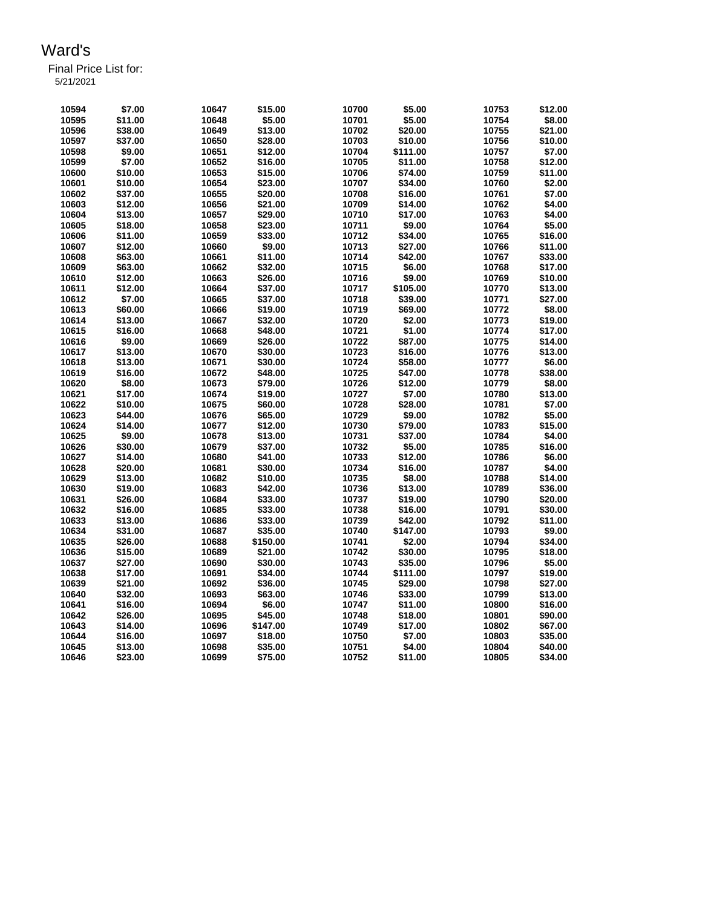# Ward's

Final Price List for:

5/21/2021

| | | | | | | | |
|---|---|---|---|---|---|---|---|
| 10594 | $7.00 | 10647 | $15.00 | 10700 | $5.00 | 10753 | $12.00 |
| 10595 | $11.00 | 10648 | $5.00 | 10701 | $5.00 | 10754 | $8.00 |
| 10596 | $38.00 | 10649 | $13.00 | 10702 | $20.00 | 10755 | $21.00 |
| 10597 | $37.00 | 10650 | $28.00 | 10703 | $10.00 | 10756 | $10.00 |
| 10598 | $9.00 | 10651 | $12.00 | 10704 | $111.00 | 10757 | $7.00 |
| 10599 | $7.00 | 10652 | $16.00 | 10705 | $11.00 | 10758 | $12.00 |
| 10600 | $10.00 | 10653 | $15.00 | 10706 | $74.00 | 10759 | $11.00 |
| 10601 | $10.00 | 10654 | $23.00 | 10707 | $34.00 | 10760 | $2.00 |
| 10602 | $37.00 | 10655 | $20.00 | 10708 | $16.00 | 10761 | $7.00 |
| 10603 | $12.00 | 10656 | $21.00 | 10709 | $14.00 | 10762 | $4.00 |
| 10604 | $13.00 | 10657 | $29.00 | 10710 | $17.00 | 10763 | $4.00 |
| 10605 | $18.00 | 10658 | $23.00 | 10711 | $9.00 | 10764 | $5.00 |
| 10606 | $11.00 | 10659 | $33.00 | 10712 | $34.00 | 10765 | $16.00 |
| 10607 | $12.00 | 10660 | $9.00 | 10713 | $27.00 | 10766 | $11.00 |
| 10608 | $63.00 | 10661 | $11.00 | 10714 | $42.00 | 10767 | $33.00 |
| 10609 | $63.00 | 10662 | $32.00 | 10715 | $6.00 | 10768 | $17.00 |
| 10610 | $12.00 | 10663 | $26.00 | 10716 | $9.00 | 10769 | $10.00 |
| 10611 | $12.00 | 10664 | $37.00 | 10717 | $105.00 | 10770 | $13.00 |
| 10612 | $7.00 | 10665 | $37.00 | 10718 | $39.00 | 10771 | $27.00 |
| 10613 | $60.00 | 10666 | $19.00 | 10719 | $69.00 | 10772 | $8.00 |
| 10614 | $13.00 | 10667 | $32.00 | 10720 | $2.00 | 10773 | $19.00 |
| 10615 | $16.00 | 10668 | $48.00 | 10721 | $1.00 | 10774 | $17.00 |
| 10616 | $9.00 | 10669 | $26.00 | 10722 | $87.00 | 10775 | $14.00 |
| 10617 | $13.00 | 10670 | $30.00 | 10723 | $16.00 | 10776 | $13.00 |
| 10618 | $13.00 | 10671 | $30.00 | 10724 | $58.00 | 10777 | $6.00 |
| 10619 | $16.00 | 10672 | $48.00 | 10725 | $47.00 | 10778 | $38.00 |
| 10620 | $8.00 | 10673 | $79.00 | 10726 | $12.00 | 10779 | $8.00 |
| 10621 | $17.00 | 10674 | $19.00 | 10727 | $7.00 | 10780 | $13.00 |
| 10622 | $10.00 | 10675 | $60.00 | 10728 | $28.00 | 10781 | $7.00 |
| 10623 | $44.00 | 10676 | $65.00 | 10729 | $9.00 | 10782 | $5.00 |
| 10624 | $14.00 | 10677 | $12.00 | 10730 | $79.00 | 10783 | $15.00 |
| 10625 | $9.00 | 10678 | $13.00 | 10731 | $37.00 | 10784 | $4.00 |
| 10626 | $30.00 | 10679 | $37.00 | 10732 | $5.00 | 10785 | $16.00 |
| 10627 | $14.00 | 10680 | $41.00 | 10733 | $12.00 | 10786 | $6.00 |
| 10628 | $20.00 | 10681 | $30.00 | 10734 | $16.00 | 10787 | $4.00 |
| 10629 | $13.00 | 10682 | $10.00 | 10735 | $8.00 | 10788 | $14.00 |
| 10630 | $19.00 | 10683 | $42.00 | 10736 | $13.00 | 10789 | $36.00 |
| 10631 | $26.00 | 10684 | $33.00 | 10737 | $19.00 | 10790 | $20.00 |
| 10632 | $16.00 | 10685 | $33.00 | 10738 | $16.00 | 10791 | $30.00 |
| 10633 | $13.00 | 10686 | $33.00 | 10739 | $42.00 | 10792 | $11.00 |
| 10634 | $31.00 | 10687 | $35.00 | 10740 | $147.00 | 10793 | $9.00 |
| 10635 | $26.00 | 10688 | $150.00 | 10741 | $2.00 | 10794 | $34.00 |
| 10636 | $15.00 | 10689 | $21.00 | 10742 | $30.00 | 10795 | $18.00 |
| 10637 | $27.00 | 10690 | $30.00 | 10743 | $35.00 | 10796 | $5.00 |
| 10638 | $17.00 | 10691 | $34.00 | 10744 | $111.00 | 10797 | $19.00 |
| 10639 | $21.00 | 10692 | $36.00 | 10745 | $29.00 | 10798 | $27.00 |
| 10640 | $32.00 | 10693 | $63.00 | 10746 | $33.00 | 10799 | $13.00 |
| 10641 | $16.00 | 10694 | $6.00 | 10747 | $11.00 | 10800 | $16.00 |
| 10642 | $26.00 | 10695 | $45.00 | 10748 | $18.00 | 10801 | $90.00 |
| 10643 | $14.00 | 10696 | $147.00 | 10749 | $17.00 | 10802 | $67.00 |
| 10644 | $16.00 | 10697 | $18.00 | 10750 | $7.00 | 10803 | $35.00 |
| 10645 | $13.00 | 10698 | $35.00 | 10751 | $4.00 | 10804 | $40.00 |
| 10646 | $23.00 | 10699 | $75.00 | 10752 | $11.00 | 10805 | $34.00 |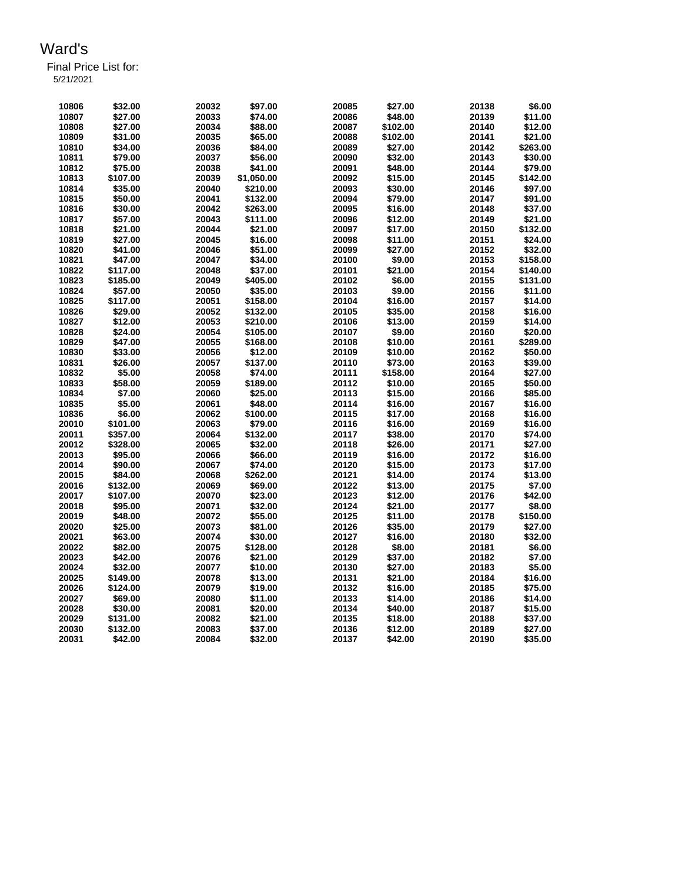# Ward's

Final Price List for:
5/21/2021

| Item | Price | Item | Price | Item | Price | Item | Price |
|---|---|---|---|---|---|---|---|
| 10806 | $32.00 | 20032 | $97.00 | 20085 | $27.00 | 20138 | $6.00 |
| 10807 | $27.00 | 20033 | $74.00 | 20086 | $48.00 | 20139 | $11.00 |
| 10808 | $27.00 | 20034 | $88.00 | 20087 | $102.00 | 20140 | $12.00 |
| 10809 | $31.00 | 20035 | $65.00 | 20088 | $102.00 | 20141 | $21.00 |
| 10810 | $34.00 | 20036 | $84.00 | 20089 | $27.00 | 20142 | $263.00 |
| 10811 | $79.00 | 20037 | $56.00 | 20090 | $32.00 | 20143 | $30.00 |
| 10812 | $75.00 | 20038 | $41.00 | 20091 | $48.00 | 20144 | $79.00 |
| 10813 | $107.00 | 20039 | $1,050.00 | 20092 | $15.00 | 20145 | $142.00 |
| 10814 | $35.00 | 20040 | $210.00 | 20093 | $30.00 | 20146 | $97.00 |
| 10815 | $50.00 | 20041 | $132.00 | 20094 | $79.00 | 20147 | $91.00 |
| 10816 | $30.00 | 20042 | $263.00 | 20095 | $16.00 | 20148 | $37.00 |
| 10817 | $57.00 | 20043 | $111.00 | 20096 | $12.00 | 20149 | $21.00 |
| 10818 | $21.00 | 20044 | $21.00 | 20097 | $17.00 | 20150 | $132.00 |
| 10819 | $27.00 | 20045 | $16.00 | 20098 | $11.00 | 20151 | $24.00 |
| 10820 | $41.00 | 20046 | $51.00 | 20099 | $27.00 | 20152 | $32.00 |
| 10821 | $47.00 | 20047 | $34.00 | 20100 | $9.00 | 20153 | $158.00 |
| 10822 | $117.00 | 20048 | $37.00 | 20101 | $21.00 | 20154 | $140.00 |
| 10823 | $185.00 | 20049 | $405.00 | 20102 | $6.00 | 20155 | $131.00 |
| 10824 | $57.00 | 20050 | $35.00 | 20103 | $9.00 | 20156 | $11.00 |
| 10825 | $117.00 | 20051 | $158.00 | 20104 | $16.00 | 20157 | $14.00 |
| 10826 | $29.00 | 20052 | $132.00 | 20105 | $35.00 | 20158 | $16.00 |
| 10827 | $12.00 | 20053 | $210.00 | 20106 | $13.00 | 20159 | $14.00 |
| 10828 | $24.00 | 20054 | $105.00 | 20107 | $9.00 | 20160 | $20.00 |
| 10829 | $47.00 | 20055 | $168.00 | 20108 | $10.00 | 20161 | $289.00 |
| 10830 | $33.00 | 20056 | $12.00 | 20109 | $10.00 | 20162 | $50.00 |
| 10831 | $26.00 | 20057 | $137.00 | 20110 | $73.00 | 20163 | $39.00 |
| 10832 | $5.00 | 20058 | $74.00 | 20111 | $158.00 | 20164 | $27.00 |
| 10833 | $58.00 | 20059 | $189.00 | 20112 | $10.00 | 20165 | $50.00 |
| 10834 | $7.00 | 20060 | $25.00 | 20113 | $15.00 | 20166 | $85.00 |
| 10835 | $5.00 | 20061 | $48.00 | 20114 | $16.00 | 20167 | $16.00 |
| 10836 | $6.00 | 20062 | $100.00 | 20115 | $17.00 | 20168 | $16.00 |
| 20010 | $101.00 | 20063 | $79.00 | 20116 | $16.00 | 20169 | $16.00 |
| 20011 | $357.00 | 20064 | $132.00 | 20117 | $38.00 | 20170 | $74.00 |
| 20012 | $328.00 | 20065 | $32.00 | 20118 | $26.00 | 20171 | $27.00 |
| 20013 | $95.00 | 20066 | $66.00 | 20119 | $16.00 | 20172 | $16.00 |
| 20014 | $90.00 | 20067 | $74.00 | 20120 | $15.00 | 20173 | $17.00 |
| 20015 | $84.00 | 20068 | $262.00 | 20121 | $14.00 | 20174 | $13.00 |
| 20016 | $132.00 | 20069 | $69.00 | 20122 | $13.00 | 20175 | $7.00 |
| 20017 | $107.00 | 20070 | $23.00 | 20123 | $12.00 | 20176 | $42.00 |
| 20018 | $95.00 | 20071 | $32.00 | 20124 | $21.00 | 20177 | $8.00 |
| 20019 | $48.00 | 20072 | $55.00 | 20125 | $11.00 | 20178 | $150.00 |
| 20020 | $25.00 | 20073 | $81.00 | 20126 | $35.00 | 20179 | $27.00 |
| 20021 | $63.00 | 20074 | $30.00 | 20127 | $16.00 | 20180 | $32.00 |
| 20022 | $82.00 | 20075 | $128.00 | 20128 | $8.00 | 20181 | $6.00 |
| 20023 | $42.00 | 20076 | $21.00 | 20129 | $37.00 | 20182 | $7.00 |
| 20024 | $32.00 | 20077 | $10.00 | 20130 | $27.00 | 20183 | $5.00 |
| 20025 | $149.00 | 20078 | $13.00 | 20131 | $21.00 | 20184 | $16.00 |
| 20026 | $124.00 | 20079 | $19.00 | 20132 | $16.00 | 20185 | $75.00 |
| 20027 | $69.00 | 20080 | $11.00 | 20133 | $14.00 | 20186 | $14.00 |
| 20028 | $30.00 | 20081 | $20.00 | 20134 | $40.00 | 20187 | $15.00 |
| 20029 | $131.00 | 20082 | $21.00 | 20135 | $18.00 | 20188 | $37.00 |
| 20030 | $132.00 | 20083 | $37.00 | 20136 | $12.00 | 20189 | $27.00 |
| 20031 | $42.00 | 20084 | $32.00 | 20137 | $42.00 | 20190 | $35.00 |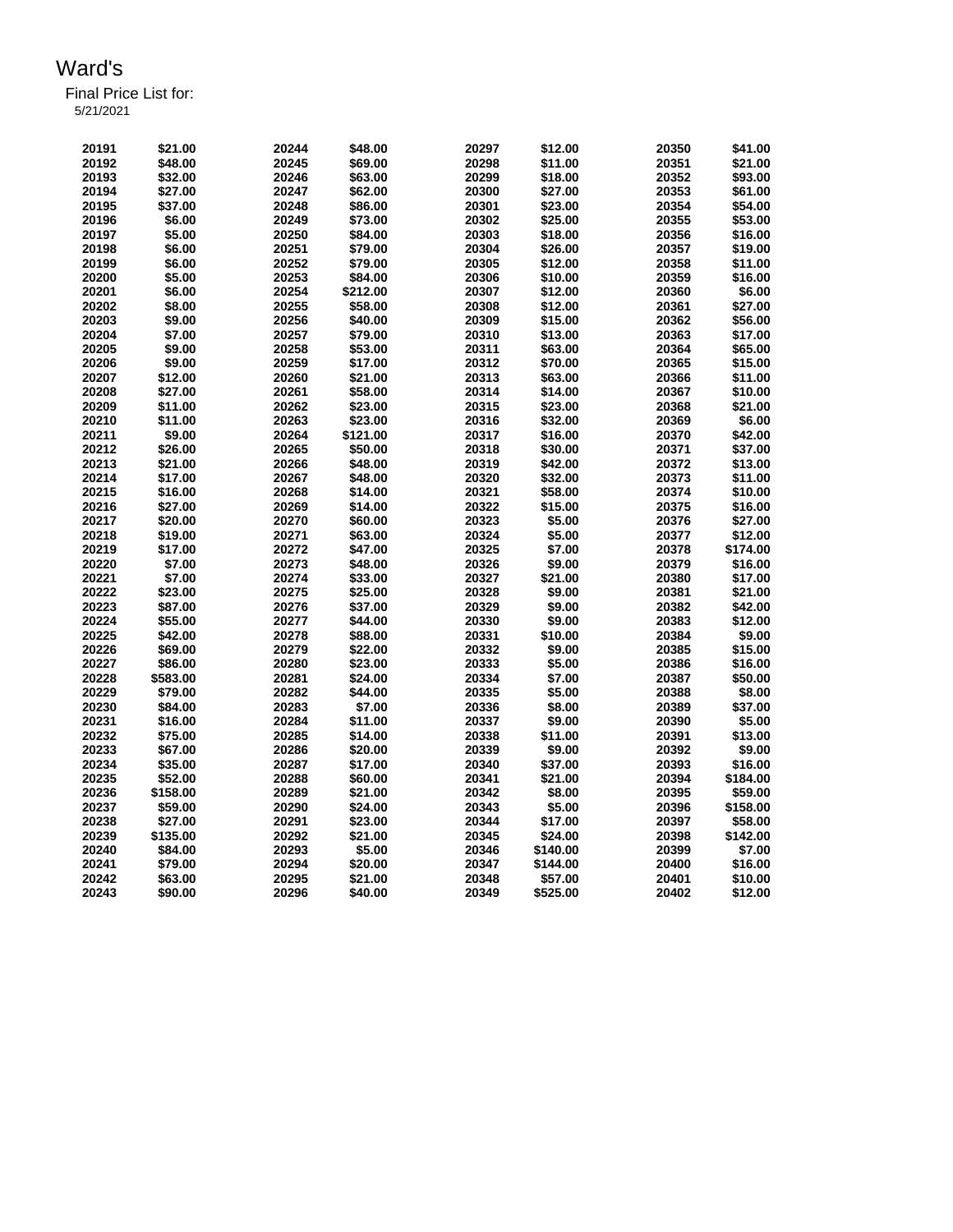# Ward's

Final Price List for:
5/21/2021

| | | | | | | | |
|---|---|---|---|---|---|---|---|
| 20191 | $21.00 | 20244 | $48.00 | 20297 | $12.00 | 20350 | $41.00 |
| 20192 | $48.00 | 20245 | $69.00 | 20298 | $11.00 | 20351 | $21.00 |
| 20193 | $32.00 | 20246 | $63.00 | 20299 | $18.00 | 20352 | $93.00 |
| 20194 | $27.00 | 20247 | $62.00 | 20300 | $27.00 | 20353 | $61.00 |
| 20195 | $37.00 | 20248 | $86.00 | 20301 | $23.00 | 20354 | $54.00 |
| 20196 | $6.00 | 20249 | $73.00 | 20302 | $25.00 | 20355 | $53.00 |
| 20197 | $5.00 | 20250 | $84.00 | 20303 | $18.00 | 20356 | $16.00 |
| 20198 | $6.00 | 20251 | $79.00 | 20304 | $26.00 | 20357 | $19.00 |
| 20199 | $6.00 | 20252 | $79.00 | 20305 | $12.00 | 20358 | $11.00 |
| 20200 | $5.00 | 20253 | $84.00 | 20306 | $10.00 | 20359 | $16.00 |
| 20201 | $6.00 | 20254 | $212.00 | 20307 | $12.00 | 20360 | $6.00 |
| 20202 | $8.00 | 20255 | $58.00 | 20308 | $12.00 | 20361 | $27.00 |
| 20203 | $9.00 | 20256 | $40.00 | 20309 | $15.00 | 20362 | $56.00 |
| 20204 | $7.00 | 20257 | $79.00 | 20310 | $13.00 | 20363 | $17.00 |
| 20205 | $9.00 | 20258 | $53.00 | 20311 | $63.00 | 20364 | $65.00 |
| 20206 | $9.00 | 20259 | $17.00 | 20312 | $70.00 | 20365 | $15.00 |
| 20207 | $12.00 | 20260 | $21.00 | 20313 | $63.00 | 20366 | $11.00 |
| 20208 | $27.00 | 20261 | $58.00 | 20314 | $14.00 | 20367 | $10.00 |
| 20209 | $11.00 | 20262 | $23.00 | 20315 | $23.00 | 20368 | $21.00 |
| 20210 | $11.00 | 20263 | $23.00 | 20316 | $32.00 | 20369 | $6.00 |
| 20211 | $9.00 | 20264 | $121.00 | 20317 | $16.00 | 20370 | $42.00 |
| 20212 | $26.00 | 20265 | $50.00 | 20318 | $30.00 | 20371 | $37.00 |
| 20213 | $21.00 | 20266 | $48.00 | 20319 | $42.00 | 20372 | $13.00 |
| 20214 | $17.00 | 20267 | $48.00 | 20320 | $32.00 | 20373 | $11.00 |
| 20215 | $16.00 | 20268 | $14.00 | 20321 | $58.00 | 20374 | $10.00 |
| 20216 | $27.00 | 20269 | $14.00 | 20322 | $15.00 | 20375 | $16.00 |
| 20217 | $20.00 | 20270 | $60.00 | 20323 | $5.00 | 20376 | $27.00 |
| 20218 | $19.00 | 20271 | $63.00 | 20324 | $5.00 | 20377 | $12.00 |
| 20219 | $17.00 | 20272 | $47.00 | 20325 | $7.00 | 20378 | $174.00 |
| 20220 | $7.00 | 20273 | $48.00 | 20326 | $9.00 | 20379 | $16.00 |
| 20221 | $7.00 | 20274 | $33.00 | 20327 | $21.00 | 20380 | $17.00 |
| 20222 | $23.00 | 20275 | $25.00 | 20328 | $9.00 | 20381 | $21.00 |
| 20223 | $87.00 | 20276 | $37.00 | 20329 | $9.00 | 20382 | $42.00 |
| 20224 | $55.00 | 20277 | $44.00 | 20330 | $9.00 | 20383 | $12.00 |
| 20225 | $42.00 | 20278 | $88.00 | 20331 | $10.00 | 20384 | $9.00 |
| 20226 | $69.00 | 20279 | $22.00 | 20332 | $9.00 | 20385 | $15.00 |
| 20227 | $86.00 | 20280 | $23.00 | 20333 | $5.00 | 20386 | $16.00 |
| 20228 | $583.00 | 20281 | $24.00 | 20334 | $7.00 | 20387 | $50.00 |
| 20229 | $79.00 | 20282 | $44.00 | 20335 | $5.00 | 20388 | $8.00 |
| 20230 | $84.00 | 20283 | $7.00 | 20336 | $8.00 | 20389 | $37.00 |
| 20231 | $16.00 | 20284 | $11.00 | 20337 | $9.00 | 20390 | $5.00 |
| 20232 | $75.00 | 20285 | $14.00 | 20338 | $11.00 | 20391 | $13.00 |
| 20233 | $67.00 | 20286 | $20.00 | 20339 | $9.00 | 20392 | $9.00 |
| 20234 | $35.00 | 20287 | $17.00 | 20340 | $37.00 | 20393 | $16.00 |
| 20235 | $52.00 | 20288 | $60.00 | 20341 | $21.00 | 20394 | $184.00 |
| 20236 | $158.00 | 20289 | $21.00 | 20342 | $8.00 | 20395 | $59.00 |
| 20237 | $59.00 | 20290 | $24.00 | 20343 | $5.00 | 20396 | $158.00 |
| 20238 | $27.00 | 20291 | $23.00 | 20344 | $17.00 | 20397 | $58.00 |
| 20239 | $135.00 | 20292 | $21.00 | 20345 | $24.00 | 20398 | $142.00 |
| 20240 | $84.00 | 20293 | $5.00 | 20346 | $140.00 | 20399 | $7.00 |
| 20241 | $79.00 | 20294 | $20.00 | 20347 | $144.00 | 20400 | $16.00 |
| 20242 | $63.00 | 20295 | $21.00 | 20348 | $57.00 | 20401 | $10.00 |
| 20243 | $90.00 | 20296 | $40.00 | 20349 | $525.00 | 20402 | $12.00 |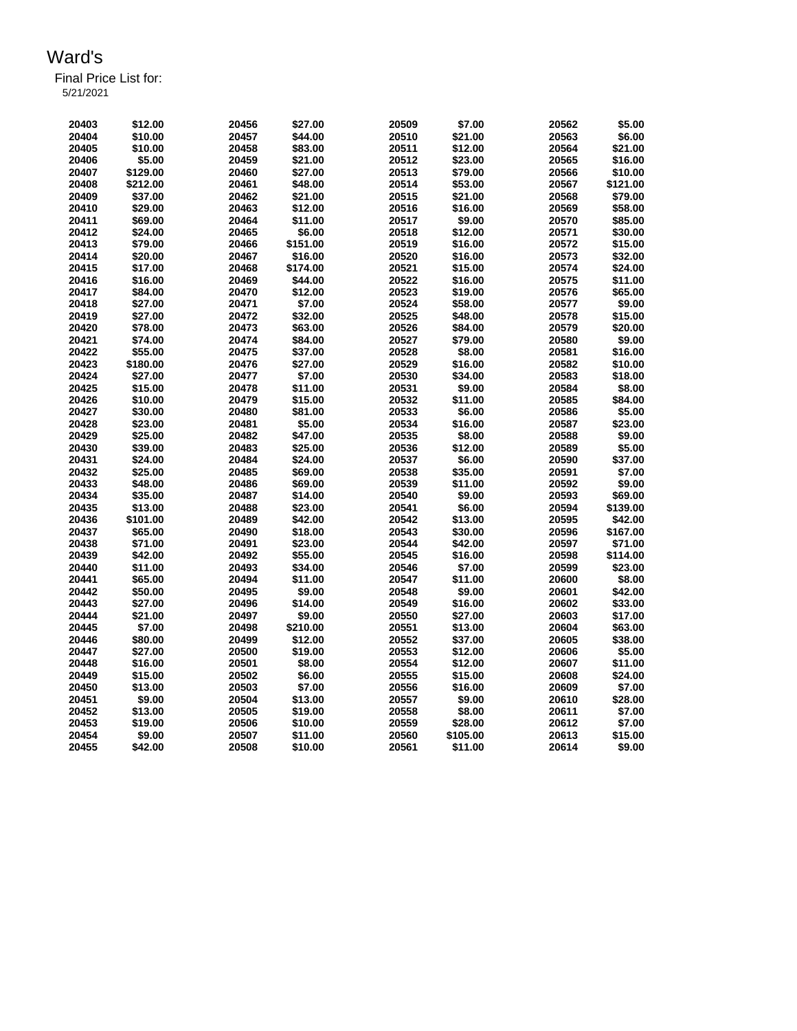# Ward's

Final Price List for:
5/21/2021

| | | | | | | | |
|---|---|---|---|---|---|---|---|
| 20403 | $12.00 | 20456 | $27.00 | 20509 | $7.00 | 20562 | $5.00 |
| 20404 | $10.00 | 20457 | $44.00 | 20510 | $21.00 | 20563 | $6.00 |
| 20405 | $10.00 | 20458 | $83.00 | 20511 | $12.00 | 20564 | $21.00 |
| 20406 | $5.00 | 20459 | $21.00 | 20512 | $23.00 | 20565 | $16.00 |
| 20407 | $129.00 | 20460 | $27.00 | 20513 | $79.00 | 20566 | $10.00 |
| 20408 | $212.00 | 20461 | $48.00 | 20514 | $53.00 | 20567 | $121.00 |
| 20409 | $37.00 | 20462 | $21.00 | 20515 | $21.00 | 20568 | $79.00 |
| 20410 | $29.00 | 20463 | $12.00 | 20516 | $16.00 | 20569 | $58.00 |
| 20411 | $69.00 | 20464 | $11.00 | 20517 | $9.00 | 20570 | $85.00 |
| 20412 | $24.00 | 20465 | $6.00 | 20518 | $12.00 | 20571 | $30.00 |
| 20413 | $79.00 | 20466 | $151.00 | 20519 | $16.00 | 20572 | $15.00 |
| 20414 | $20.00 | 20467 | $16.00 | 20520 | $16.00 | 20573 | $32.00 |
| 20415 | $17.00 | 20468 | $174.00 | 20521 | $15.00 | 20574 | $24.00 |
| 20416 | $16.00 | 20469 | $44.00 | 20522 | $16.00 | 20575 | $11.00 |
| 20417 | $84.00 | 20470 | $12.00 | 20523 | $19.00 | 20576 | $65.00 |
| 20418 | $27.00 | 20471 | $7.00 | 20524 | $58.00 | 20577 | $9.00 |
| 20419 | $27.00 | 20472 | $32.00 | 20525 | $48.00 | 20578 | $15.00 |
| 20420 | $78.00 | 20473 | $63.00 | 20526 | $84.00 | 20579 | $20.00 |
| 20421 | $74.00 | 20474 | $84.00 | 20527 | $79.00 | 20580 | $9.00 |
| 20422 | $55.00 | 20475 | $37.00 | 20528 | $8.00 | 20581 | $16.00 |
| 20423 | $180.00 | 20476 | $27.00 | 20529 | $16.00 | 20582 | $10.00 |
| 20424 | $27.00 | 20477 | $7.00 | 20530 | $34.00 | 20583 | $18.00 |
| 20425 | $15.00 | 20478 | $11.00 | 20531 | $9.00 | 20584 | $8.00 |
| 20426 | $10.00 | 20479 | $15.00 | 20532 | $11.00 | 20585 | $84.00 |
| 20427 | $30.00 | 20480 | $81.00 | 20533 | $6.00 | 20586 | $5.00 |
| 20428 | $23.00 | 20481 | $5.00 | 20534 | $16.00 | 20587 | $23.00 |
| 20429 | $25.00 | 20482 | $47.00 | 20535 | $8.00 | 20588 | $9.00 |
| 20430 | $39.00 | 20483 | $25.00 | 20536 | $12.00 | 20589 | $5.00 |
| 20431 | $24.00 | 20484 | $24.00 | 20537 | $6.00 | 20590 | $37.00 |
| 20432 | $25.00 | 20485 | $69.00 | 20538 | $35.00 | 20591 | $7.00 |
| 20433 | $48.00 | 20486 | $69.00 | 20539 | $11.00 | 20592 | $9.00 |
| 20434 | $35.00 | 20487 | $14.00 | 20540 | $9.00 | 20593 | $69.00 |
| 20435 | $13.00 | 20488 | $23.00 | 20541 | $6.00 | 20594 | $139.00 |
| 20436 | $101.00 | 20489 | $42.00 | 20542 | $13.00 | 20595 | $42.00 |
| 20437 | $65.00 | 20490 | $18.00 | 20543 | $30.00 | 20596 | $167.00 |
| 20438 | $71.00 | 20491 | $23.00 | 20544 | $42.00 | 20597 | $71.00 |
| 20439 | $42.00 | 20492 | $55.00 | 20545 | $16.00 | 20598 | $114.00 |
| 20440 | $11.00 | 20493 | $34.00 | 20546 | $7.00 | 20599 | $23.00 |
| 20441 | $65.00 | 20494 | $11.00 | 20547 | $11.00 | 20600 | $8.00 |
| 20442 | $50.00 | 20495 | $9.00 | 20548 | $9.00 | 20601 | $42.00 |
| 20443 | $27.00 | 20496 | $14.00 | 20549 | $16.00 | 20602 | $33.00 |
| 20444 | $21.00 | 20497 | $9.00 | 20550 | $27.00 | 20603 | $17.00 |
| 20445 | $7.00 | 20498 | $210.00 | 20551 | $13.00 | 20604 | $63.00 |
| 20446 | $80.00 | 20499 | $12.00 | 20552 | $37.00 | 20605 | $38.00 |
| 20447 | $27.00 | 20500 | $19.00 | 20553 | $12.00 | 20606 | $5.00 |
| 20448 | $16.00 | 20501 | $8.00 | 20554 | $12.00 | 20607 | $11.00 |
| 20449 | $15.00 | 20502 | $6.00 | 20555 | $15.00 | 20608 | $24.00 |
| 20450 | $13.00 | 20503 | $7.00 | 20556 | $16.00 | 20609 | $7.00 |
| 20451 | $9.00 | 20504 | $13.00 | 20557 | $9.00 | 20610 | $28.00 |
| 20452 | $13.00 | 20505 | $19.00 | 20558 | $8.00 | 20611 | $7.00 |
| 20453 | $19.00 | 20506 | $10.00 | 20559 | $28.00 | 20612 | $7.00 |
| 20454 | $9.00 | 20507 | $11.00 | 20560 | $105.00 | 20613 | $15.00 |
| 20455 | $42.00 | 20508 | $10.00 | 20561 | $11.00 | 20614 | $9.00 |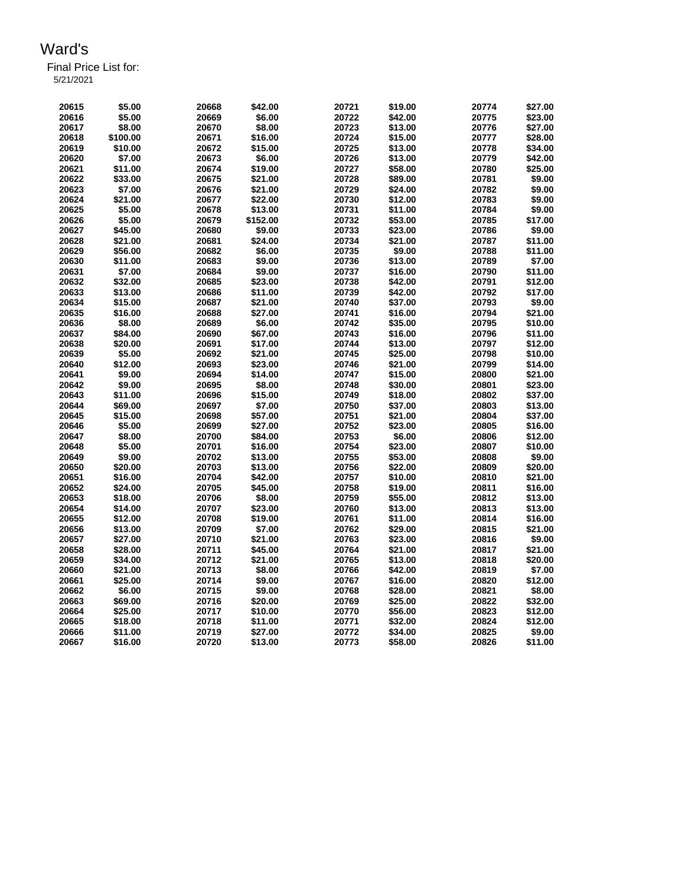# Ward's

Final Price List for:
5/21/2021

| | | | | | | | |
|---|---|---|---|---|---|---|---|
| 20615 | $5.00 | 20668 | $42.00 | 20721 | $19.00 | 20774 | $27.00 |
| 20616 | $5.00 | 20669 | $6.00 | 20722 | $42.00 | 20775 | $23.00 |
| 20617 | $8.00 | 20670 | $8.00 | 20723 | $13.00 | 20776 | $27.00 |
| 20618 | $100.00 | 20671 | $16.00 | 20724 | $15.00 | 20777 | $28.00 |
| 20619 | $10.00 | 20672 | $15.00 | 20725 | $13.00 | 20778 | $34.00 |
| 20620 | $7.00 | 20673 | $6.00 | 20726 | $13.00 | 20779 | $42.00 |
| 20621 | $11.00 | 20674 | $19.00 | 20727 | $58.00 | 20780 | $25.00 |
| 20622 | $33.00 | 20675 | $21.00 | 20728 | $89.00 | 20781 | $9.00 |
| 20623 | $7.00 | 20676 | $21.00 | 20729 | $24.00 | 20782 | $9.00 |
| 20624 | $21.00 | 20677 | $22.00 | 20730 | $12.00 | 20783 | $9.00 |
| 20625 | $5.00 | 20678 | $13.00 | 20731 | $11.00 | 20784 | $9.00 |
| 20626 | $5.00 | 20679 | $152.00 | 20732 | $53.00 | 20785 | $17.00 |
| 20627 | $45.00 | 20680 | $9.00 | 20733 | $23.00 | 20786 | $9.00 |
| 20628 | $21.00 | 20681 | $24.00 | 20734 | $21.00 | 20787 | $11.00 |
| 20629 | $56.00 | 20682 | $6.00 | 20735 | $9.00 | 20788 | $11.00 |
| 20630 | $11.00 | 20683 | $9.00 | 20736 | $13.00 | 20789 | $7.00 |
| 20631 | $7.00 | 20684 | $9.00 | 20737 | $16.00 | 20790 | $11.00 |
| 20632 | $32.00 | 20685 | $23.00 | 20738 | $42.00 | 20791 | $12.00 |
| 20633 | $13.00 | 20686 | $11.00 | 20739 | $42.00 | 20792 | $17.00 |
| 20634 | $15.00 | 20687 | $21.00 | 20740 | $37.00 | 20793 | $9.00 |
| 20635 | $16.00 | 20688 | $27.00 | 20741 | $16.00 | 20794 | $21.00 |
| 20636 | $8.00 | 20689 | $6.00 | 20742 | $35.00 | 20795 | $10.00 |
| 20637 | $84.00 | 20690 | $67.00 | 20743 | $16.00 | 20796 | $11.00 |
| 20638 | $20.00 | 20691 | $17.00 | 20744 | $13.00 | 20797 | $12.00 |
| 20639 | $5.00 | 20692 | $21.00 | 20745 | $25.00 | 20798 | $10.00 |
| 20640 | $12.00 | 20693 | $23.00 | 20746 | $21.00 | 20799 | $14.00 |
| 20641 | $9.00 | 20694 | $14.00 | 20747 | $15.00 | 20800 | $21.00 |
| 20642 | $9.00 | 20695 | $8.00 | 20748 | $30.00 | 20801 | $23.00 |
| 20643 | $11.00 | 20696 | $15.00 | 20749 | $18.00 | 20802 | $37.00 |
| 20644 | $69.00 | 20697 | $7.00 | 20750 | $37.00 | 20803 | $13.00 |
| 20645 | $15.00 | 20698 | $57.00 | 20751 | $21.00 | 20804 | $37.00 |
| 20646 | $5.00 | 20699 | $27.00 | 20752 | $23.00 | 20805 | $16.00 |
| 20647 | $8.00 | 20700 | $84.00 | 20753 | $6.00 | 20806 | $12.00 |
| 20648 | $5.00 | 20701 | $16.00 | 20754 | $23.00 | 20807 | $10.00 |
| 20649 | $9.00 | 20702 | $13.00 | 20755 | $53.00 | 20808 | $9.00 |
| 20650 | $20.00 | 20703 | $13.00 | 20756 | $22.00 | 20809 | $20.00 |
| 20651 | $16.00 | 20704 | $42.00 | 20757 | $10.00 | 20810 | $21.00 |
| 20652 | $24.00 | 20705 | $45.00 | 20758 | $19.00 | 20811 | $16.00 |
| 20653 | $18.00 | 20706 | $8.00 | 20759 | $55.00 | 20812 | $13.00 |
| 20654 | $14.00 | 20707 | $23.00 | 20760 | $13.00 | 20813 | $13.00 |
| 20655 | $12.00 | 20708 | $19.00 | 20761 | $11.00 | 20814 | $16.00 |
| 20656 | $13.00 | 20709 | $7.00 | 20762 | $29.00 | 20815 | $21.00 |
| 20657 | $27.00 | 20710 | $21.00 | 20763 | $23.00 | 20816 | $9.00 |
| 20658 | $28.00 | 20711 | $45.00 | 20764 | $21.00 | 20817 | $21.00 |
| 20659 | $34.00 | 20712 | $21.00 | 20765 | $13.00 | 20818 | $20.00 |
| 20660 | $21.00 | 20713 | $8.00 | 20766 | $42.00 | 20819 | $7.00 |
| 20661 | $25.00 | 20714 | $9.00 | 20767 | $16.00 | 20820 | $12.00 |
| 20662 | $6.00 | 20715 | $9.00 | 20768 | $28.00 | 20821 | $8.00 |
| 20663 | $69.00 | 20716 | $20.00 | 20769 | $25.00 | 20822 | $32.00 |
| 20664 | $25.00 | 20717 | $10.00 | 20770 | $56.00 | 20823 | $12.00 |
| 20665 | $18.00 | 20718 | $11.00 | 20771 | $32.00 | 20824 | $12.00 |
| 20666 | $11.00 | 20719 | $27.00 | 20772 | $34.00 | 20825 | $9.00 |
| 20667 | $16.00 | 20720 | $13.00 | 20773 | $58.00 | 20826 | $11.00 |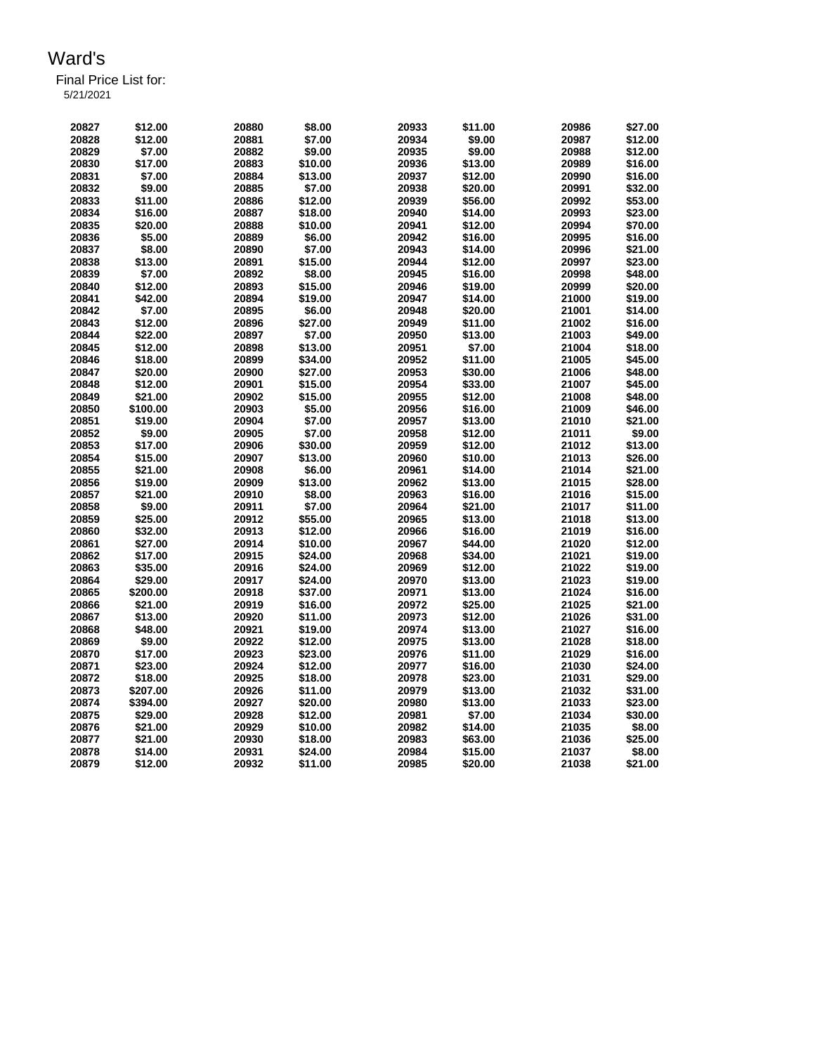# Ward's

Final Price List for:
5/21/2021

| | | | | | | | |
|---|---|---|---|---|---|---|---|
| 20827 | $12.00 | 20880 | $8.00 | 20933 | $11.00 | 20986 | $27.00 |
| 20828 | $12.00 | 20881 | $7.00 | 20934 | $9.00 | 20987 | $12.00 |
| 20829 | $7.00 | 20882 | $9.00 | 20935 | $9.00 | 20988 | $12.00 |
| 20830 | $17.00 | 20883 | $10.00 | 20936 | $13.00 | 20989 | $16.00 |
| 20831 | $7.00 | 20884 | $13.00 | 20937 | $12.00 | 20990 | $16.00 |
| 20832 | $9.00 | 20885 | $7.00 | 20938 | $20.00 | 20991 | $32.00 |
| 20833 | $11.00 | 20886 | $12.00 | 20939 | $56.00 | 20992 | $53.00 |
| 20834 | $16.00 | 20887 | $18.00 | 20940 | $14.00 | 20993 | $23.00 |
| 20835 | $20.00 | 20888 | $10.00 | 20941 | $12.00 | 20994 | $70.00 |
| 20836 | $5.00 | 20889 | $6.00 | 20942 | $16.00 | 20995 | $16.00 |
| 20837 | $8.00 | 20890 | $7.00 | 20943 | $14.00 | 20996 | $21.00 |
| 20838 | $13.00 | 20891 | $15.00 | 20944 | $12.00 | 20997 | $23.00 |
| 20839 | $7.00 | 20892 | $8.00 | 20945 | $16.00 | 20998 | $48.00 |
| 20840 | $12.00 | 20893 | $15.00 | 20946 | $19.00 | 20999 | $20.00 |
| 20841 | $42.00 | 20894 | $19.00 | 20947 | $14.00 | 21000 | $19.00 |
| 20842 | $7.00 | 20895 | $6.00 | 20948 | $20.00 | 21001 | $14.00 |
| 20843 | $12.00 | 20896 | $27.00 | 20949 | $11.00 | 21002 | $16.00 |
| 20844 | $22.00 | 20897 | $7.00 | 20950 | $13.00 | 21003 | $49.00 |
| 20845 | $12.00 | 20898 | $13.00 | 20951 | $7.00 | 21004 | $18.00 |
| 20846 | $18.00 | 20899 | $34.00 | 20952 | $11.00 | 21005 | $45.00 |
| 20847 | $20.00 | 20900 | $27.00 | 20953 | $30.00 | 21006 | $48.00 |
| 20848 | $12.00 | 20901 | $15.00 | 20954 | $33.00 | 21007 | $45.00 |
| 20849 | $21.00 | 20902 | $15.00 | 20955 | $12.00 | 21008 | $48.00 |
| 20850 | $100.00 | 20903 | $5.00 | 20956 | $16.00 | 21009 | $46.00 |
| 20851 | $19.00 | 20904 | $7.00 | 20957 | $13.00 | 21010 | $21.00 |
| 20852 | $9.00 | 20905 | $7.00 | 20958 | $12.00 | 21011 | $9.00 |
| 20853 | $17.00 | 20906 | $30.00 | 20959 | $12.00 | 21012 | $13.00 |
| 20854 | $15.00 | 20907 | $13.00 | 20960 | $10.00 | 21013 | $26.00 |
| 20855 | $21.00 | 20908 | $6.00 | 20961 | $14.00 | 21014 | $21.00 |
| 20856 | $19.00 | 20909 | $13.00 | 20962 | $13.00 | 21015 | $28.00 |
| 20857 | $21.00 | 20910 | $8.00 | 20963 | $16.00 | 21016 | $15.00 |
| 20858 | $9.00 | 20911 | $7.00 | 20964 | $21.00 | 21017 | $11.00 |
| 20859 | $25.00 | 20912 | $55.00 | 20965 | $13.00 | 21018 | $13.00 |
| 20860 | $32.00 | 20913 | $12.00 | 20966 | $16.00 | 21019 | $16.00 |
| 20861 | $27.00 | 20914 | $10.00 | 20967 | $44.00 | 21020 | $12.00 |
| 20862 | $17.00 | 20915 | $24.00 | 20968 | $34.00 | 21021 | $19.00 |
| 20863 | $35.00 | 20916 | $24.00 | 20969 | $12.00 | 21022 | $19.00 |
| 20864 | $29.00 | 20917 | $24.00 | 20970 | $13.00 | 21023 | $19.00 |
| 20865 | $200.00 | 20918 | $37.00 | 20971 | $13.00 | 21024 | $16.00 |
| 20866 | $21.00 | 20919 | $16.00 | 20972 | $25.00 | 21025 | $21.00 |
| 20867 | $13.00 | 20920 | $11.00 | 20973 | $12.00 | 21026 | $31.00 |
| 20868 | $48.00 | 20921 | $19.00 | 20974 | $13.00 | 21027 | $16.00 |
| 20869 | $9.00 | 20922 | $12.00 | 20975 | $13.00 | 21028 | $18.00 |
| 20870 | $17.00 | 20923 | $23.00 | 20976 | $11.00 | 21029 | $16.00 |
| 20871 | $23.00 | 20924 | $12.00 | 20977 | $16.00 | 21030 | $24.00 |
| 20872 | $18.00 | 20925 | $18.00 | 20978 | $23.00 | 21031 | $29.00 |
| 20873 | $207.00 | 20926 | $11.00 | 20979 | $13.00 | 21032 | $31.00 |
| 20874 | $394.00 | 20927 | $20.00 | 20980 | $13.00 | 21033 | $23.00 |
| 20875 | $29.00 | 20928 | $12.00 | 20981 | $7.00 | 21034 | $30.00 |
| 20876 | $21.00 | 20929 | $10.00 | 20982 | $14.00 | 21035 | $8.00 |
| 20877 | $21.00 | 20930 | $18.00 | 20983 | $63.00 | 21036 | $25.00 |
| 20878 | $14.00 | 20931 | $24.00 | 20984 | $15.00 | 21037 | $8.00 |
| 20879 | $12.00 | 20932 | $11.00 | 20985 | $20.00 | 21038 | $21.00 |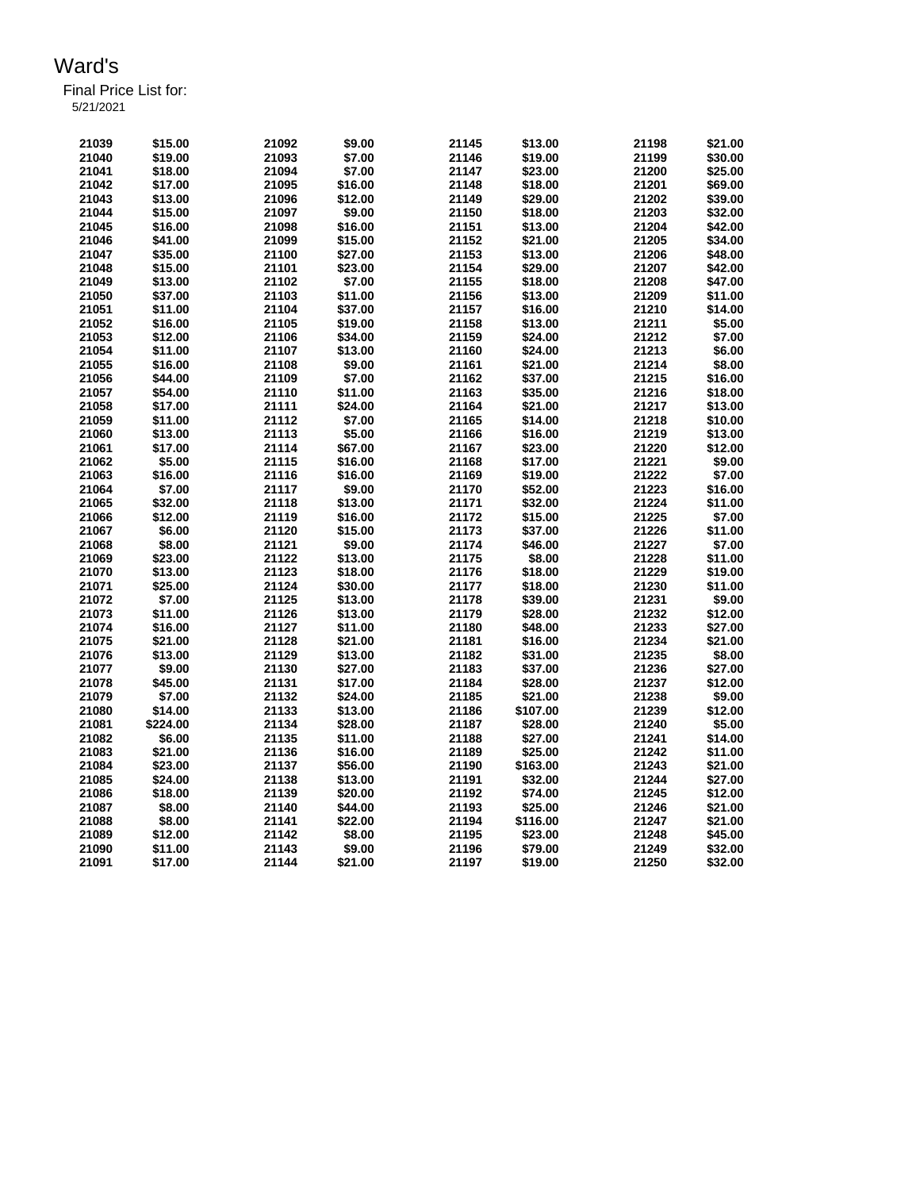# Ward's

Final Price List for:
5/21/2021

| | | | | | | | |
|---|---|---|---|---|---|---|---|
| 21039 | $15.00 | 21092 | $9.00 | 21145 | $13.00 | 21198 | $21.00 |
| 21040 | $19.00 | 21093 | $7.00 | 21146 | $19.00 | 21199 | $30.00 |
| 21041 | $18.00 | 21094 | $7.00 | 21147 | $23.00 | 21200 | $25.00 |
| 21042 | $17.00 | 21095 | $16.00 | 21148 | $18.00 | 21201 | $69.00 |
| 21043 | $13.00 | 21096 | $12.00 | 21149 | $29.00 | 21202 | $39.00 |
| 21044 | $15.00 | 21097 | $9.00 | 21150 | $18.00 | 21203 | $32.00 |
| 21045 | $16.00 | 21098 | $16.00 | 21151 | $13.00 | 21204 | $42.00 |
| 21046 | $41.00 | 21099 | $15.00 | 21152 | $21.00 | 21205 | $34.00 |
| 21047 | $35.00 | 21100 | $27.00 | 21153 | $13.00 | 21206 | $48.00 |
| 21048 | $15.00 | 21101 | $23.00 | 21154 | $29.00 | 21207 | $42.00 |
| 21049 | $13.00 | 21102 | $7.00 | 21155 | $18.00 | 21208 | $47.00 |
| 21050 | $37.00 | 21103 | $11.00 | 21156 | $13.00 | 21209 | $11.00 |
| 21051 | $11.00 | 21104 | $37.00 | 21157 | $16.00 | 21210 | $14.00 |
| 21052 | $16.00 | 21105 | $19.00 | 21158 | $13.00 | 21211 | $5.00 |
| 21053 | $12.00 | 21106 | $34.00 | 21159 | $24.00 | 21212 | $7.00 |
| 21054 | $11.00 | 21107 | $13.00 | 21160 | $24.00 | 21213 | $6.00 |
| 21055 | $16.00 | 21108 | $9.00 | 21161 | $21.00 | 21214 | $8.00 |
| 21056 | $44.00 | 21109 | $7.00 | 21162 | $37.00 | 21215 | $16.00 |
| 21057 | $54.00 | 21110 | $11.00 | 21163 | $35.00 | 21216 | $18.00 |
| 21058 | $17.00 | 21111 | $24.00 | 21164 | $21.00 | 21217 | $13.00 |
| 21059 | $11.00 | 21112 | $7.00 | 21165 | $14.00 | 21218 | $10.00 |
| 21060 | $13.00 | 21113 | $5.00 | 21166 | $16.00 | 21219 | $13.00 |
| 21061 | $17.00 | 21114 | $67.00 | 21167 | $23.00 | 21220 | $12.00 |
| 21062 | $5.00 | 21115 | $16.00 | 21168 | $17.00 | 21221 | $9.00 |
| 21063 | $16.00 | 21116 | $16.00 | 21169 | $19.00 | 21222 | $7.00 |
| 21064 | $7.00 | 21117 | $9.00 | 21170 | $52.00 | 21223 | $16.00 |
| 21065 | $32.00 | 21118 | $13.00 | 21171 | $32.00 | 21224 | $11.00 |
| 21066 | $12.00 | 21119 | $16.00 | 21172 | $15.00 | 21225 | $7.00 |
| 21067 | $6.00 | 21120 | $15.00 | 21173 | $37.00 | 21226 | $11.00 |
| 21068 | $8.00 | 21121 | $9.00 | 21174 | $46.00 | 21227 | $7.00 |
| 21069 | $23.00 | 21122 | $13.00 | 21175 | $8.00 | 21228 | $11.00 |
| 21070 | $13.00 | 21123 | $18.00 | 21176 | $18.00 | 21229 | $19.00 |
| 21071 | $25.00 | 21124 | $30.00 | 21177 | $18.00 | 21230 | $11.00 |
| 21072 | $7.00 | 21125 | $13.00 | 21178 | $39.00 | 21231 | $9.00 |
| 21073 | $11.00 | 21126 | $13.00 | 21179 | $28.00 | 21232 | $12.00 |
| 21074 | $16.00 | 21127 | $11.00 | 21180 | $48.00 | 21233 | $27.00 |
| 21075 | $21.00 | 21128 | $21.00 | 21181 | $16.00 | 21234 | $21.00 |
| 21076 | $13.00 | 21129 | $13.00 | 21182 | $31.00 | 21235 | $8.00 |
| 21077 | $9.00 | 21130 | $27.00 | 21183 | $37.00 | 21236 | $27.00 |
| 21078 | $45.00 | 21131 | $17.00 | 21184 | $28.00 | 21237 | $12.00 |
| 21079 | $7.00 | 21132 | $24.00 | 21185 | $21.00 | 21238 | $9.00 |
| 21080 | $14.00 | 21133 | $13.00 | 21186 | $107.00 | 21239 | $12.00 |
| 21081 | $224.00 | 21134 | $28.00 | 21187 | $28.00 | 21240 | $5.00 |
| 21082 | $6.00 | 21135 | $11.00 | 21188 | $27.00 | 21241 | $14.00 |
| 21083 | $21.00 | 21136 | $16.00 | 21189 | $25.00 | 21242 | $11.00 |
| 21084 | $23.00 | 21137 | $56.00 | 21190 | $163.00 | 21243 | $21.00 |
| 21085 | $24.00 | 21138 | $13.00 | 21191 | $32.00 | 21244 | $27.00 |
| 21086 | $18.00 | 21139 | $20.00 | 21192 | $74.00 | 21245 | $12.00 |
| 21087 | $8.00 | 21140 | $44.00 | 21193 | $25.00 | 21246 | $21.00 |
| 21088 | $8.00 | 21141 | $22.00 | 21194 | $116.00 | 21247 | $21.00 |
| 21089 | $12.00 | 21142 | $8.00 | 21195 | $23.00 | 21248 | $45.00 |
| 21090 | $11.00 | 21143 | $9.00 | 21196 | $79.00 | 21249 | $32.00 |
| 21091 | $17.00 | 21144 | $21.00 | 21197 | $19.00 | 21250 | $32.00 |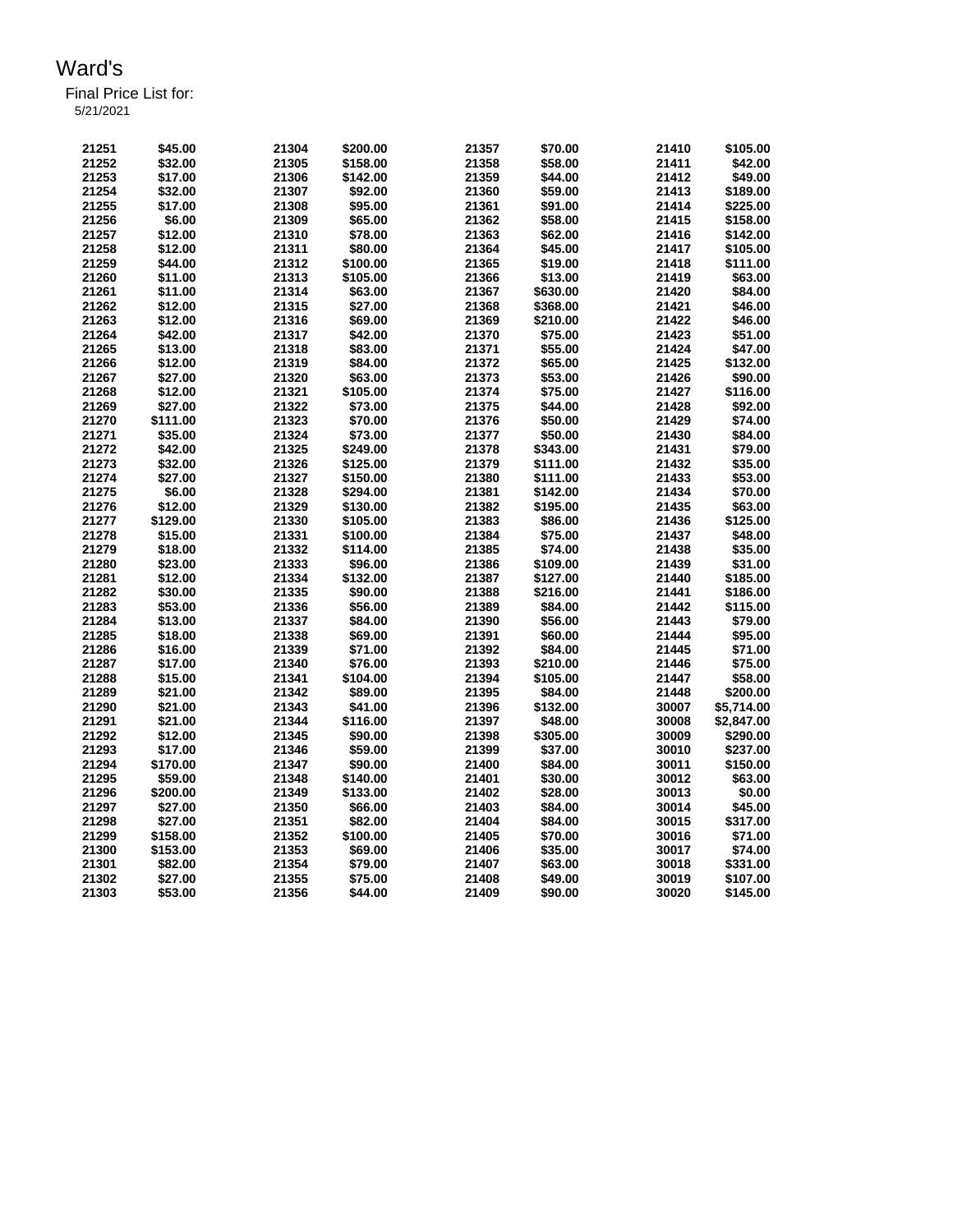# Ward's

Final Price List for:

5/21/2021

| | | | | | | | |
|---|---|---|---|---|---|---|---|
| 21251 | $45.00 | 21304 | $200.00 | 21357 | $70.00 | 21410 | $105.00 |
| 21252 | $32.00 | 21305 | $158.00 | 21358 | $58.00 | 21411 | $42.00 |
| 21253 | $17.00 | 21306 | $142.00 | 21359 | $44.00 | 21412 | $49.00 |
| 21254 | $32.00 | 21307 | $92.00 | 21360 | $59.00 | 21413 | $189.00 |
| 21255 | $17.00 | 21308 | $95.00 | 21361 | $91.00 | 21414 | $225.00 |
| 21256 | $6.00 | 21309 | $65.00 | 21362 | $58.00 | 21415 | $158.00 |
| 21257 | $12.00 | 21310 | $78.00 | 21363 | $62.00 | 21416 | $142.00 |
| 21258 | $12.00 | 21311 | $80.00 | 21364 | $45.00 | 21417 | $105.00 |
| 21259 | $44.00 | 21312 | $100.00 | 21365 | $19.00 | 21418 | $111.00 |
| 21260 | $11.00 | 21313 | $105.00 | 21366 | $13.00 | 21419 | $63.00 |
| 21261 | $11.00 | 21314 | $63.00 | 21367 | $630.00 | 21420 | $84.00 |
| 21262 | $12.00 | 21315 | $27.00 | 21368 | $368.00 | 21421 | $46.00 |
| 21263 | $12.00 | 21316 | $69.00 | 21369 | $210.00 | 21422 | $46.00 |
| 21264 | $42.00 | 21317 | $42.00 | 21370 | $75.00 | 21423 | $51.00 |
| 21265 | $13.00 | 21318 | $83.00 | 21371 | $55.00 | 21424 | $47.00 |
| 21266 | $12.00 | 21319 | $84.00 | 21372 | $65.00 | 21425 | $132.00 |
| 21267 | $27.00 | 21320 | $63.00 | 21373 | $53.00 | 21426 | $90.00 |
| 21268 | $12.00 | 21321 | $105.00 | 21374 | $75.00 | 21427 | $116.00 |
| 21269 | $27.00 | 21322 | $73.00 | 21375 | $44.00 | 21428 | $92.00 |
| 21270 | $111.00 | 21323 | $70.00 | 21376 | $50.00 | 21429 | $74.00 |
| 21271 | $35.00 | 21324 | $73.00 | 21377 | $50.00 | 21430 | $84.00 |
| 21272 | $42.00 | 21325 | $249.00 | 21378 | $343.00 | 21431 | $79.00 |
| 21273 | $32.00 | 21326 | $125.00 | 21379 | $111.00 | 21432 | $35.00 |
| 21274 | $27.00 | 21327 | $150.00 | 21380 | $111.00 | 21433 | $53.00 |
| 21275 | $6.00 | 21328 | $294.00 | 21381 | $142.00 | 21434 | $70.00 |
| 21276 | $12.00 | 21329 | $130.00 | 21382 | $195.00 | 21435 | $63.00 |
| 21277 | $129.00 | 21330 | $105.00 | 21383 | $86.00 | 21436 | $125.00 |
| 21278 | $15.00 | 21331 | $100.00 | 21384 | $75.00 | 21437 | $48.00 |
| 21279 | $18.00 | 21332 | $114.00 | 21385 | $74.00 | 21438 | $35.00 |
| 21280 | $23.00 | 21333 | $96.00 | 21386 | $109.00 | 21439 | $31.00 |
| 21281 | $12.00 | 21334 | $132.00 | 21387 | $127.00 | 21440 | $185.00 |
| 21282 | $30.00 | 21335 | $90.00 | 21388 | $216.00 | 21441 | $186.00 |
| 21283 | $53.00 | 21336 | $56.00 | 21389 | $84.00 | 21442 | $115.00 |
| 21284 | $13.00 | 21337 | $84.00 | 21390 | $56.00 | 21443 | $79.00 |
| 21285 | $18.00 | 21338 | $69.00 | 21391 | $60.00 | 21444 | $95.00 |
| 21286 | $16.00 | 21339 | $71.00 | 21392 | $84.00 | 21445 | $71.00 |
| 21287 | $17.00 | 21340 | $76.00 | 21393 | $210.00 | 21446 | $75.00 |
| 21288 | $15.00 | 21341 | $104.00 | 21394 | $105.00 | 21447 | $58.00 |
| 21289 | $21.00 | 21342 | $89.00 | 21395 | $84.00 | 21448 | $200.00 |
| 21290 | $21.00 | 21343 | $41.00 | 21396 | $132.00 | 30007 | $5,714.00 |
| 21291 | $21.00 | 21344 | $116.00 | 21397 | $48.00 | 30008 | $2,847.00 |
| 21292 | $12.00 | 21345 | $90.00 | 21398 | $305.00 | 30009 | $290.00 |
| 21293 | $17.00 | 21346 | $59.00 | 21399 | $37.00 | 30010 | $237.00 |
| 21294 | $170.00 | 21347 | $90.00 | 21400 | $84.00 | 30011 | $150.00 |
| 21295 | $59.00 | 21348 | $140.00 | 21401 | $30.00 | 30012 | $63.00 |
| 21296 | $200.00 | 21349 | $133.00 | 21402 | $28.00 | 30013 | $0.00 |
| 21297 | $27.00 | 21350 | $66.00 | 21403 | $84.00 | 30014 | $45.00 |
| 21298 | $27.00 | 21351 | $82.00 | 21404 | $84.00 | 30015 | $317.00 |
| 21299 | $158.00 | 21352 | $100.00 | 21405 | $70.00 | 30016 | $71.00 |
| 21300 | $153.00 | 21353 | $69.00 | 21406 | $35.00 | 30017 | $74.00 |
| 21301 | $82.00 | 21354 | $79.00 | 21407 | $63.00 | 30018 | $331.00 |
| 21302 | $27.00 | 21355 | $75.00 | 21408 | $49.00 | 30019 | $107.00 |
| 21303 | $53.00 | 21356 | $44.00 | 21409 | $90.00 | 30020 | $145.00 |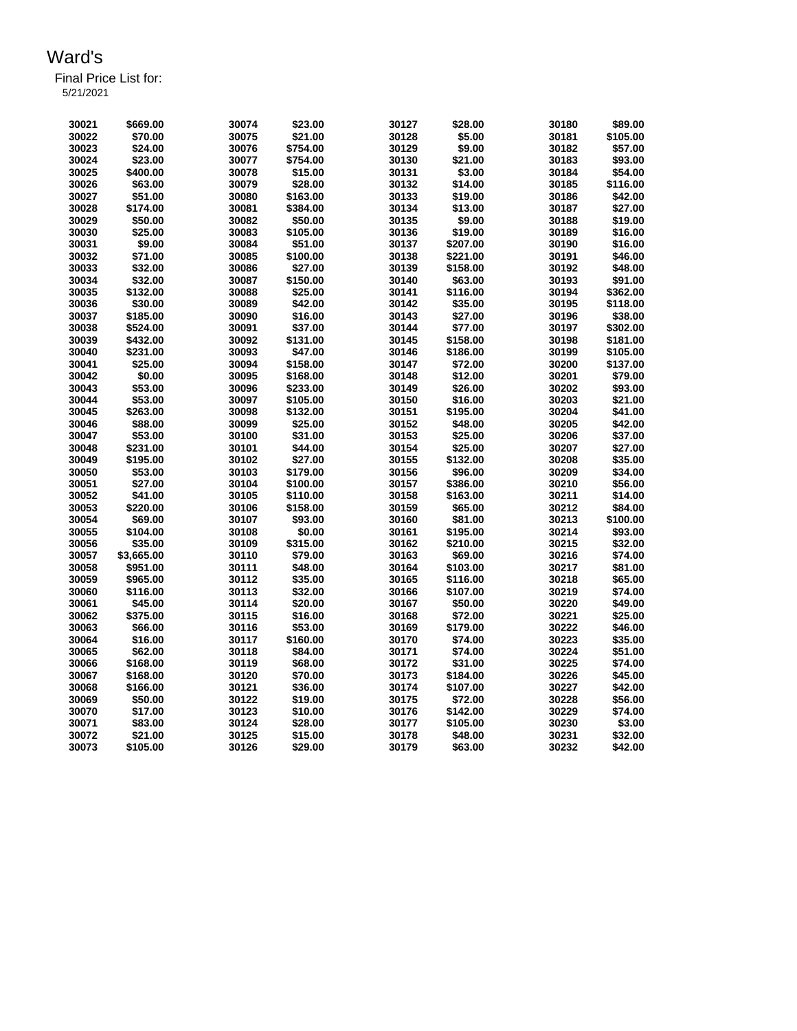# Ward's

Final Price List for:
5/21/2021

| Item | Price | Item | Price | Item | Price | Item | Price |
|---|---|---|---|---|---|---|---|
| 30021 | $669.00 | 30074 | $23.00 | 30127 | $28.00 | 30180 | $89.00 |
| 30022 | $70.00 | 30075 | $21.00 | 30128 | $5.00 | 30181 | $105.00 |
| 30023 | $24.00 | 30076 | $754.00 | 30129 | $9.00 | 30182 | $57.00 |
| 30024 | $23.00 | 30077 | $754.00 | 30130 | $21.00 | 30183 | $93.00 |
| 30025 | $400.00 | 30078 | $15.00 | 30131 | $3.00 | 30184 | $54.00 |
| 30026 | $63.00 | 30079 | $28.00 | 30132 | $14.00 | 30185 | $116.00 |
| 30027 | $51.00 | 30080 | $163.00 | 30133 | $19.00 | 30186 | $42.00 |
| 30028 | $174.00 | 30081 | $384.00 | 30134 | $13.00 | 30187 | $27.00 |
| 30029 | $50.00 | 30082 | $50.00 | 30135 | $9.00 | 30188 | $19.00 |
| 30030 | $25.00 | 30083 | $105.00 | 30136 | $19.00 | 30189 | $16.00 |
| 30031 | $9.00 | 30084 | $51.00 | 30137 | $207.00 | 30190 | $16.00 |
| 30032 | $71.00 | 30085 | $100.00 | 30138 | $221.00 | 30191 | $46.00 |
| 30033 | $32.00 | 30086 | $27.00 | 30139 | $158.00 | 30192 | $48.00 |
| 30034 | $32.00 | 30087 | $150.00 | 30140 | $63.00 | 30193 | $91.00 |
| 30035 | $132.00 | 30088 | $25.00 | 30141 | $116.00 | 30194 | $362.00 |
| 30036 | $30.00 | 30089 | $42.00 | 30142 | $35.00 | 30195 | $118.00 |
| 30037 | $185.00 | 30090 | $16.00 | 30143 | $27.00 | 30196 | $38.00 |
| 30038 | $524.00 | 30091 | $37.00 | 30144 | $77.00 | 30197 | $302.00 |
| 30039 | $432.00 | 30092 | $131.00 | 30145 | $158.00 | 30198 | $181.00 |
| 30040 | $231.00 | 30093 | $47.00 | 30146 | $186.00 | 30199 | $105.00 |
| 30041 | $25.00 | 30094 | $158.00 | 30147 | $72.00 | 30200 | $137.00 |
| 30042 | $0.00 | 30095 | $168.00 | 30148 | $12.00 | 30201 | $79.00 |
| 30043 | $53.00 | 30096 | $233.00 | 30149 | $26.00 | 30202 | $93.00 |
| 30044 | $53.00 | 30097 | $105.00 | 30150 | $16.00 | 30203 | $21.00 |
| 30045 | $263.00 | 30098 | $132.00 | 30151 | $195.00 | 30204 | $41.00 |
| 30046 | $88.00 | 30099 | $25.00 | 30152 | $48.00 | 30205 | $42.00 |
| 30047 | $53.00 | 30100 | $31.00 | 30153 | $25.00 | 30206 | $37.00 |
| 30048 | $231.00 | 30101 | $44.00 | 30154 | $25.00 | 30207 | $27.00 |
| 30049 | $195.00 | 30102 | $27.00 | 30155 | $132.00 | 30208 | $35.00 |
| 30050 | $53.00 | 30103 | $179.00 | 30156 | $96.00 | 30209 | $34.00 |
| 30051 | $27.00 | 30104 | $100.00 | 30157 | $386.00 | 30210 | $56.00 |
| 30052 | $41.00 | 30105 | $110.00 | 30158 | $163.00 | 30211 | $14.00 |
| 30053 | $220.00 | 30106 | $158.00 | 30159 | $65.00 | 30212 | $84.00 |
| 30054 | $69.00 | 30107 | $93.00 | 30160 | $81.00 | 30213 | $100.00 |
| 30055 | $104.00 | 30108 | $0.00 | 30161 | $195.00 | 30214 | $93.00 |
| 30056 | $35.00 | 30109 | $315.00 | 30162 | $210.00 | 30215 | $32.00 |
| 30057 | $3,665.00 | 30110 | $79.00 | 30163 | $69.00 | 30216 | $74.00 |
| 30058 | $951.00 | 30111 | $48.00 | 30164 | $103.00 | 30217 | $81.00 |
| 30059 | $965.00 | 30112 | $35.00 | 30165 | $116.00 | 30218 | $65.00 |
| 30060 | $116.00 | 30113 | $32.00 | 30166 | $107.00 | 30219 | $74.00 |
| 30061 | $45.00 | 30114 | $20.00 | 30167 | $50.00 | 30220 | $49.00 |
| 30062 | $375.00 | 30115 | $16.00 | 30168 | $72.00 | 30221 | $25.00 |
| 30063 | $66.00 | 30116 | $53.00 | 30169 | $179.00 | 30222 | $46.00 |
| 30064 | $16.00 | 30117 | $160.00 | 30170 | $74.00 | 30223 | $35.00 |
| 30065 | $62.00 | 30118 | $84.00 | 30171 | $74.00 | 30224 | $51.00 |
| 30066 | $168.00 | 30119 | $68.00 | 30172 | $31.00 | 30225 | $74.00 |
| 30067 | $168.00 | 30120 | $70.00 | 30173 | $184.00 | 30226 | $45.00 |
| 30068 | $166.00 | 30121 | $36.00 | 30174 | $107.00 | 30227 | $42.00 |
| 30069 | $50.00 | 30122 | $19.00 | 30175 | $72.00 | 30228 | $56.00 |
| 30070 | $17.00 | 30123 | $10.00 | 30176 | $142.00 | 30229 | $74.00 |
| 30071 | $83.00 | 30124 | $28.00 | 30177 | $105.00 | 30230 | $3.00 |
| 30072 | $21.00 | 30125 | $15.00 | 30178 | $48.00 | 30231 | $32.00 |
| 30073 | $105.00 | 30126 | $29.00 | 30179 | $63.00 | 30232 | $42.00 |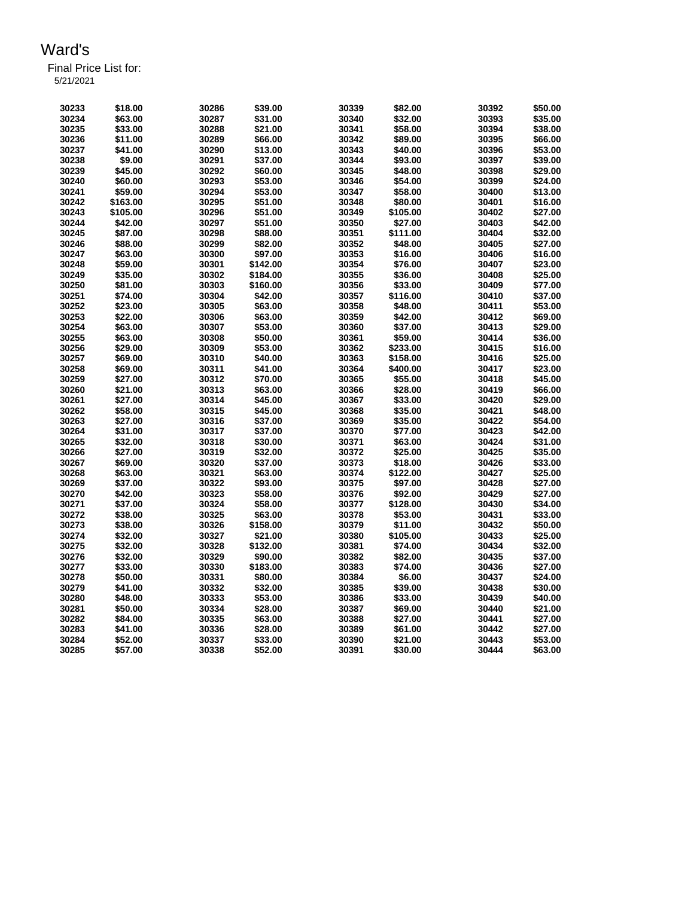# Ward's

Final Price List for:
5/21/2021

| | | | | | | | |
|---|---|---|---|---|---|---|---|
| 30233 | $18.00 | 30286 | $39.00 | 30339 | $82.00 | 30392 | $50.00 |
| 30234 | $63.00 | 30287 | $31.00 | 30340 | $32.00 | 30393 | $35.00 |
| 30235 | $33.00 | 30288 | $21.00 | 30341 | $58.00 | 30394 | $38.00 |
| 30236 | $11.00 | 30289 | $66.00 | 30342 | $89.00 | 30395 | $66.00 |
| 30237 | $41.00 | 30290 | $13.00 | 30343 | $40.00 | 30396 | $53.00 |
| 30238 | $9.00 | 30291 | $37.00 | 30344 | $93.00 | 30397 | $39.00 |
| 30239 | $45.00 | 30292 | $60.00 | 30345 | $48.00 | 30398 | $29.00 |
| 30240 | $60.00 | 30293 | $53.00 | 30346 | $54.00 | 30399 | $24.00 |
| 30241 | $59.00 | 30294 | $53.00 | 30347 | $58.00 | 30400 | $13.00 |
| 30242 | $163.00 | 30295 | $51.00 | 30348 | $80.00 | 30401 | $16.00 |
| 30243 | $105.00 | 30296 | $51.00 | 30349 | $105.00 | 30402 | $27.00 |
| 30244 | $42.00 | 30297 | $51.00 | 30350 | $27.00 | 30403 | $42.00 |
| 30245 | $87.00 | 30298 | $88.00 | 30351 | $111.00 | 30404 | $32.00 |
| 30246 | $88.00 | 30299 | $82.00 | 30352 | $48.00 | 30405 | $27.00 |
| 30247 | $63.00 | 30300 | $97.00 | 30353 | $16.00 | 30406 | $16.00 |
| 30248 | $59.00 | 30301 | $142.00 | 30354 | $76.00 | 30407 | $23.00 |
| 30249 | $35.00 | 30302 | $184.00 | 30355 | $36.00 | 30408 | $25.00 |
| 30250 | $81.00 | 30303 | $160.00 | 30356 | $33.00 | 30409 | $77.00 |
| 30251 | $74.00 | 30304 | $42.00 | 30357 | $116.00 | 30410 | $37.00 |
| 30252 | $23.00 | 30305 | $63.00 | 30358 | $48.00 | 30411 | $53.00 |
| 30253 | $22.00 | 30306 | $63.00 | 30359 | $42.00 | 30412 | $69.00 |
| 30254 | $63.00 | 30307 | $53.00 | 30360 | $37.00 | 30413 | $29.00 |
| 30255 | $63.00 | 30308 | $50.00 | 30361 | $59.00 | 30414 | $36.00 |
| 30256 | $29.00 | 30309 | $53.00 | 30362 | $233.00 | 30415 | $16.00 |
| 30257 | $69.00 | 30310 | $40.00 | 30363 | $158.00 | 30416 | $25.00 |
| 30258 | $69.00 | 30311 | $41.00 | 30364 | $400.00 | 30417 | $23.00 |
| 30259 | $27.00 | 30312 | $70.00 | 30365 | $55.00 | 30418 | $45.00 |
| 30260 | $21.00 | 30313 | $63.00 | 30366 | $28.00 | 30419 | $66.00 |
| 30261 | $27.00 | 30314 | $45.00 | 30367 | $33.00 | 30420 | $29.00 |
| 30262 | $58.00 | 30315 | $45.00 | 30368 | $35.00 | 30421 | $48.00 |
| 30263 | $27.00 | 30316 | $37.00 | 30369 | $35.00 | 30422 | $54.00 |
| 30264 | $31.00 | 30317 | $37.00 | 30370 | $77.00 | 30423 | $42.00 |
| 30265 | $32.00 | 30318 | $30.00 | 30371 | $63.00 | 30424 | $31.00 |
| 30266 | $27.00 | 30319 | $32.00 | 30372 | $25.00 | 30425 | $35.00 |
| 30267 | $69.00 | 30320 | $37.00 | 30373 | $18.00 | 30426 | $33.00 |
| 30268 | $63.00 | 30321 | $63.00 | 30374 | $122.00 | 30427 | $25.00 |
| 30269 | $37.00 | 30322 | $93.00 | 30375 | $97.00 | 30428 | $27.00 |
| 30270 | $42.00 | 30323 | $58.00 | 30376 | $92.00 | 30429 | $27.00 |
| 30271 | $37.00 | 30324 | $58.00 | 30377 | $128.00 | 30430 | $34.00 |
| 30272 | $38.00 | 30325 | $63.00 | 30378 | $53.00 | 30431 | $33.00 |
| 30273 | $38.00 | 30326 | $158.00 | 30379 | $11.00 | 30432 | $50.00 |
| 30274 | $32.00 | 30327 | $21.00 | 30380 | $105.00 | 30433 | $25.00 |
| 30275 | $32.00 | 30328 | $132.00 | 30381 | $74.00 | 30434 | $32.00 |
| 30276 | $32.00 | 30329 | $90.00 | 30382 | $82.00 | 30435 | $37.00 |
| 30277 | $33.00 | 30330 | $183.00 | 30383 | $74.00 | 30436 | $27.00 |
| 30278 | $50.00 | 30331 | $80.00 | 30384 | $6.00 | 30437 | $24.00 |
| 30279 | $41.00 | 30332 | $32.00 | 30385 | $39.00 | 30438 | $30.00 |
| 30280 | $48.00 | 30333 | $53.00 | 30386 | $33.00 | 30439 | $40.00 |
| 30281 | $50.00 | 30334 | $28.00 | 30387 | $69.00 | 30440 | $21.00 |
| 30282 | $84.00 | 30335 | $63.00 | 30388 | $27.00 | 30441 | $27.00 |
| 30283 | $41.00 | 30336 | $28.00 | 30389 | $61.00 | 30442 | $27.00 |
| 30284 | $52.00 | 30337 | $33.00 | 30390 | $21.00 | 30443 | $53.00 |
| 30285 | $57.00 | 30338 | $52.00 | 30391 | $30.00 | 30444 | $63.00 |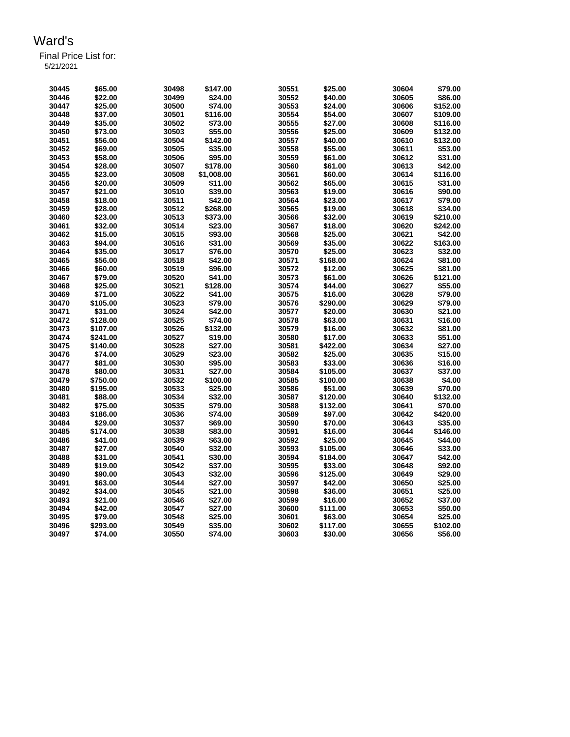# Ward's

Final Price List for:
5/21/2021

| | | | | | | | |
|---|---|---|---|---|---|---|---|
| 30445 | $65.00 | 30498 | $147.00 | 30551 | $25.00 | 30604 | $79.00 |
| 30446 | $22.00 | 30499 | $24.00 | 30552 | $40.00 | 30605 | $86.00 |
| 30447 | $25.00 | 30500 | $74.00 | 30553 | $24.00 | 30606 | $152.00 |
| 30448 | $37.00 | 30501 | $116.00 | 30554 | $54.00 | 30607 | $109.00 |
| 30449 | $35.00 | 30502 | $73.00 | 30555 | $27.00 | 30608 | $116.00 |
| 30450 | $73.00 | 30503 | $55.00 | 30556 | $25.00 | 30609 | $132.00 |
| 30451 | $56.00 | 30504 | $142.00 | 30557 | $40.00 | 30610 | $132.00 |
| 30452 | $69.00 | 30505 | $35.00 | 30558 | $55.00 | 30611 | $53.00 |
| 30453 | $58.00 | 30506 | $95.00 | 30559 | $61.00 | 30612 | $31.00 |
| 30454 | $28.00 | 30507 | $178.00 | 30560 | $61.00 | 30613 | $42.00 |
| 30455 | $23.00 | 30508 | $1,008.00 | 30561 | $60.00 | 30614 | $116.00 |
| 30456 | $20.00 | 30509 | $11.00 | 30562 | $65.00 | 30615 | $31.00 |
| 30457 | $21.00 | 30510 | $39.00 | 30563 | $19.00 | 30616 | $90.00 |
| 30458 | $18.00 | 30511 | $42.00 | 30564 | $23.00 | 30617 | $79.00 |
| 30459 | $28.00 | 30512 | $268.00 | 30565 | $19.00 | 30618 | $34.00 |
| 30460 | $23.00 | 30513 | $373.00 | 30566 | $32.00 | 30619 | $210.00 |
| 30461 | $32.00 | 30514 | $23.00 | 30567 | $18.00 | 30620 | $242.00 |
| 30462 | $15.00 | 30515 | $93.00 | 30568 | $25.00 | 30621 | $42.00 |
| 30463 | $94.00 | 30516 | $31.00 | 30569 | $35.00 | 30622 | $163.00 |
| 30464 | $35.00 | 30517 | $76.00 | 30570 | $25.00 | 30623 | $32.00 |
| 30465 | $56.00 | 30518 | $42.00 | 30571 | $168.00 | 30624 | $81.00 |
| 30466 | $60.00 | 30519 | $96.00 | 30572 | $12.00 | 30625 | $81.00 |
| 30467 | $79.00 | 30520 | $41.00 | 30573 | $61.00 | 30626 | $121.00 |
| 30468 | $25.00 | 30521 | $128.00 | 30574 | $44.00 | 30627 | $55.00 |
| 30469 | $71.00 | 30522 | $41.00 | 30575 | $16.00 | 30628 | $79.00 |
| 30470 | $105.00 | 30523 | $79.00 | 30576 | $290.00 | 30629 | $79.00 |
| 30471 | $31.00 | 30524 | $42.00 | 30577 | $20.00 | 30630 | $21.00 |
| 30472 | $128.00 | 30525 | $74.00 | 30578 | $63.00 | 30631 | $16.00 |
| 30473 | $107.00 | 30526 | $132.00 | 30579 | $16.00 | 30632 | $81.00 |
| 30474 | $241.00 | 30527 | $19.00 | 30580 | $17.00 | 30633 | $51.00 |
| 30475 | $140.00 | 30528 | $27.00 | 30581 | $422.00 | 30634 | $27.00 |
| 30476 | $74.00 | 30529 | $23.00 | 30582 | $25.00 | 30635 | $15.00 |
| 30477 | $81.00 | 30530 | $95.00 | 30583 | $33.00 | 30636 | $16.00 |
| 30478 | $80.00 | 30531 | $27.00 | 30584 | $105.00 | 30637 | $37.00 |
| 30479 | $750.00 | 30532 | $100.00 | 30585 | $100.00 | 30638 | $4.00 |
| 30480 | $195.00 | 30533 | $25.00 | 30586 | $51.00 | 30639 | $70.00 |
| 30481 | $88.00 | 30534 | $32.00 | 30587 | $120.00 | 30640 | $132.00 |
| 30482 | $75.00 | 30535 | $79.00 | 30588 | $132.00 | 30641 | $70.00 |
| 30483 | $186.00 | 30536 | $74.00 | 30589 | $97.00 | 30642 | $420.00 |
| 30484 | $29.00 | 30537 | $69.00 | 30590 | $70.00 | 30643 | $35.00 |
| 30485 | $174.00 | 30538 | $83.00 | 30591 | $16.00 | 30644 | $146.00 |
| 30486 | $41.00 | 30539 | $63.00 | 30592 | $25.00 | 30645 | $44.00 |
| 30487 | $27.00 | 30540 | $32.00 | 30593 | $105.00 | 30646 | $33.00 |
| 30488 | $31.00 | 30541 | $30.00 | 30594 | $184.00 | 30647 | $42.00 |
| 30489 | $19.00 | 30542 | $37.00 | 30595 | $33.00 | 30648 | $92.00 |
| 30490 | $90.00 | 30543 | $32.00 | 30596 | $125.00 | 30649 | $29.00 |
| 30491 | $63.00 | 30544 | $27.00 | 30597 | $42.00 | 30650 | $25.00 |
| 30492 | $34.00 | 30545 | $21.00 | 30598 | $36.00 | 30651 | $25.00 |
| 30493 | $21.00 | 30546 | $27.00 | 30599 | $16.00 | 30652 | $37.00 |
| 30494 | $42.00 | 30547 | $27.00 | 30600 | $111.00 | 30653 | $50.00 |
| 30495 | $79.00 | 30548 | $25.00 | 30601 | $63.00 | 30654 | $25.00 |
| 30496 | $293.00 | 30549 | $35.00 | 30602 | $117.00 | 30655 | $102.00 |
| 30497 | $74.00 | 30550 | $74.00 | 30603 | $30.00 | 30656 | $56.00 |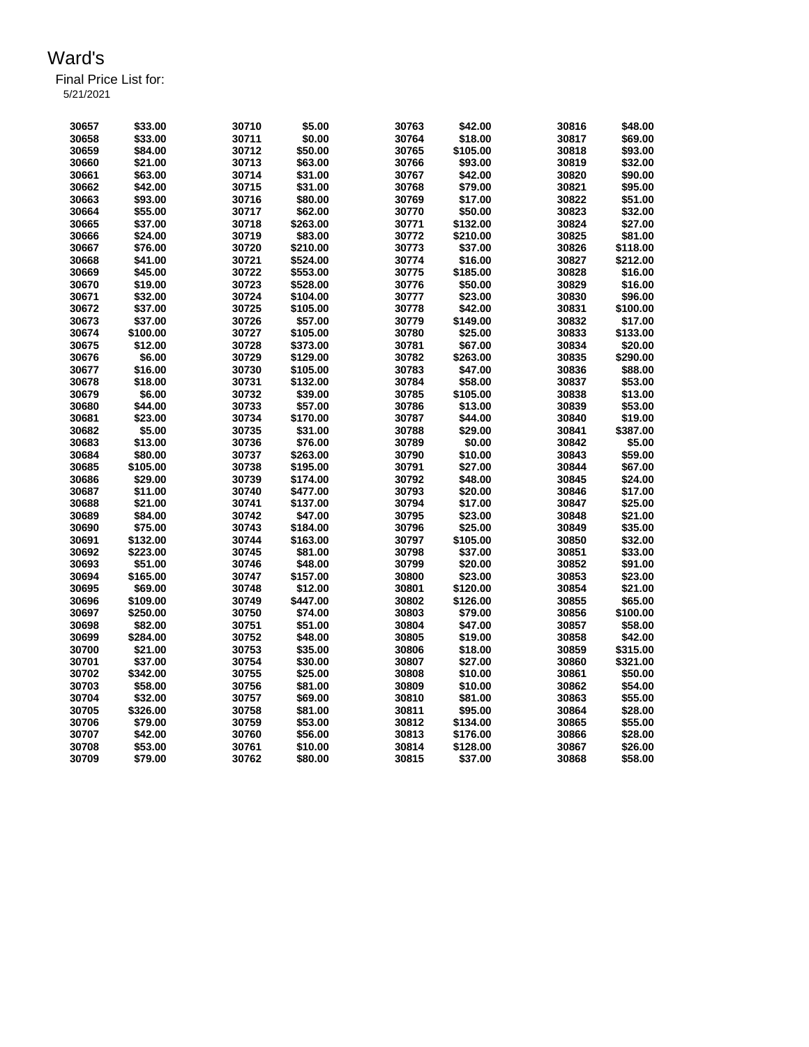# Ward's

Final Price List for:
5/21/2021

| | | | | | | | |
|---|---|---|---|---|---|---|---|
| 30657 | $33.00 | 30710 | $5.00 | 30763 | $42.00 | 30816 | $48.00 |
| 30658 | $33.00 | 30711 | $0.00 | 30764 | $18.00 | 30817 | $69.00 |
| 30659 | $84.00 | 30712 | $50.00 | 30765 | $105.00 | 30818 | $93.00 |
| 30660 | $21.00 | 30713 | $63.00 | 30766 | $93.00 | 30819 | $32.00 |
| 30661 | $63.00 | 30714 | $31.00 | 30767 | $42.00 | 30820 | $90.00 |
| 30662 | $42.00 | 30715 | $31.00 | 30768 | $79.00 | 30821 | $95.00 |
| 30663 | $93.00 | 30716 | $80.00 | 30769 | $17.00 | 30822 | $51.00 |
| 30664 | $55.00 | 30717 | $62.00 | 30770 | $50.00 | 30823 | $32.00 |
| 30665 | $37.00 | 30718 | $263.00 | 30771 | $132.00 | 30824 | $27.00 |
| 30666 | $24.00 | 30719 | $83.00 | 30772 | $210.00 | 30825 | $81.00 |
| 30667 | $76.00 | 30720 | $210.00 | 30773 | $37.00 | 30826 | $118.00 |
| 30668 | $41.00 | 30721 | $524.00 | 30774 | $16.00 | 30827 | $212.00 |
| 30669 | $45.00 | 30722 | $553.00 | 30775 | $185.00 | 30828 | $16.00 |
| 30670 | $19.00 | 30723 | $528.00 | 30776 | $50.00 | 30829 | $16.00 |
| 30671 | $32.00 | 30724 | $104.00 | 30777 | $23.00 | 30830 | $96.00 |
| 30672 | $37.00 | 30725 | $105.00 | 30778 | $42.00 | 30831 | $100.00 |
| 30673 | $37.00 | 30726 | $57.00 | 30779 | $149.00 | 30832 | $17.00 |
| 30674 | $100.00 | 30727 | $105.00 | 30780 | $25.00 | 30833 | $133.00 |
| 30675 | $12.00 | 30728 | $373.00 | 30781 | $67.00 | 30834 | $20.00 |
| 30676 | $6.00 | 30729 | $129.00 | 30782 | $263.00 | 30835 | $290.00 |
| 30677 | $16.00 | 30730 | $105.00 | 30783 | $47.00 | 30836 | $88.00 |
| 30678 | $18.00 | 30731 | $132.00 | 30784 | $58.00 | 30837 | $53.00 |
| 30679 | $6.00 | 30732 | $39.00 | 30785 | $105.00 | 30838 | $13.00 |
| 30680 | $44.00 | 30733 | $57.00 | 30786 | $13.00 | 30839 | $53.00 |
| 30681 | $23.00 | 30734 | $170.00 | 30787 | $44.00 | 30840 | $19.00 |
| 30682 | $5.00 | 30735 | $31.00 | 30788 | $29.00 | 30841 | $387.00 |
| 30683 | $13.00 | 30736 | $76.00 | 30789 | $0.00 | 30842 | $5.00 |
| 30684 | $80.00 | 30737 | $263.00 | 30790 | $10.00 | 30843 | $59.00 |
| 30685 | $105.00 | 30738 | $195.00 | 30791 | $27.00 | 30844 | $67.00 |
| 30686 | $29.00 | 30739 | $174.00 | 30792 | $48.00 | 30845 | $24.00 |
| 30687 | $11.00 | 30740 | $477.00 | 30793 | $20.00 | 30846 | $17.00 |
| 30688 | $21.00 | 30741 | $137.00 | 30794 | $17.00 | 30847 | $25.00 |
| 30689 | $84.00 | 30742 | $47.00 | 30795 | $23.00 | 30848 | $21.00 |
| 30690 | $75.00 | 30743 | $184.00 | 30796 | $25.00 | 30849 | $35.00 |
| 30691 | $132.00 | 30744 | $163.00 | 30797 | $105.00 | 30850 | $32.00 |
| 30692 | $223.00 | 30745 | $81.00 | 30798 | $37.00 | 30851 | $33.00 |
| 30693 | $51.00 | 30746 | $48.00 | 30799 | $20.00 | 30852 | $91.00 |
| 30694 | $165.00 | 30747 | $157.00 | 30800 | $23.00 | 30853 | $23.00 |
| 30695 | $69.00 | 30748 | $12.00 | 30801 | $120.00 | 30854 | $21.00 |
| 30696 | $109.00 | 30749 | $447.00 | 30802 | $126.00 | 30855 | $65.00 |
| 30697 | $250.00 | 30750 | $74.00 | 30803 | $79.00 | 30856 | $100.00 |
| 30698 | $82.00 | 30751 | $51.00 | 30804 | $47.00 | 30857 | $58.00 |
| 30699 | $284.00 | 30752 | $48.00 | 30805 | $19.00 | 30858 | $42.00 |
| 30700 | $21.00 | 30753 | $35.00 | 30806 | $18.00 | 30859 | $315.00 |
| 30701 | $37.00 | 30754 | $30.00 | 30807 | $27.00 | 30860 | $321.00 |
| 30702 | $342.00 | 30755 | $25.00 | 30808 | $10.00 | 30861 | $50.00 |
| 30703 | $58.00 | 30756 | $81.00 | 30809 | $10.00 | 30862 | $54.00 |
| 30704 | $32.00 | 30757 | $69.00 | 30810 | $81.00 | 30863 | $55.00 |
| 30705 | $326.00 | 30758 | $81.00 | 30811 | $95.00 | 30864 | $28.00 |
| 30706 | $79.00 | 30759 | $53.00 | 30812 | $134.00 | 30865 | $55.00 |
| 30707 | $42.00 | 30760 | $56.00 | 30813 | $176.00 | 30866 | $28.00 |
| 30708 | $53.00 | 30761 | $10.00 | 30814 | $128.00 | 30867 | $26.00 |
| 30709 | $79.00 | 30762 | $80.00 | 30815 | $37.00 | 30868 | $58.00 |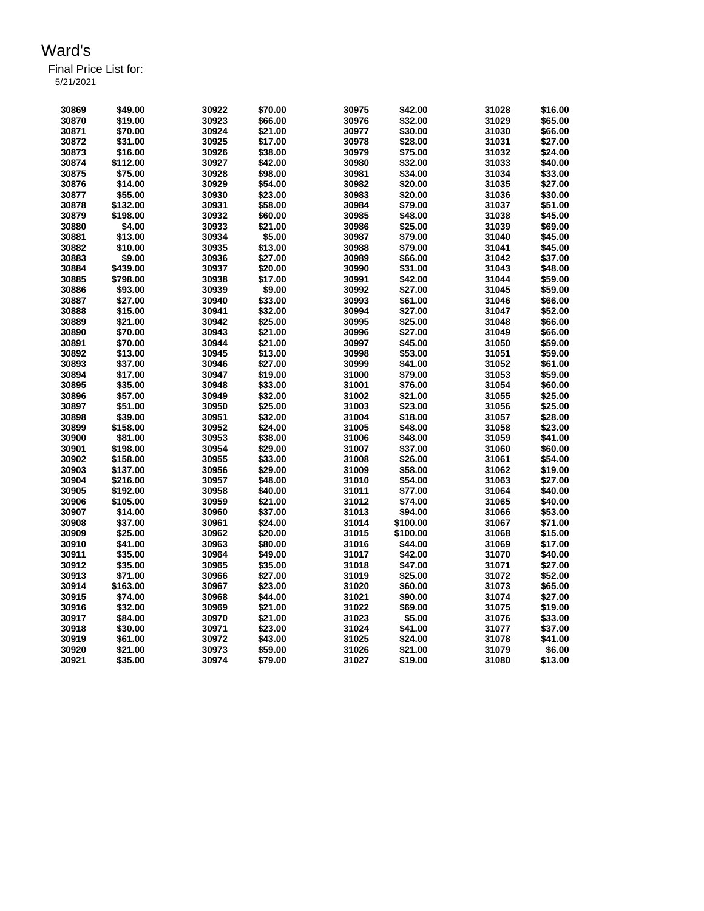# Ward's

Final Price List for:
5/21/2021

| | | | | | | | |
|---|---|---|---|---|---|---|---|
| 30869 | $49.00 | 30922 | $70.00 | 30975 | $42.00 | 31028 | $16.00 |
| 30870 | $19.00 | 30923 | $66.00 | 30976 | $32.00 | 31029 | $65.00 |
| 30871 | $70.00 | 30924 | $21.00 | 30977 | $30.00 | 31030 | $66.00 |
| 30872 | $31.00 | 30925 | $17.00 | 30978 | $28.00 | 31031 | $27.00 |
| 30873 | $16.00 | 30926 | $38.00 | 30979 | $75.00 | 31032 | $24.00 |
| 30874 | $112.00 | 30927 | $42.00 | 30980 | $32.00 | 31033 | $40.00 |
| 30875 | $75.00 | 30928 | $98.00 | 30981 | $34.00 | 31034 | $33.00 |
| 30876 | $14.00 | 30929 | $54.00 | 30982 | $20.00 | 31035 | $27.00 |
| 30877 | $55.00 | 30930 | $23.00 | 30983 | $20.00 | 31036 | $30.00 |
| 30878 | $132.00 | 30931 | $58.00 | 30984 | $79.00 | 31037 | $51.00 |
| 30879 | $198.00 | 30932 | $60.00 | 30985 | $48.00 | 31038 | $45.00 |
| 30880 | $4.00 | 30933 | $21.00 | 30986 | $25.00 | 31039 | $69.00 |
| 30881 | $13.00 | 30934 | $5.00 | 30987 | $79.00 | 31040 | $45.00 |
| 30882 | $10.00 | 30935 | $13.00 | 30988 | $79.00 | 31041 | $45.00 |
| 30883 | $9.00 | 30936 | $27.00 | 30989 | $66.00 | 31042 | $37.00 |
| 30884 | $439.00 | 30937 | $20.00 | 30990 | $31.00 | 31043 | $48.00 |
| 30885 | $798.00 | 30938 | $17.00 | 30991 | $42.00 | 31044 | $59.00 |
| 30886 | $93.00 | 30939 | $9.00 | 30992 | $27.00 | 31045 | $59.00 |
| 30887 | $27.00 | 30940 | $33.00 | 30993 | $61.00 | 31046 | $66.00 |
| 30888 | $15.00 | 30941 | $32.00 | 30994 | $27.00 | 31047 | $52.00 |
| 30889 | $21.00 | 30942 | $25.00 | 30995 | $25.00 | 31048 | $66.00 |
| 30890 | $70.00 | 30943 | $21.00 | 30996 | $27.00 | 31049 | $66.00 |
| 30891 | $70.00 | 30944 | $21.00 | 30997 | $45.00 | 31050 | $59.00 |
| 30892 | $13.00 | 30945 | $13.00 | 30998 | $53.00 | 31051 | $59.00 |
| 30893 | $37.00 | 30946 | $27.00 | 30999 | $41.00 | 31052 | $61.00 |
| 30894 | $17.00 | 30947 | $19.00 | 31000 | $79.00 | 31053 | $59.00 |
| 30895 | $35.00 | 30948 | $33.00 | 31001 | $76.00 | 31054 | $60.00 |
| 30896 | $57.00 | 30949 | $32.00 | 31002 | $21.00 | 31055 | $25.00 |
| 30897 | $51.00 | 30950 | $25.00 | 31003 | $23.00 | 31056 | $25.00 |
| 30898 | $39.00 | 30951 | $32.00 | 31004 | $18.00 | 31057 | $28.00 |
| 30899 | $158.00 | 30952 | $24.00 | 31005 | $48.00 | 31058 | $23.00 |
| 30900 | $81.00 | 30953 | $38.00 | 31006 | $48.00 | 31059 | $41.00 |
| 30901 | $198.00 | 30954 | $29.00 | 31007 | $37.00 | 31060 | $60.00 |
| 30902 | $158.00 | 30955 | $33.00 | 31008 | $26.00 | 31061 | $54.00 |
| 30903 | $137.00 | 30956 | $29.00 | 31009 | $58.00 | 31062 | $19.00 |
| 30904 | $216.00 | 30957 | $48.00 | 31010 | $54.00 | 31063 | $27.00 |
| 30905 | $192.00 | 30958 | $40.00 | 31011 | $77.00 | 31064 | $40.00 |
| 30906 | $105.00 | 30959 | $21.00 | 31012 | $74.00 | 31065 | $40.00 |
| 30907 | $14.00 | 30960 | $37.00 | 31013 | $94.00 | 31066 | $53.00 |
| 30908 | $37.00 | 30961 | $24.00 | 31014 | $100.00 | 31067 | $71.00 |
| 30909 | $25.00 | 30962 | $20.00 | 31015 | $100.00 | 31068 | $15.00 |
| 30910 | $41.00 | 30963 | $80.00 | 31016 | $44.00 | 31069 | $17.00 |
| 30911 | $35.00 | 30964 | $49.00 | 31017 | $42.00 | 31070 | $40.00 |
| 30912 | $35.00 | 30965 | $35.00 | 31018 | $47.00 | 31071 | $27.00 |
| 30913 | $71.00 | 30966 | $27.00 | 31019 | $25.00 | 31072 | $52.00 |
| 30914 | $163.00 | 30967 | $23.00 | 31020 | $60.00 | 31073 | $65.00 |
| 30915 | $74.00 | 30968 | $44.00 | 31021 | $90.00 | 31074 | $27.00 |
| 30916 | $32.00 | 30969 | $21.00 | 31022 | $69.00 | 31075 | $19.00 |
| 30917 | $84.00 | 30970 | $21.00 | 31023 | $5.00 | 31076 | $33.00 |
| 30918 | $30.00 | 30971 | $23.00 | 31024 | $41.00 | 31077 | $37.00 |
| 30919 | $61.00 | 30972 | $43.00 | 31025 | $24.00 | 31078 | $41.00 |
| 30920 | $21.00 | 30973 | $59.00 | 31026 | $21.00 | 31079 | $6.00 |
| 30921 | $35.00 | 30974 | $79.00 | 31027 | $19.00 | 31080 | $13.00 |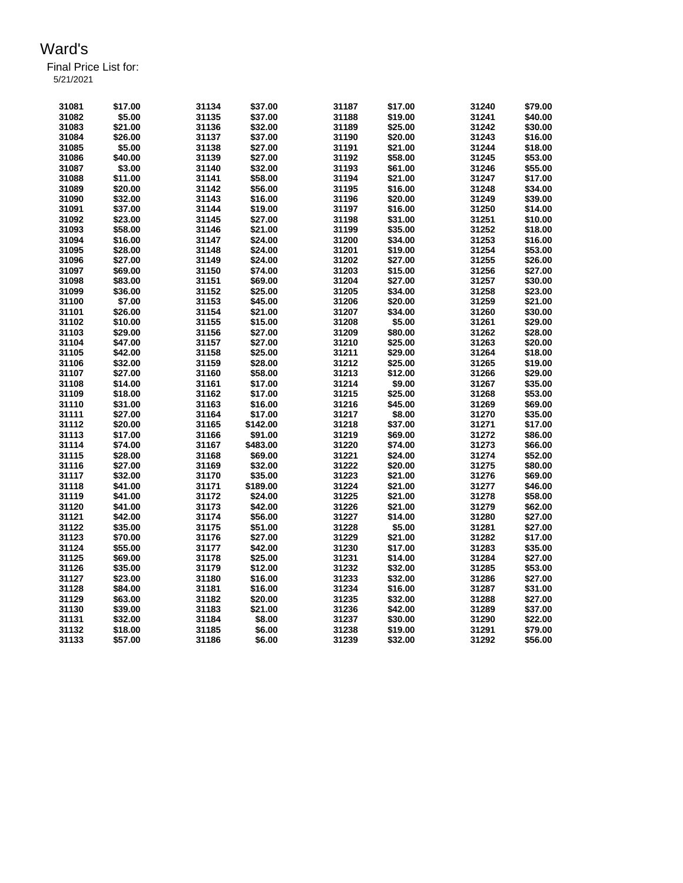# Ward's

Final Price List for:
5/21/2021

| | | | | | | | |
|---|---|---|---|---|---|---|---|
| 31081 | $17.00 | 31134 | $37.00 | 31187 | $17.00 | 31240 | $79.00 |
| 31082 | $5.00 | 31135 | $37.00 | 31188 | $19.00 | 31241 | $40.00 |
| 31083 | $21.00 | 31136 | $32.00 | 31189 | $25.00 | 31242 | $30.00 |
| 31084 | $26.00 | 31137 | $37.00 | 31190 | $20.00 | 31243 | $16.00 |
| 31085 | $5.00 | 31138 | $27.00 | 31191 | $21.00 | 31244 | $18.00 |
| 31086 | $40.00 | 31139 | $27.00 | 31192 | $58.00 | 31245 | $53.00 |
| 31087 | $3.00 | 31140 | $32.00 | 31193 | $61.00 | 31246 | $55.00 |
| 31088 | $11.00 | 31141 | $58.00 | 31194 | $21.00 | 31247 | $17.00 |
| 31089 | $20.00 | 31142 | $56.00 | 31195 | $16.00 | 31248 | $34.00 |
| 31090 | $32.00 | 31143 | $16.00 | 31196 | $20.00 | 31249 | $39.00 |
| 31091 | $37.00 | 31144 | $19.00 | 31197 | $16.00 | 31250 | $14.00 |
| 31092 | $23.00 | 31145 | $27.00 | 31198 | $31.00 | 31251 | $10.00 |
| 31093 | $58.00 | 31146 | $21.00 | 31199 | $35.00 | 31252 | $18.00 |
| 31094 | $16.00 | 31147 | $24.00 | 31200 | $34.00 | 31253 | $16.00 |
| 31095 | $28.00 | 31148 | $24.00 | 31201 | $19.00 | 31254 | $53.00 |
| 31096 | $27.00 | 31149 | $24.00 | 31202 | $27.00 | 31255 | $26.00 |
| 31097 | $69.00 | 31150 | $74.00 | 31203 | $15.00 | 31256 | $27.00 |
| 31098 | $83.00 | 31151 | $69.00 | 31204 | $27.00 | 31257 | $30.00 |
| 31099 | $36.00 | 31152 | $25.00 | 31205 | $34.00 | 31258 | $23.00 |
| 31100 | $7.00 | 31153 | $45.00 | 31206 | $20.00 | 31259 | $21.00 |
| 31101 | $26.00 | 31154 | $21.00 | 31207 | $34.00 | 31260 | $30.00 |
| 31102 | $10.00 | 31155 | $15.00 | 31208 | $5.00 | 31261 | $29.00 |
| 31103 | $29.00 | 31156 | $27.00 | 31209 | $80.00 | 31262 | $28.00 |
| 31104 | $47.00 | 31157 | $27.00 | 31210 | $25.00 | 31263 | $20.00 |
| 31105 | $42.00 | 31158 | $25.00 | 31211 | $29.00 | 31264 | $18.00 |
| 31106 | $32.00 | 31159 | $28.00 | 31212 | $25.00 | 31265 | $19.00 |
| 31107 | $27.00 | 31160 | $58.00 | 31213 | $12.00 | 31266 | $29.00 |
| 31108 | $14.00 | 31161 | $17.00 | 31214 | $9.00 | 31267 | $35.00 |
| 31109 | $18.00 | 31162 | $17.00 | 31215 | $25.00 | 31268 | $53.00 |
| 31110 | $31.00 | 31163 | $16.00 | 31216 | $45.00 | 31269 | $69.00 |
| 31111 | $27.00 | 31164 | $17.00 | 31217 | $8.00 | 31270 | $35.00 |
| 31112 | $20.00 | 31165 | $142.00 | 31218 | $37.00 | 31271 | $17.00 |
| 31113 | $17.00 | 31166 | $91.00 | 31219 | $69.00 | 31272 | $86.00 |
| 31114 | $74.00 | 31167 | $483.00 | 31220 | $74.00 | 31273 | $66.00 |
| 31115 | $28.00 | 31168 | $69.00 | 31221 | $24.00 | 31274 | $52.00 |
| 31116 | $27.00 | 31169 | $32.00 | 31222 | $20.00 | 31275 | $80.00 |
| 31117 | $32.00 | 31170 | $35.00 | 31223 | $21.00 | 31276 | $69.00 |
| 31118 | $41.00 | 31171 | $189.00 | 31224 | $21.00 | 31277 | $46.00 |
| 31119 | $41.00 | 31172 | $24.00 | 31225 | $21.00 | 31278 | $58.00 |
| 31120 | $41.00 | 31173 | $42.00 | 31226 | $21.00 | 31279 | $62.00 |
| 31121 | $42.00 | 31174 | $56.00 | 31227 | $14.00 | 31280 | $27.00 |
| 31122 | $35.00 | 31175 | $51.00 | 31228 | $5.00 | 31281 | $27.00 |
| 31123 | $70.00 | 31176 | $27.00 | 31229 | $21.00 | 31282 | $17.00 |
| 31124 | $55.00 | 31177 | $42.00 | 31230 | $17.00 | 31283 | $35.00 |
| 31125 | $69.00 | 31178 | $25.00 | 31231 | $14.00 | 31284 | $27.00 |
| 31126 | $35.00 | 31179 | $12.00 | 31232 | $32.00 | 31285 | $53.00 |
| 31127 | $23.00 | 31180 | $16.00 | 31233 | $32.00 | 31286 | $27.00 |
| 31128 | $84.00 | 31181 | $16.00 | 31234 | $16.00 | 31287 | $31.00 |
| 31129 | $63.00 | 31182 | $20.00 | 31235 | $32.00 | 31288 | $27.00 |
| 31130 | $39.00 | 31183 | $21.00 | 31236 | $42.00 | 31289 | $37.00 |
| 31131 | $32.00 | 31184 | $8.00 | 31237 | $30.00 | 31290 | $22.00 |
| 31132 | $18.00 | 31185 | $6.00 | 31238 | $19.00 | 31291 | $79.00 |
| 31133 | $57.00 | 31186 | $6.00 | 31239 | $32.00 | 31292 | $56.00 |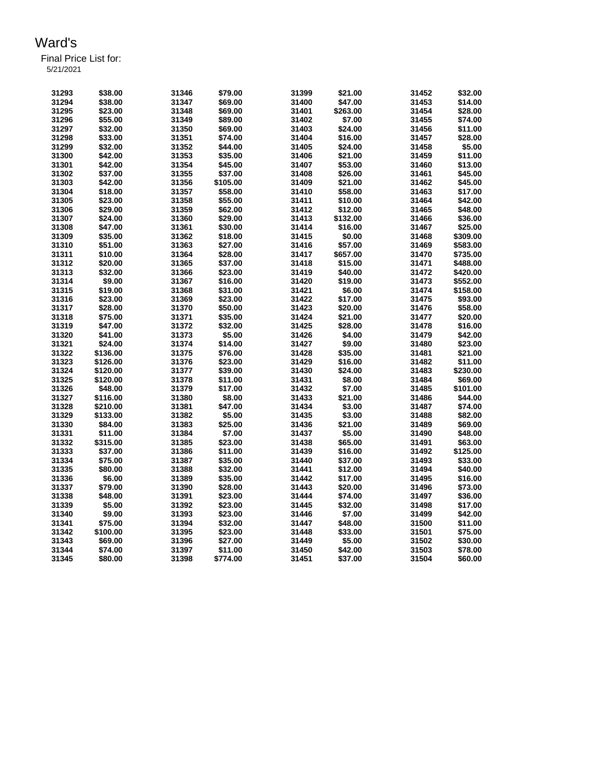# Ward's

Final Price List for:
5/21/2021

| | | | | | | | |
|---|---|---|---|---|---|---|---|
| 31293 | $38.00 | 31346 | $79.00 | 31399 | $21.00 | 31452 | $32.00 |
| 31294 | $38.00 | 31347 | $69.00 | 31400 | $47.00 | 31453 | $14.00 |
| 31295 | $23.00 | 31348 | $69.00 | 31401 | $263.00 | 31454 | $28.00 |
| 31296 | $55.00 | 31349 | $89.00 | 31402 | $7.00 | 31455 | $74.00 |
| 31297 | $32.00 | 31350 | $69.00 | 31403 | $24.00 | 31456 | $11.00 |
| 31298 | $33.00 | 31351 | $74.00 | 31404 | $16.00 | 31457 | $28.00 |
| 31299 | $32.00 | 31352 | $44.00 | 31405 | $24.00 | 31458 | $5.00 |
| 31300 | $42.00 | 31353 | $35.00 | 31406 | $21.00 | 31459 | $11.00 |
| 31301 | $42.00 | 31354 | $45.00 | 31407 | $53.00 | 31460 | $13.00 |
| 31302 | $37.00 | 31355 | $37.00 | 31408 | $26.00 | 31461 | $45.00 |
| 31303 | $42.00 | 31356 | $105.00 | 31409 | $21.00 | 31462 | $45.00 |
| 31304 | $18.00 | 31357 | $58.00 | 31410 | $58.00 | 31463 | $17.00 |
| 31305 | $23.00 | 31358 | $55.00 | 31411 | $10.00 | 31464 | $42.00 |
| 31306 | $29.00 | 31359 | $62.00 | 31412 | $12.00 | 31465 | $48.00 |
| 31307 | $24.00 | 31360 | $29.00 | 31413 | $132.00 | 31466 | $36.00 |
| 31308 | $47.00 | 31361 | $30.00 | 31414 | $16.00 | 31467 | $25.00 |
| 31309 | $35.00 | 31362 | $18.00 | 31415 | $0.00 | 31468 | $309.00 |
| 31310 | $51.00 | 31363 | $27.00 | 31416 | $57.00 | 31469 | $583.00 |
| 31311 | $10.00 | 31364 | $28.00 | 31417 | $657.00 | 31470 | $735.00 |
| 31312 | $20.00 | 31365 | $37.00 | 31418 | $15.00 | 31471 | $488.00 |
| 31313 | $32.00 | 31366 | $23.00 | 31419 | $40.00 | 31472 | $420.00 |
| 31314 | $9.00 | 31367 | $16.00 | 31420 | $19.00 | 31473 | $552.00 |
| 31315 | $19.00 | 31368 | $31.00 | 31421 | $6.00 | 31474 | $158.00 |
| 31316 | $23.00 | 31369 | $23.00 | 31422 | $17.00 | 31475 | $93.00 |
| 31317 | $28.00 | 31370 | $50.00 | 31423 | $20.00 | 31476 | $58.00 |
| 31318 | $75.00 | 31371 | $35.00 | 31424 | $21.00 | 31477 | $20.00 |
| 31319 | $47.00 | 31372 | $32.00 | 31425 | $28.00 | 31478 | $16.00 |
| 31320 | $41.00 | 31373 | $5.00 | 31426 | $4.00 | 31479 | $42.00 |
| 31321 | $24.00 | 31374 | $14.00 | 31427 | $9.00 | 31480 | $23.00 |
| 31322 | $136.00 | 31375 | $76.00 | 31428 | $35.00 | 31481 | $21.00 |
| 31323 | $126.00 | 31376 | $23.00 | 31429 | $16.00 | 31482 | $11.00 |
| 31324 | $120.00 | 31377 | $39.00 | 31430 | $24.00 | 31483 | $230.00 |
| 31325 | $120.00 | 31378 | $11.00 | 31431 | $8.00 | 31484 | $69.00 |
| 31326 | $48.00 | 31379 | $17.00 | 31432 | $7.00 | 31485 | $101.00 |
| 31327 | $116.00 | 31380 | $8.00 | 31433 | $21.00 | 31486 | $44.00 |
| 31328 | $210.00 | 31381 | $47.00 | 31434 | $3.00 | 31487 | $74.00 |
| 31329 | $133.00 | 31382 | $5.00 | 31435 | $3.00 | 31488 | $82.00 |
| 31330 | $84.00 | 31383 | $25.00 | 31436 | $21.00 | 31489 | $69.00 |
| 31331 | $11.00 | 31384 | $7.00 | 31437 | $5.00 | 31490 | $48.00 |
| 31332 | $315.00 | 31385 | $23.00 | 31438 | $65.00 | 31491 | $63.00 |
| 31333 | $37.00 | 31386 | $11.00 | 31439 | $16.00 | 31492 | $125.00 |
| 31334 | $75.00 | 31387 | $35.00 | 31440 | $37.00 | 31493 | $33.00 |
| 31335 | $80.00 | 31388 | $32.00 | 31441 | $12.00 | 31494 | $40.00 |
| 31336 | $6.00 | 31389 | $35.00 | 31442 | $17.00 | 31495 | $16.00 |
| 31337 | $79.00 | 31390 | $28.00 | 31443 | $20.00 | 31496 | $73.00 |
| 31338 | $48.00 | 31391 | $23.00 | 31444 | $74.00 | 31497 | $36.00 |
| 31339 | $5.00 | 31392 | $23.00 | 31445 | $32.00 | 31498 | $17.00 |
| 31340 | $9.00 | 31393 | $23.00 | 31446 | $7.00 | 31499 | $42.00 |
| 31341 | $75.00 | 31394 | $32.00 | 31447 | $48.00 | 31500 | $11.00 |
| 31342 | $100.00 | 31395 | $23.00 | 31448 | $33.00 | 31501 | $75.00 |
| 31343 | $69.00 | 31396 | $27.00 | 31449 | $5.00 | 31502 | $30.00 |
| 31344 | $74.00 | 31397 | $11.00 | 31450 | $42.00 | 31503 | $78.00 |
| 31345 | $80.00 | 31398 | $774.00 | 31451 | $37.00 | 31504 | $60.00 |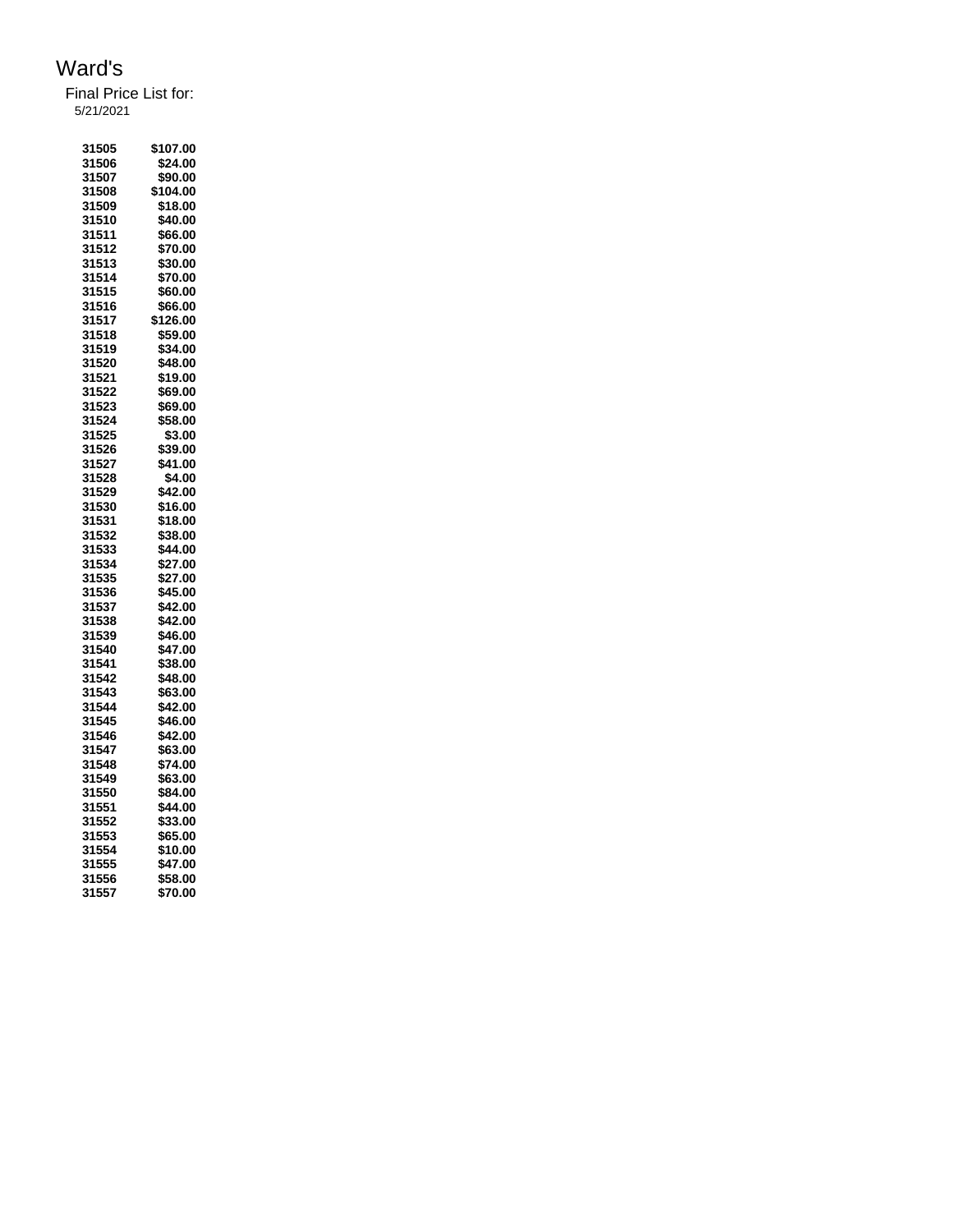# Ward's

Final Price List for:
5/21/2021

| | |
|---|---|
| **31505** | **$107.00** |
| **31506** | **$24.00** |
| **31507** | **$90.00** |
| **31508** | **$104.00** |
| **31509** | **$18.00** |
| **31510** | **$40.00** |
| **31511** | **$66.00** |
| **31512** | **$70.00** |
| **31513** | **$30.00** |
| **31514** | **$70.00** |
| **31515** | **$60.00** |
| **31516** | **$66.00** |
| **31517** | **$126.00** |
| **31518** | **$59.00** |
| **31519** | **$34.00** |
| **31520** | **$48.00** |
| **31521** | **$19.00** |
| **31522** | **$69.00** |
| **31523** | **$69.00** |
| **31524** | **$58.00** |
| **31525** | **$3.00** |
| **31526** | **$39.00** |
| **31527** | **$41.00** |
| **31528** | **$4.00** |
| **31529** | **$42.00** |
| **31530** | **$16.00** |
| **31531** | **$18.00** |
| **31532** | **$38.00** |
| **31533** | **$44.00** |
| **31534** | **$27.00** |
| **31535** | **$27.00** |
| **31536** | **$45.00** |
| **31537** | **$42.00** |
| **31538** | **$42.00** |
| **31539** | **$46.00** |
| **31540** | **$47.00** |
| **31541** | **$38.00** |
| **31542** | **$48.00** |
| **31543** | **$63.00** |
| **31544** | **$42.00** |
| **31545** | **$46.00** |
| **31546** | **$42.00** |
| **31547** | **$63.00** |
| **31548** | **$74.00** |
| **31549** | **$63.00** |
| **31550** | **$84.00** |
| **31551** | **$44.00** |
| **31552** | **$33.00** |
| **31553** | **$65.00** |
| **31554** | **$10.00** |
| **31555** | **$47.00** |
| **31556** | **$58.00** |
| **31557** | **$70.00** |